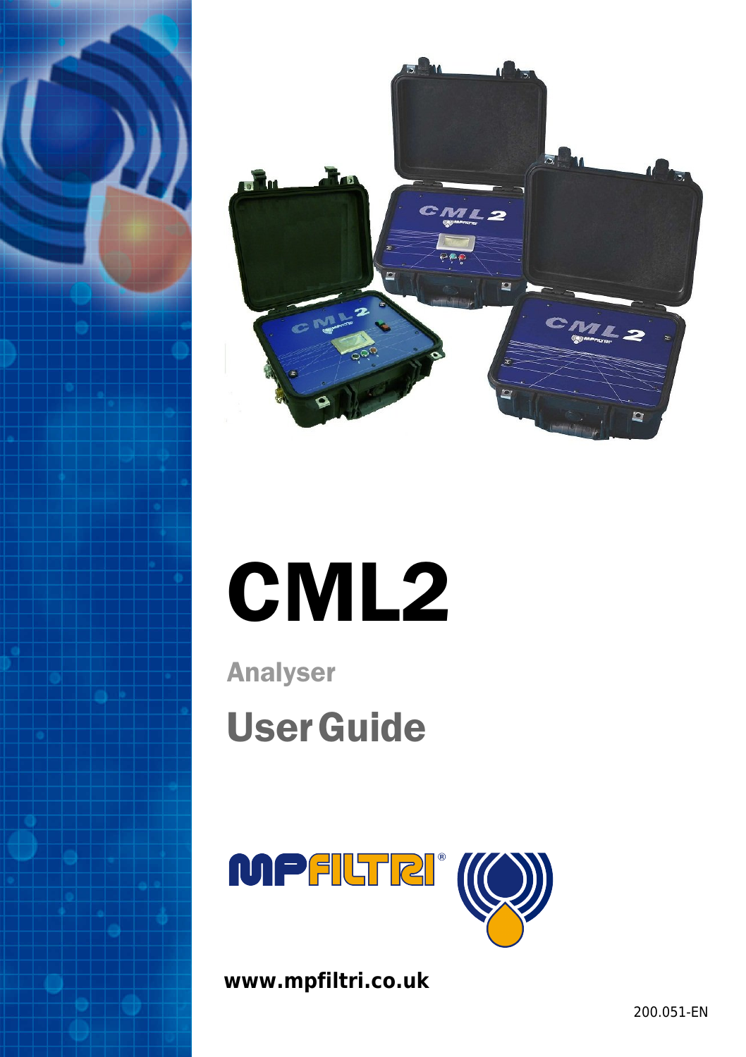# CML2

## Analyser

## User Guide

MPFILTRI®

www.mpfiltri.co.uk

200.051-EN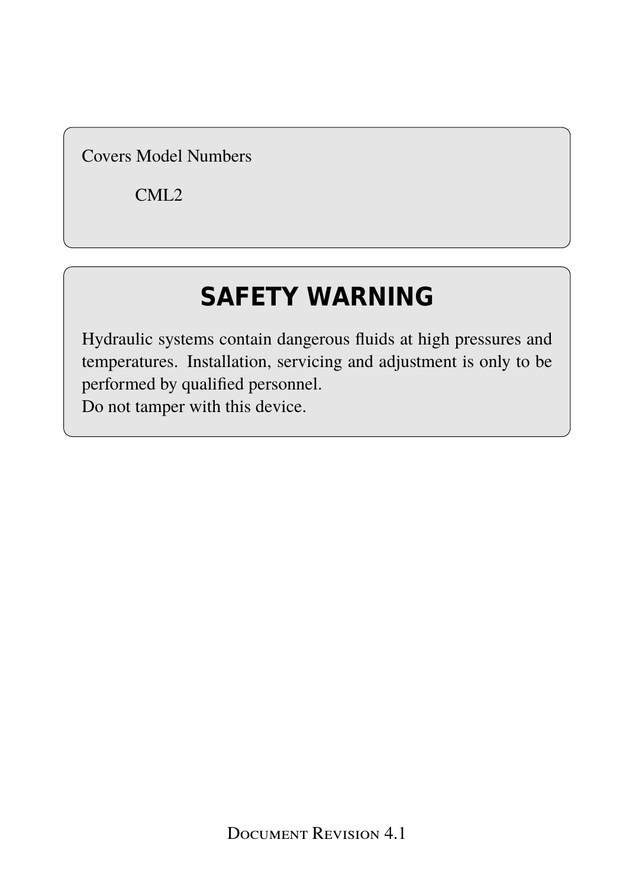Covers Model Numbers

CML2

## SAFETY WARNING

Hydraulic systems contain dangerous fluids at high pressures and temperatures. Installation, servicing and adjustment is only to be performed by qualified personnel.
Do not tamper with this device.

Document Revision 4.1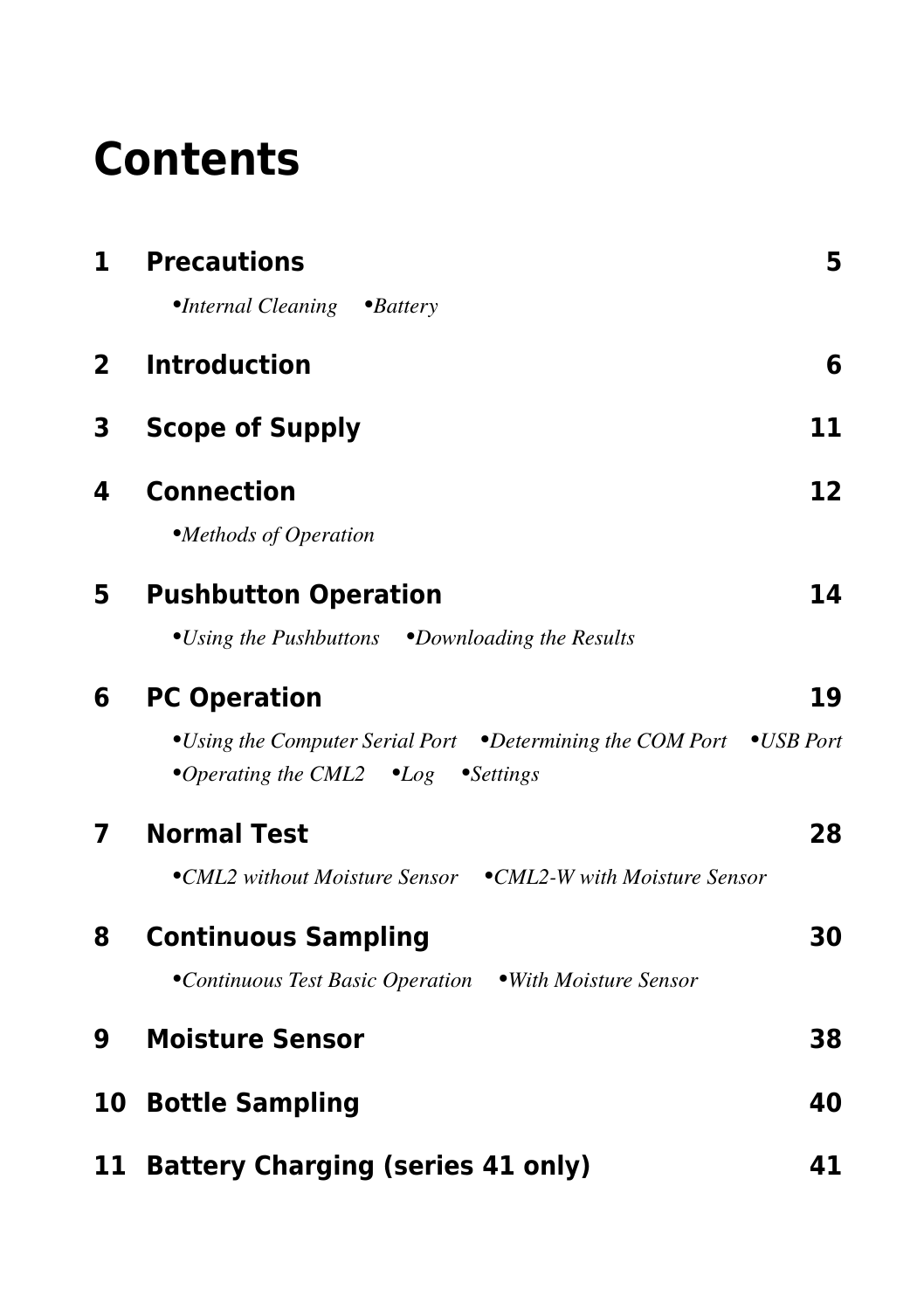# Contents

| | | |
|---|---|---|
| **1** | **Precautions** | **5** |
| | •*Internal Cleaning* •*Battery* | |
| **2** | **Introduction** | **6** |
| **3** | **Scope of Supply** | **11** |
| **4** | **Connection** | **12** |
| | •*Methods of Operation* | |
| **5** | **Pushbutton Operation** | **14** |
| | •*Using the Pushbuttons* •*Downloading the Results* | |
| **6** | **PC Operation** | **19** |
| | •*Using the Computer Serial Port* •*Determining the COM Port* •*USB Port* •*Operating the CML2* •*Log* •*Settings* | |
| **7** | **Normal Test** | **28** |
| | •*CML2 without Moisture Sensor* •*CML2-W with Moisture Sensor* | |
| **8** | **Continuous Sampling** | **30** |
| | •*Continuous Test Basic Operation* •*With Moisture Sensor* | |
| **9** | **Moisture Sensor** | **38** |
| **10** | **Bottle Sampling** | **40** |
| **11** | **Battery Charging (series 41 only)** | **41** |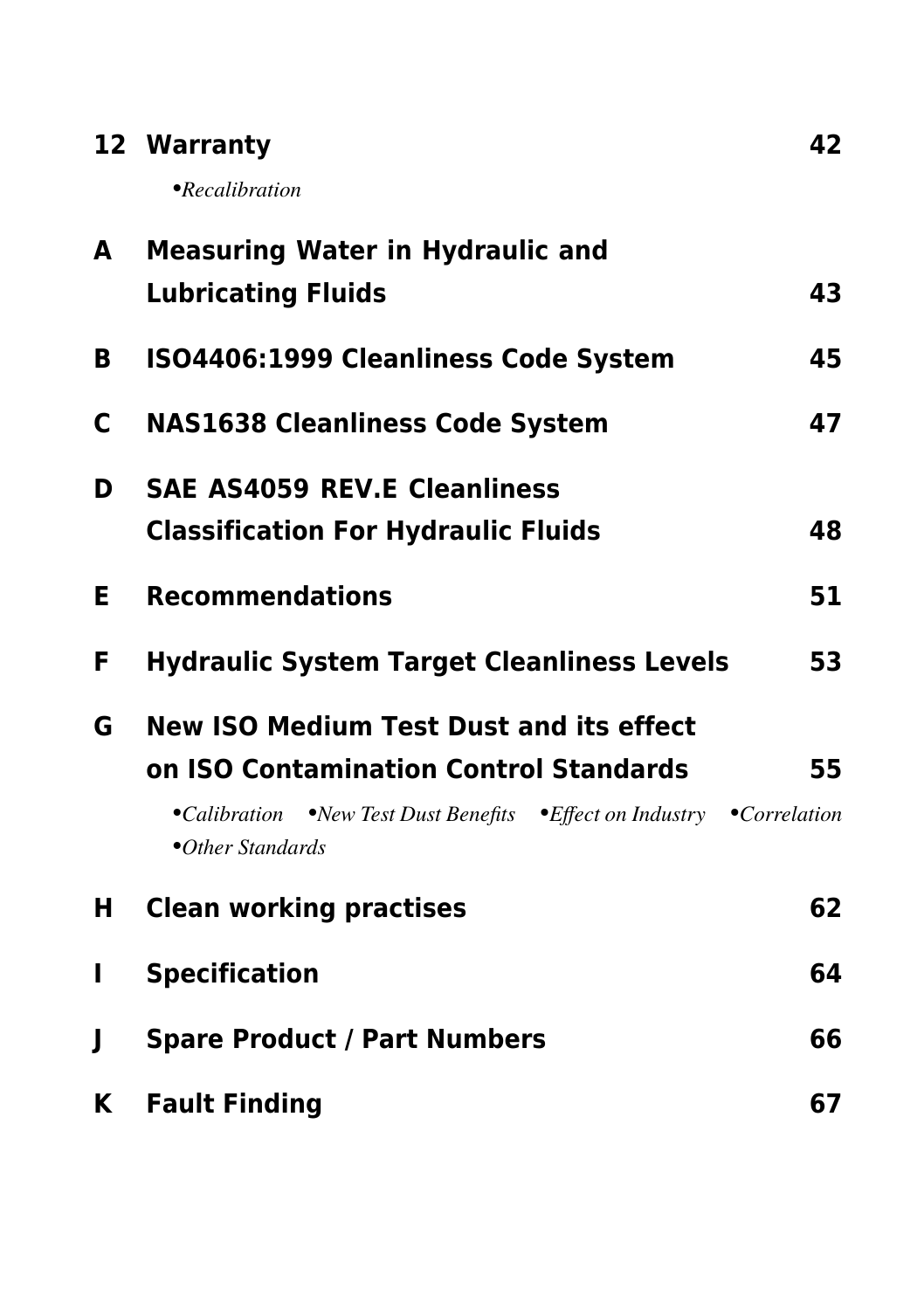| | | |
|---|---|---|
| **12** | **Warranty** | **42** |
| | *•Recalibration* | |
| **A** | **Measuring Water in Hydraulic and Lubricating Fluids** | **43** |
| **B** | **ISO4406:1999 Cleanliness Code System** | **45** |
| **C** | **NAS1638 Cleanliness Code System** | **47** |
| **D** | **SAE AS4059 REV.E Cleanliness Classification For Hydraulic Fluids** | **48** |
| **E** | **Recommendations** | **51** |
| **F** | **Hydraulic System Target Cleanliness Levels** | **53** |
| **G** | **New ISO Medium Test Dust and its effect on ISO Contamination Control Standards** | **55** |
| | *•Calibration •New Test Dust Benefits •Effect on Industry •Correlation •Other Standards* | |
| **H** | **Clean working practises** | **62** |
| **I** | **Specification** | **64** |
| **J** | **Spare Product / Part Numbers** | **66** |
| **K** | **Fault Finding** | **67** |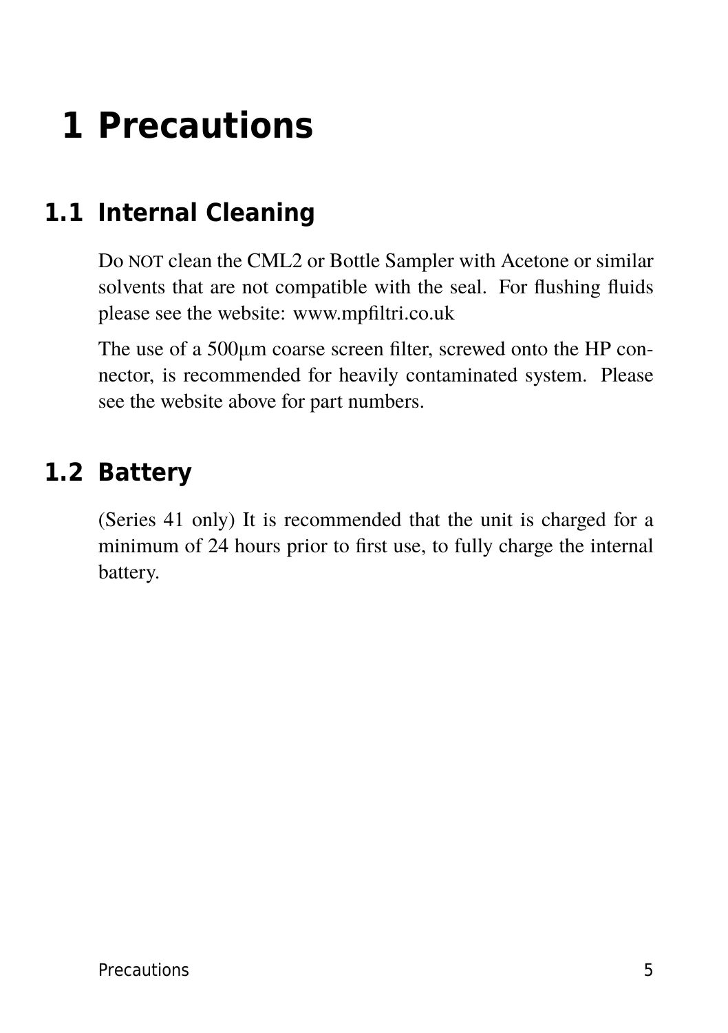# 1 Precautions

## 1.1 Internal Cleaning

Do NOT clean the CML2 or Bottle Sampler with Acetone or similar solvents that are not compatible with the seal. For flushing fluids please see the website: www.mpfiltri.co.uk

The use of a 500µm coarse screen filter, screwed onto the HP connector, is recommended for heavily contaminated system. Please see the website above for part numbers.

## 1.2 Battery

(Series 41 only) It is recommended that the unit is charged for a minimum of 24 hours prior to first use, to fully charge the internal battery.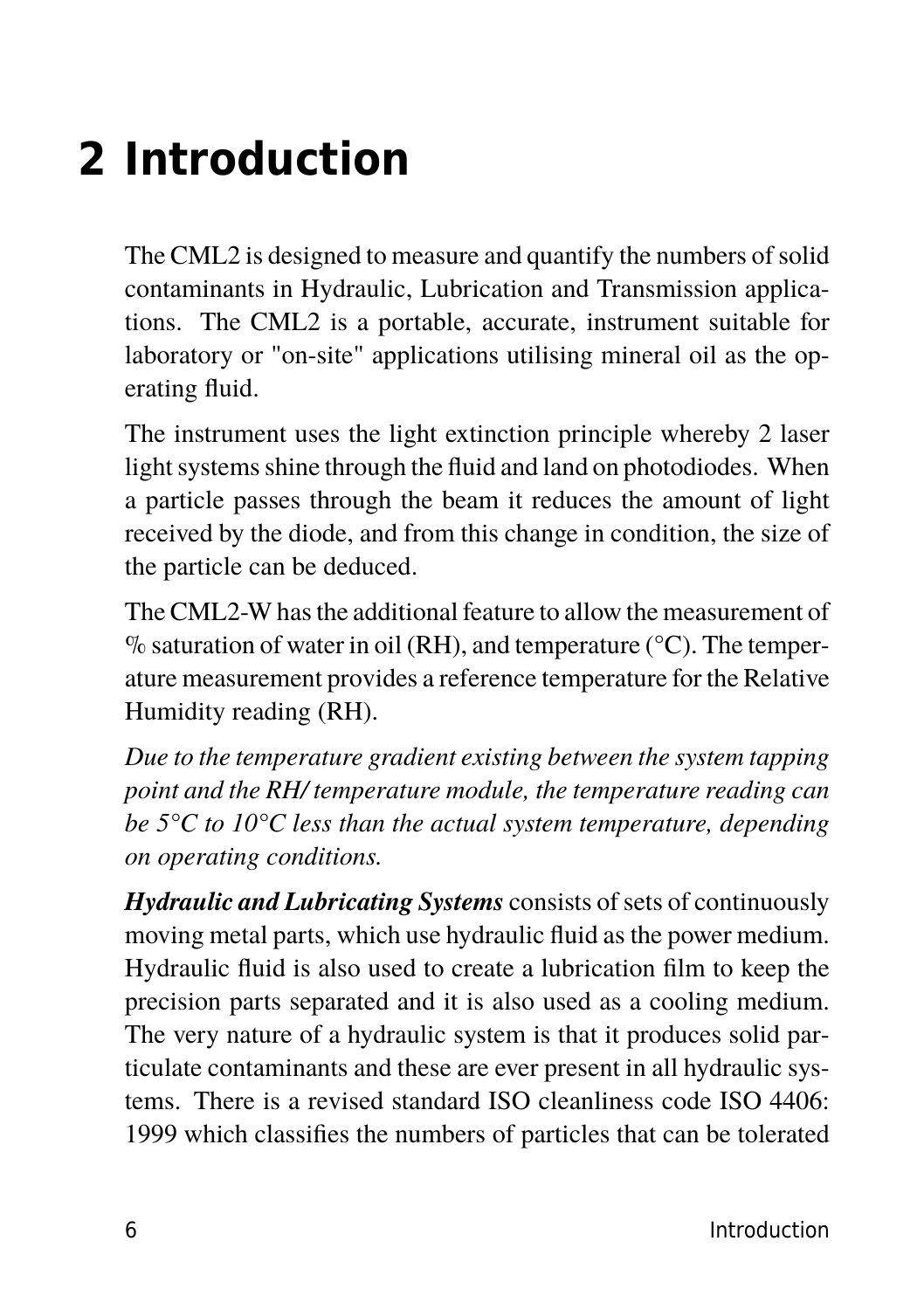# 2 Introduction

The CML2 is designed to measure and quantify the numbers of solid contaminants in Hydraulic, Lubrication and Transmission applications. The CML2 is a portable, accurate, instrument suitable for laboratory or "on-site" applications utilising mineral oil as the operating fluid.

The instrument uses the light extinction principle whereby 2 laser light systems shine through the fluid and land on photodiodes. When a particle passes through the beam it reduces the amount of light received by the diode, and from this change in condition, the size of the particle can be deduced.

The CML2-W has the additional feature to allow the measurement of % saturation of water in oil (RH), and temperature (°C). The temperature measurement provides a reference temperature for the Relative Humidity reading (RH).

*Due to the temperature gradient existing between the system tapping point and the RH/ temperature module, the temperature reading can be 5°C to 10°C less than the actual system temperature, depending on operating conditions.*

***Hydraulic and Lubricating Systems*** consists of sets of continuously moving metal parts, which use hydraulic fluid as the power medium. Hydraulic fluid is also used to create a lubrication film to keep the precision parts separated and it is also used as a cooling medium. The very nature of a hydraulic system is that it produces solid particulate contaminants and these are ever present in all hydraulic systems. There is a revised standard ISO cleanliness code ISO 4406: 1999 which classifies the numbers of particles that can be tolerated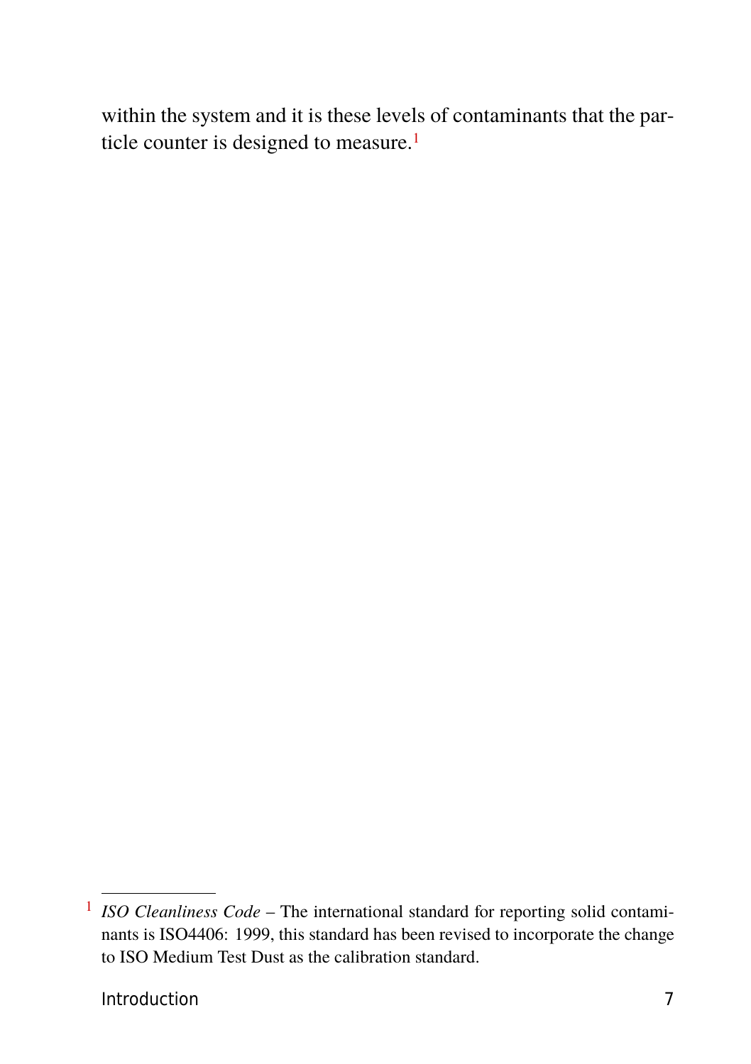within the system and it is these levels of contaminants that the particle counter is designed to measure.[1]

[1] *ISO Cleanliness Code* – The international standard for reporting solid contaminants is ISO4406: 1999, this standard has been revised to incorporate the change to ISO Medium Test Dust as the calibration standard.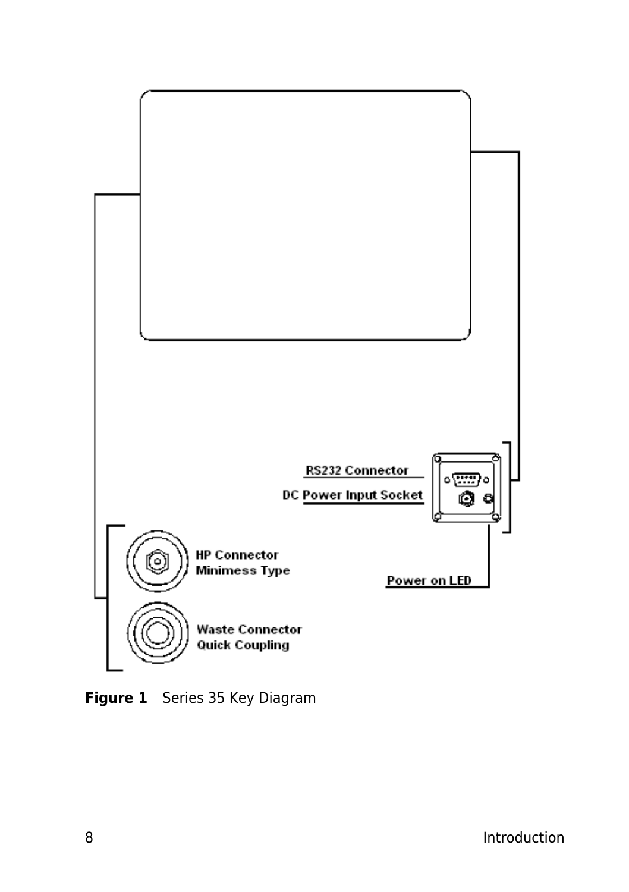RS232 Connector

DC Power Input Socket

HP Connector Minimess Type

Power on LED

Waste Connector Quick Coupling

**Figure 1** Series 35 Key Diagram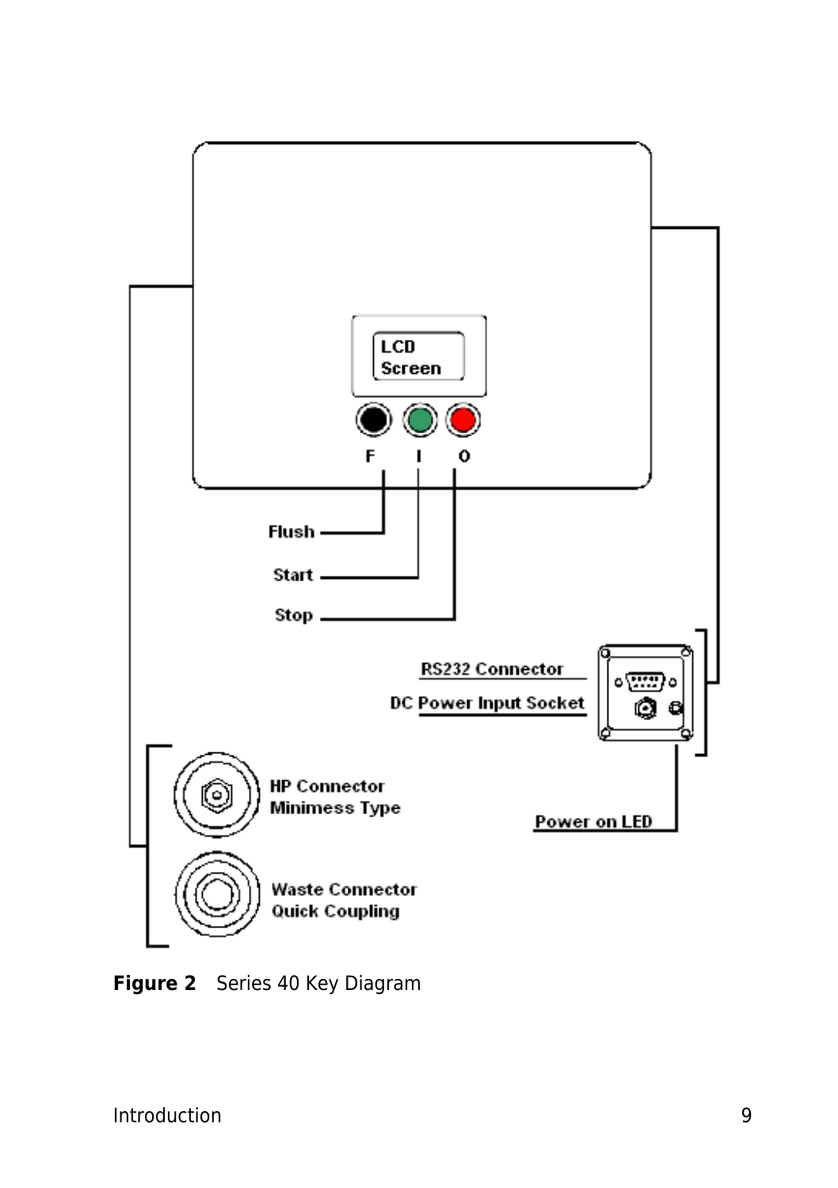LCD Screen

F I O

Flush

Start

Stop

RS232 Connector

DC Power Input Socket

Power on LED

HP Connector Minimess Type

Waste Connector Quick Coupling

**Figure 2** Series 40 Key Diagram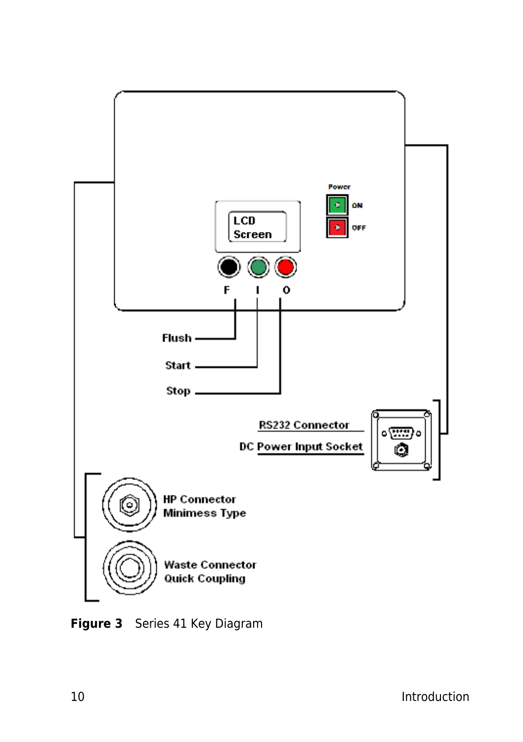LCD Screen

Power

ON

OFF

F I O

Flush

Start

Stop

RS232 Connector

DC Power Input Socket

HP Connector
Minimess Type

Waste Connector
Quick Coupling

**Figure 3** Series 41 Key Diagram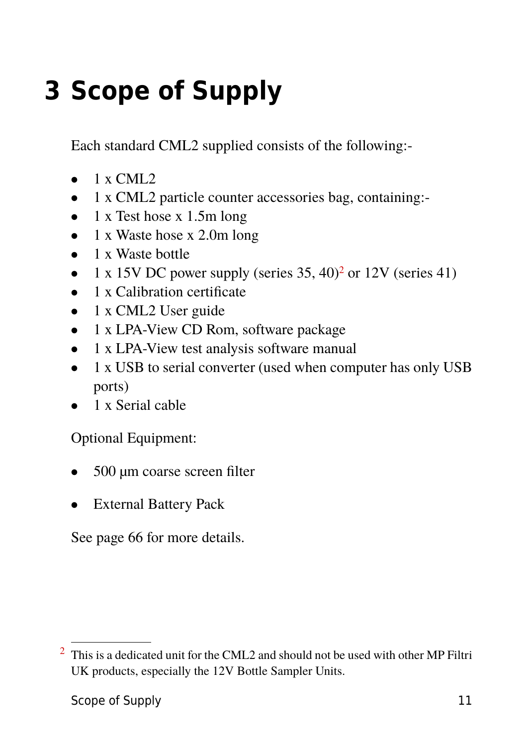# 3 Scope of Supply

Each standard CML2 supplied consists of the following:-

- 1 x CML2
- 1 x CML2 particle counter accessories bag, containing:-
- 1 x Test hose x 1.5m long
- 1 x Waste hose x 2.0m long
- 1 x Waste bottle
- 1 x 15V DC power supply (series 35, 40)[2] or 12V (series 41)
- 1 x Calibration certificate
- 1 x CML2 User guide
- 1 x LPA-View CD Rom, software package
- 1 x LPA-View test analysis software manual
- 1 x USB to serial converter (used when computer has only USB ports)
- 1 x Serial cable

Optional Equipment:

- 500 µm coarse screen filter
- External Battery Pack

See page 66 for more details.

---

[2] This is a dedicated unit for the CML2 and should not be used with other MP Filtri UK products, especially the 12V Bottle Sampler Units.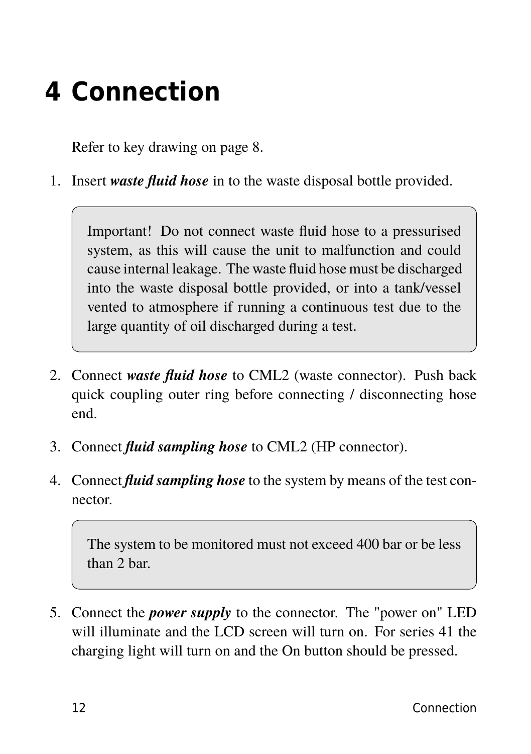# 4 Connection

Refer to key drawing on page 8.

1. Insert ***waste fluid hose*** in to the waste disposal bottle provided.

> Important! Do not connect waste fluid hose to a pressurised system, as this will cause the unit to malfunction and could cause internal leakage. The waste fluid hose must be discharged into the waste disposal bottle provided, or into a tank/vessel vented to atmosphere if running a continuous test due to the large quantity of oil discharged during a test.

2. Connect ***waste fluid hose*** to CML2 (waste connector). Push back quick coupling outer ring before connecting / disconnecting hose end.

3. Connect ***fluid sampling hose*** to CML2 (HP connector).

4. Connect ***fluid sampling hose*** to the system by means of the test connector.

> The system to be monitored must not exceed 400 bar or be less than 2 bar.

5. Connect the ***power supply*** to the connector. The "power on" LED will illuminate and the LCD screen will turn on. For series 41 the charging light will turn on and the On button should be pressed.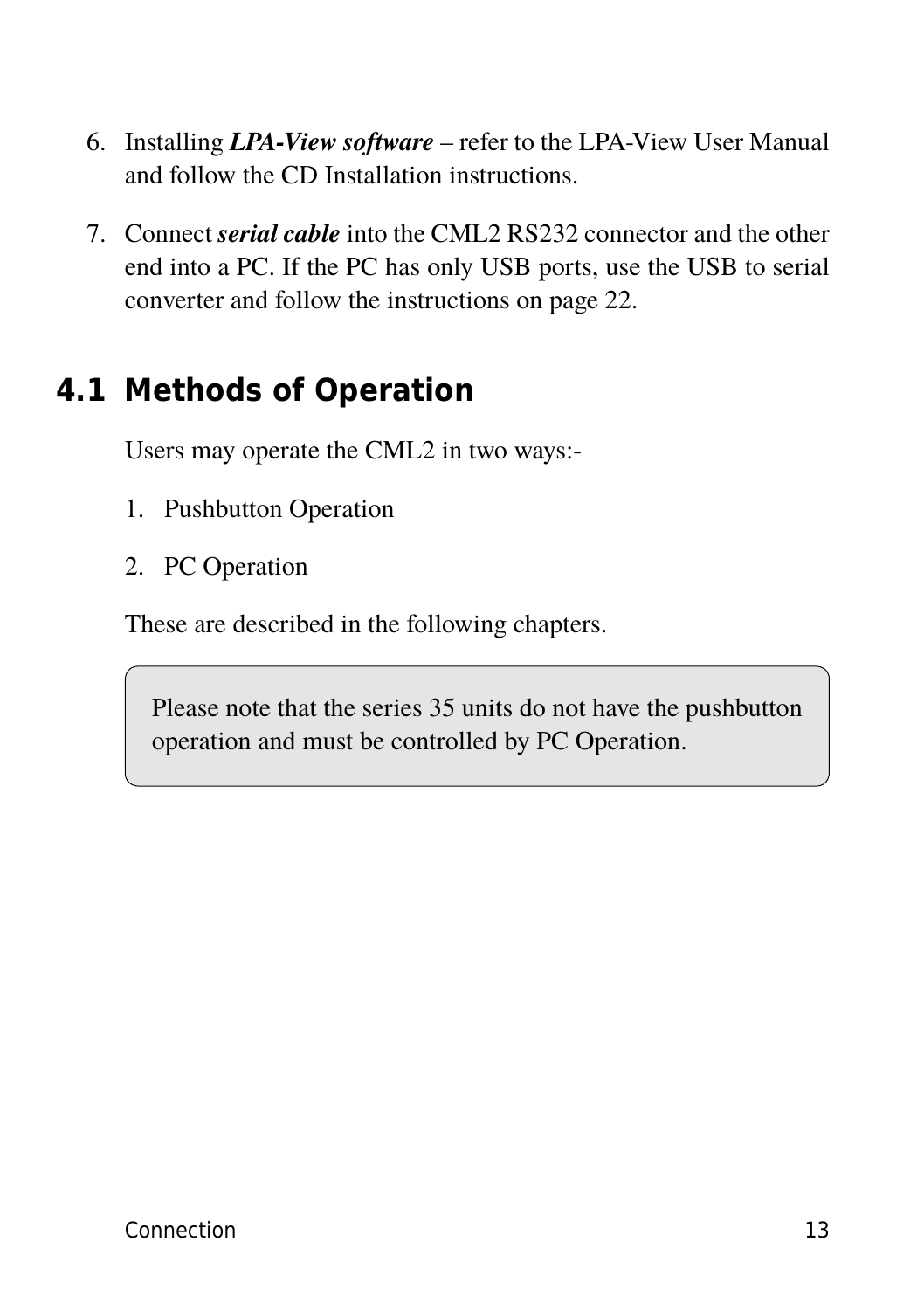6. Installing ***LPA-View software*** – refer to the LPA-View User Manual and follow the CD Installation instructions.

7. Connect ***serial cable*** into the CML2 RS232 connector and the other end into a PC. If the PC has only USB ports, use the USB to serial converter and follow the instructions on page 22.

## 4.1 Methods of Operation

Users may operate the CML2 in two ways:-

1. Pushbutton Operation

2. PC Operation

These are described in the following chapters.

> Please note that the series 35 units do not have the pushbutton operation and must be controlled by PC Operation.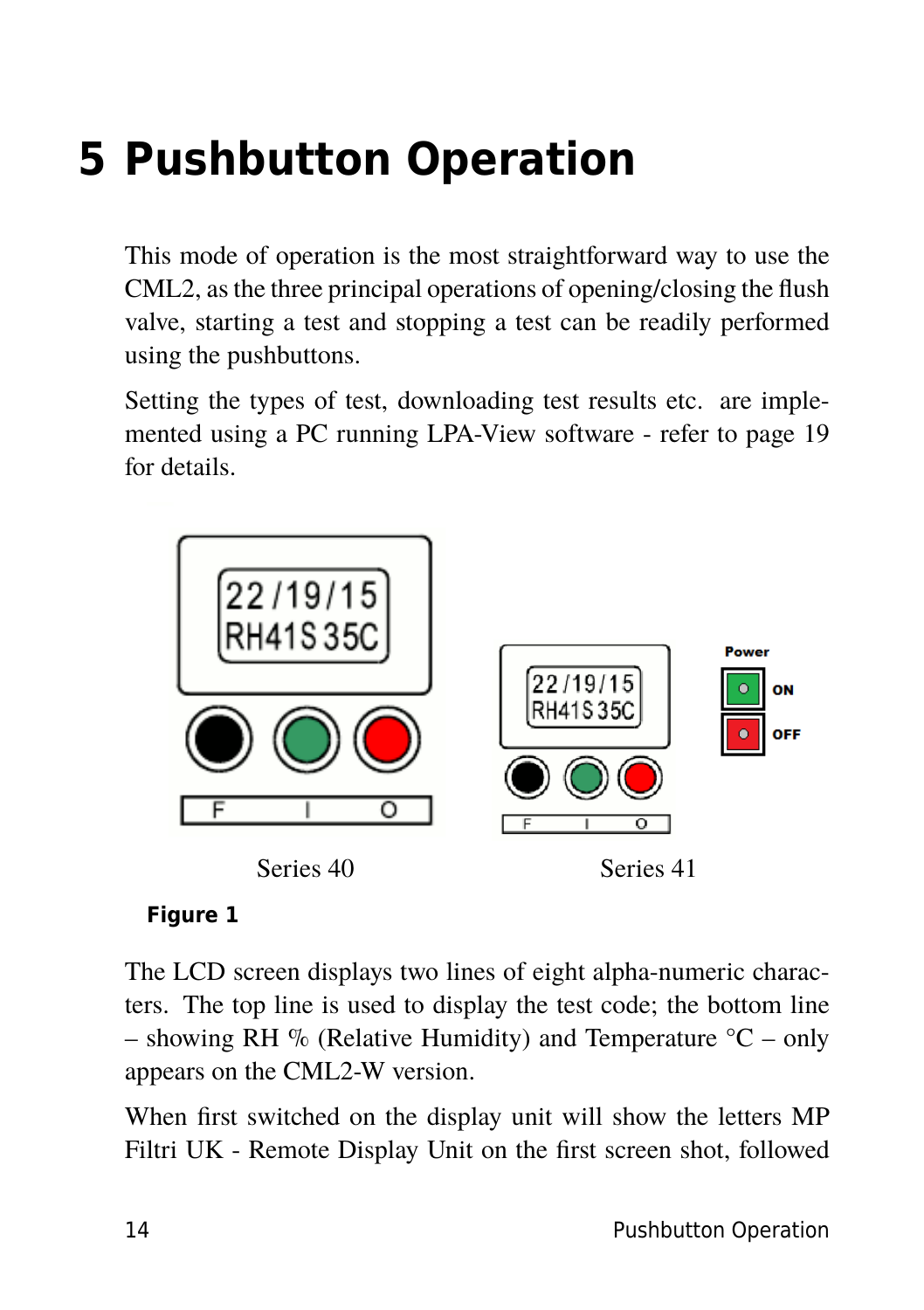# 5 Pushbutton Operation

This mode of operation is the most straightforward way to use the CML2, as the three principal operations of opening/closing the flush valve, starting a test and stopping a test can be readily performed using the pushbuttons.

Setting the types of test, downloading test results etc. are implemented using a PC running LPA-View software - refer to page 19 for details.

Series 40 Series 41

**Figure 1**

The LCD screen displays two lines of eight alpha-numeric characters. The top line is used to display the test code; the bottom line – showing RH % (Relative Humidity) and Temperature °C – only appears on the CML2-W version.

When first switched on the display unit will show the letters MP Filtri UK - Remote Display Unit on the first screen shot, followed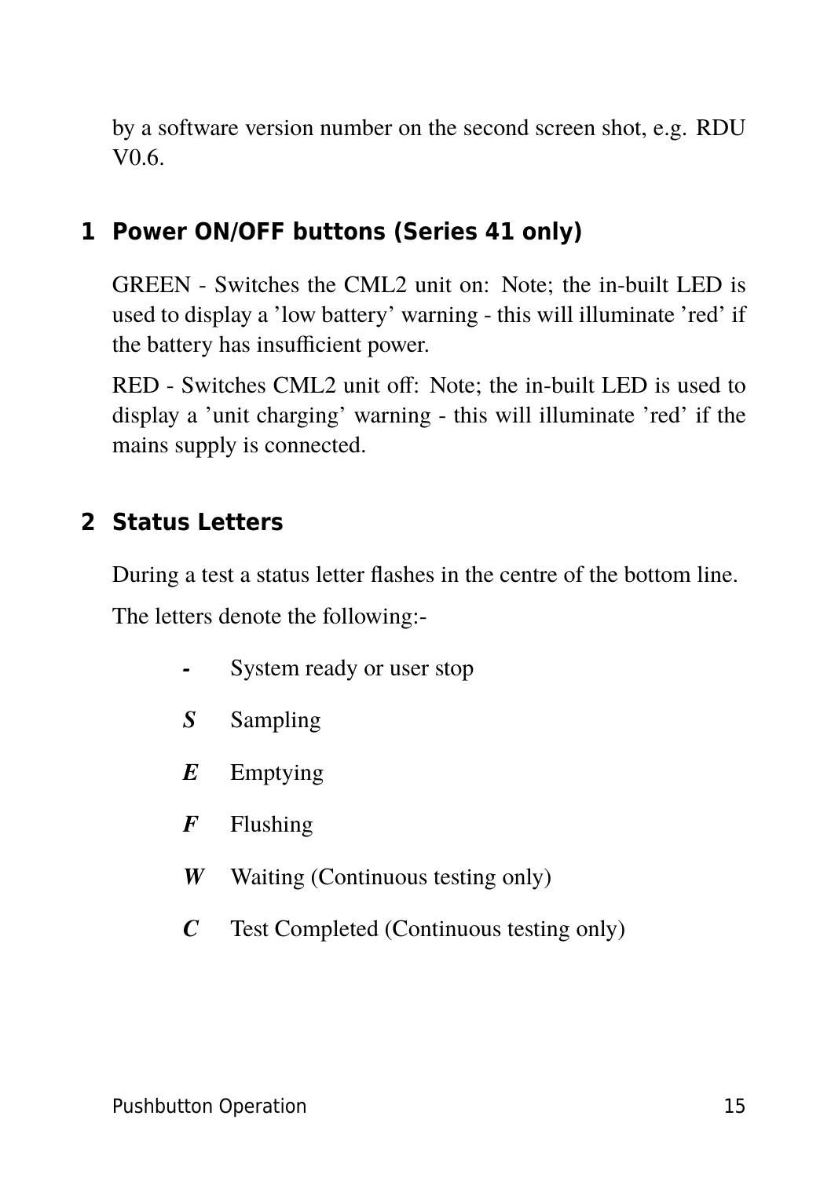by a software version number on the second screen shot, e.g. RDU V0.6.

## 1 Power ON/OFF buttons (Series 41 only)

GREEN - Switches the CML2 unit on: Note; the in-built LED is used to display a 'low battery' warning - this will illuminate 'red' if the battery has insufficient power.

RED - Switches CML2 unit off: Note; the in-built LED is used to display a 'unit charging' warning - this will illuminate 'red' if the mains supply is connected.

## 2 Status Letters

During a test a status letter flashes in the centre of the bottom line.

The letters denote the following:-

| | |
|---|---|
| **-** | System ready or user stop |
| ***S*** | Sampling |
| ***E*** | Emptying |
| ***F*** | Flushing |
| ***W*** | Waiting (Continuous testing only) |
| ***C*** | Test Completed (Continuous testing only) |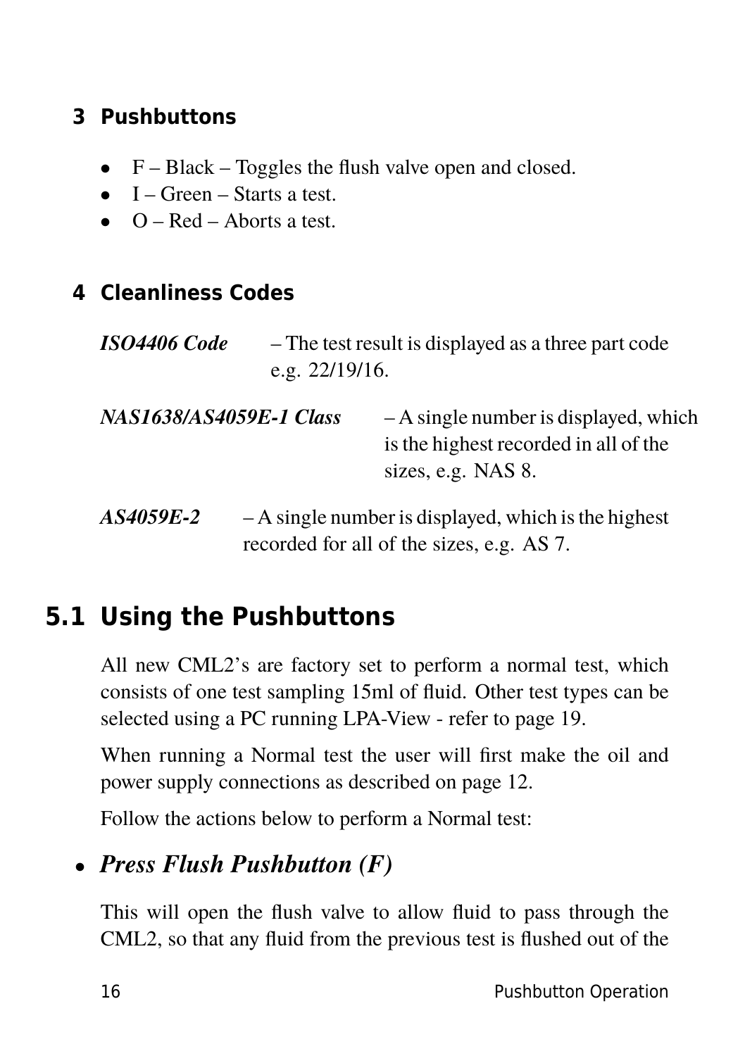### 3 Pushbuttons

- F – Black – Toggles the flush valve open and closed.
- I – Green – Starts a test.
- O – Red – Aborts a test.

### 4 Cleanliness Codes

***ISO4406 Code*** – The test result is displayed as a three part code e.g. 22/19/16.

***NAS1638/AS4059E-1 Class*** – A single number is displayed, which is the highest recorded in all of the sizes, e.g. NAS 8.

***AS4059E-2*** – A single number is displayed, which is the highest recorded for all of the sizes, e.g. AS 7.

## 5.1 Using the Pushbuttons

All new CML2's are factory set to perform a normal test, which consists of one test sampling 15ml of fluid. Other test types can be selected using a PC running LPA-View - refer to page 19.

When running a Normal test the user will first make the oil and power supply connections as described on page 12.

Follow the actions below to perform a Normal test:

- ***Press Flush Pushbutton (F)***

This will open the flush valve to allow fluid to pass through the CML2, so that any fluid from the previous test is flushed out of the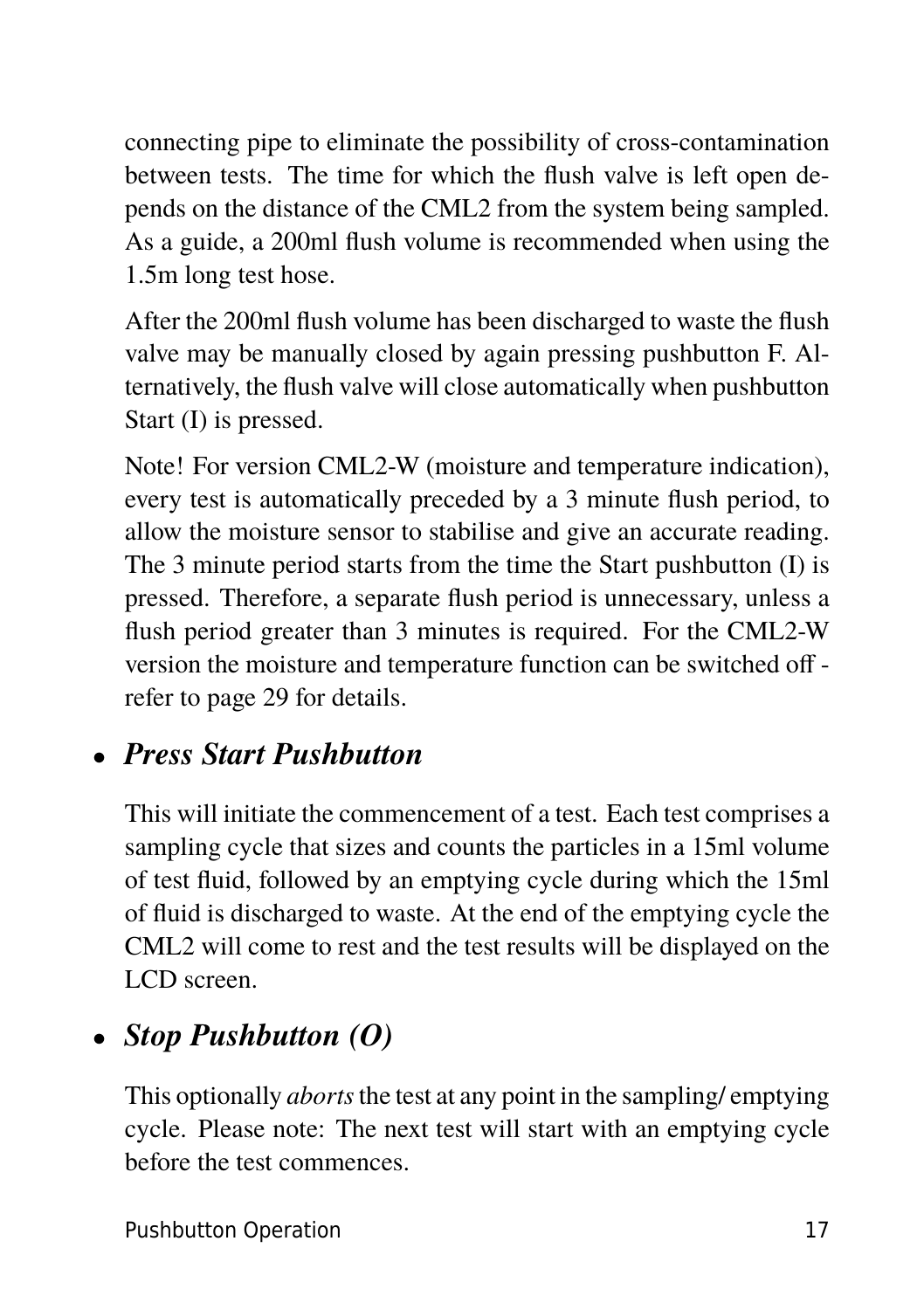connecting pipe to eliminate the possibility of cross-contamination between tests. The time for which the flush valve is left open depends on the distance of the CML2 from the system being sampled. As a guide, a 200ml flush volume is recommended when using the 1.5m long test hose.

After the 200ml flush volume has been discharged to waste the flush valve may be manually closed by again pressing pushbutton F. Alternatively, the flush valve will close automatically when pushbutton Start (I) is pressed.

Note! For version CML2-W (moisture and temperature indication), every test is automatically preceded by a 3 minute flush period, to allow the moisture sensor to stabilise and give an accurate reading. The 3 minute period starts from the time the Start pushbutton (I) is pressed. Therefore, a separate flush period is unnecessary, unless a flush period greater than 3 minutes is required. For the CML2-W version the moisture and temperature function can be switched off - refer to page 29 for details.

- ***Press Start Pushbutton***

This will initiate the commencement of a test. Each test comprises a sampling cycle that sizes and counts the particles in a 15ml volume of test fluid, followed by an emptying cycle during which the 15ml of fluid is discharged to waste. At the end of the emptying cycle the CML2 will come to rest and the test results will be displayed on the LCD screen.

- ***Stop Pushbutton (O)***

This optionally *aborts* the test at any point in the sampling/ emptying cycle. Please note: The next test will start with an emptying cycle before the test commences.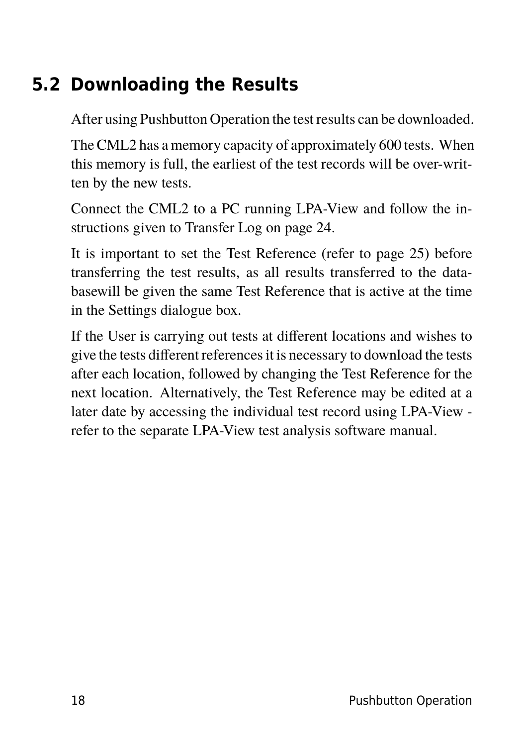## 5.2 Downloading the Results

After using Pushbutton Operation the test results can be downloaded.

The CML2 has a memory capacity of approximately 600 tests. When this memory is full, the earliest of the test records will be over-written by the new tests.

Connect the CML2 to a PC running LPA-View and follow the instructions given to Transfer Log on page 24.

It is important to set the Test Reference (refer to page 25) before transferring the test results, as all results transferred to the databasewill be given the same Test Reference that is active at the time in the Settings dialogue box.

If the User is carrying out tests at different locations and wishes to give the tests different references it is necessary to download the tests after each location, followed by changing the Test Reference for the next location. Alternatively, the Test Reference may be edited at a later date by accessing the individual test record using LPA-View - refer to the separate LPA-View test analysis software manual.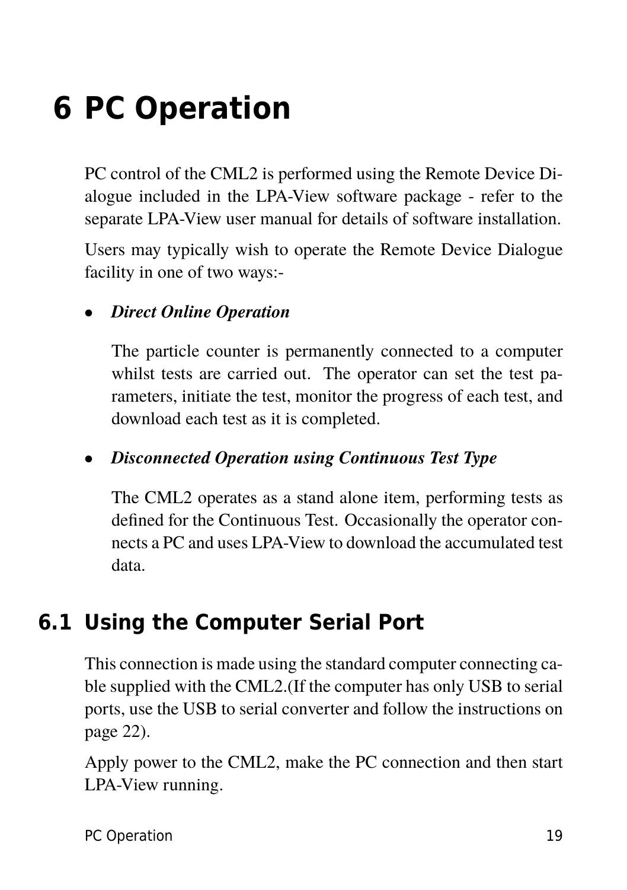# 6 PC Operation

PC control of the CML2 is performed using the Remote Device Dialogue included in the LPA-View software package - refer to the separate LPA-View user manual for details of software installation.

Users may typically wish to operate the Remote Device Dialogue facility in one of two ways:-

- ***Direct Online Operation***

  The particle counter is permanently connected to a computer whilst tests are carried out. The operator can set the test parameters, initiate the test, monitor the progress of each test, and download each test as it is completed.

- ***Disconnected Operation using Continuous Test Type***

  The CML2 operates as a stand alone item, performing tests as defined for the Continuous Test. Occasionally the operator connects a PC and uses LPA-View to download the accumulated test data.

## 6.1 Using the Computer Serial Port

This connection is made using the standard computer connecting cable supplied with the CML2.(If the computer has only USB to serial ports, use the USB to serial converter and follow the instructions on page 22).

Apply power to the CML2, make the PC connection and then start LPA-View running.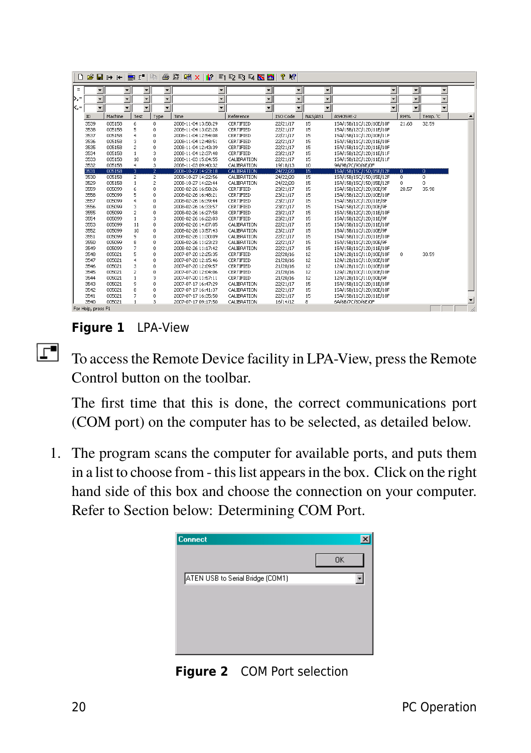**Figure 1** LPA-View

To access the Remote Device facility in LPA-View, press the Remote Control button on the toolbar.

The first time that this is done, the correct communications port (COM port) on the computer has to be selected, as detailed below.

1. The program scans the computer for available ports, and puts them in a list to choose from - this list appears in the box. Click on the right hand side of this box and choose the connection on your computer. Refer to Section below: Determining COM Port.

**Figure 2** COM Port selection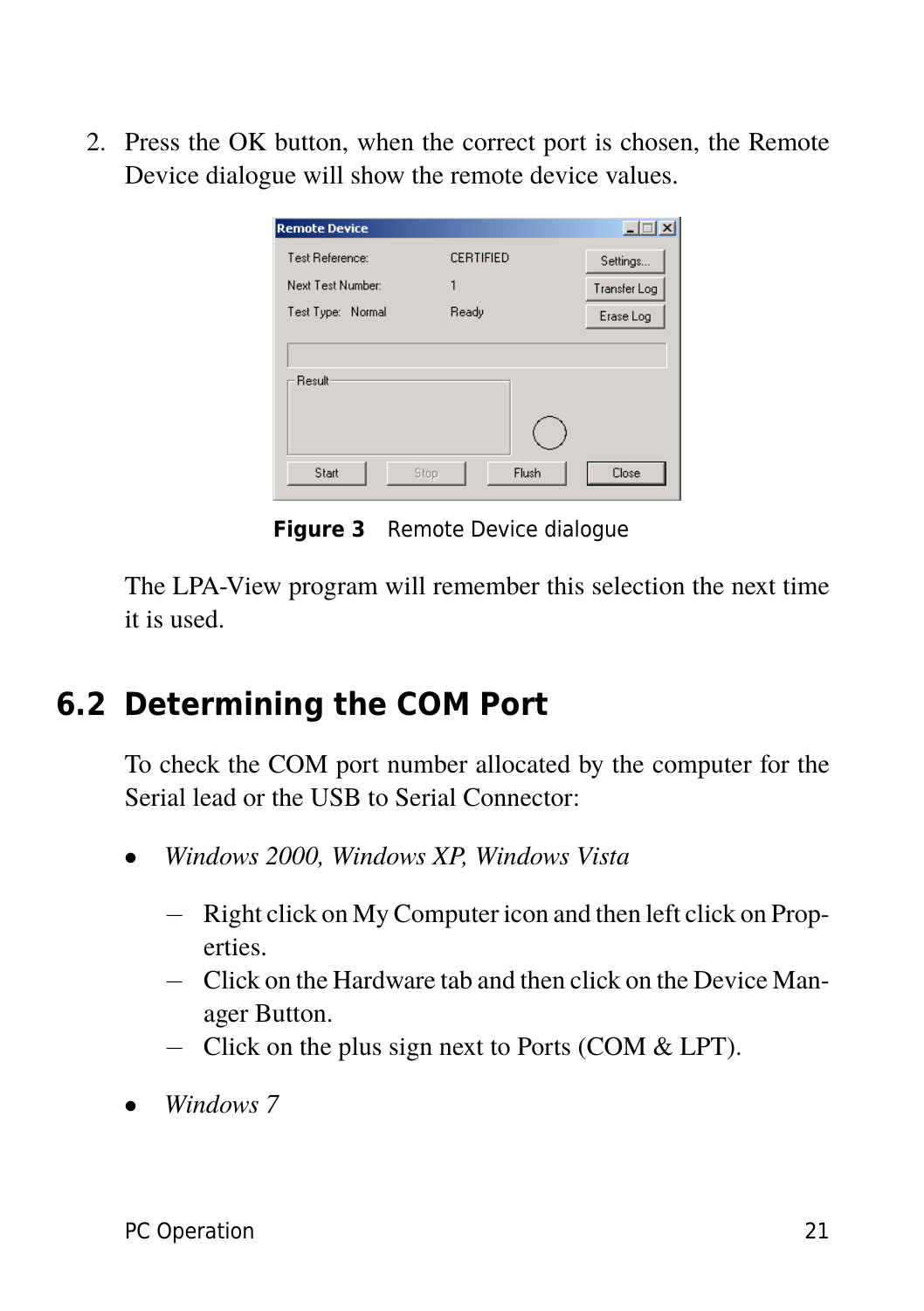2. Press the OK button, when the correct port is chosen, the Remote Device dialogue will show the remote device values.

**Figure 3** Remote Device dialogue

The LPA-View program will remember this selection the next time it is used.

## 6.2 Determining the COM Port

To check the COM port number allocated by the computer for the Serial lead or the USB to Serial Connector:

- *Windows 2000, Windows XP, Windows Vista*
  - Right click on My Computer icon and then left click on Properties.
  - Click on the Hardware tab and then click on the Device Manager Button.
  - Click on the plus sign next to Ports (COM & LPT).
- *Windows 7*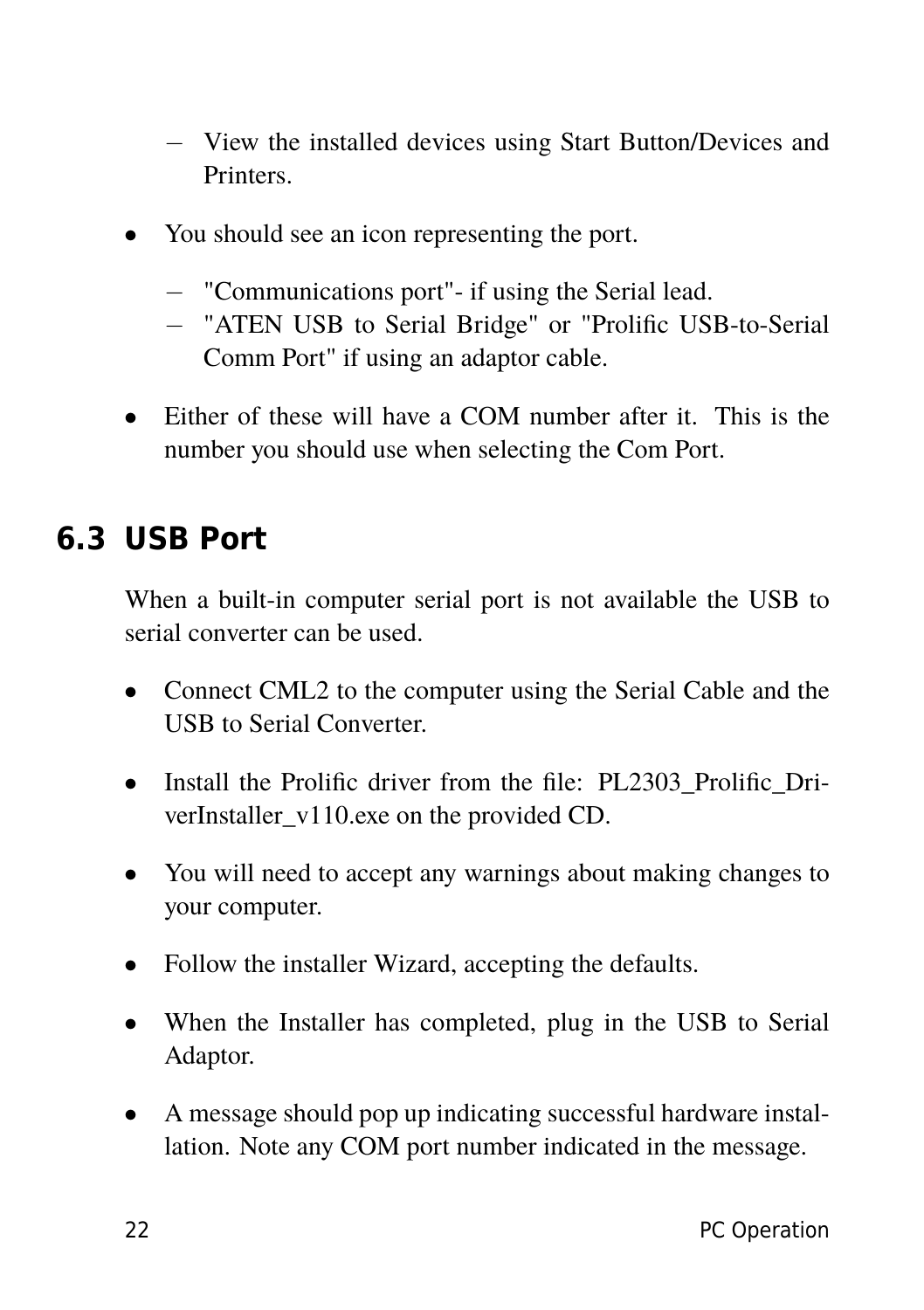- View the installed devices using Start Button/Devices and Printers.

- You should see an icon representing the port.

  - "Communications port"- if using the Serial lead.
  - "ATEN USB to Serial Bridge" or "Prolific USB-to-Serial Comm Port" if using an adaptor cable.

- Either of these will have a COM number after it. This is the number you should use when selecting the Com Port.

## 6.3 USB Port

When a built-in computer serial port is not available the USB to serial converter can be used.

- Connect CML2 to the computer using the Serial Cable and the USB to Serial Converter.

- Install the Prolific driver from the file: PL2303_Prolific_DriverInstaller_v110.exe on the provided CD.

- You will need to accept any warnings about making changes to your computer.

- Follow the installer Wizard, accepting the defaults.

- When the Installer has completed, plug in the USB to Serial Adaptor.

- A message should pop up indicating successful hardware installation. Note any COM port number indicated in the message.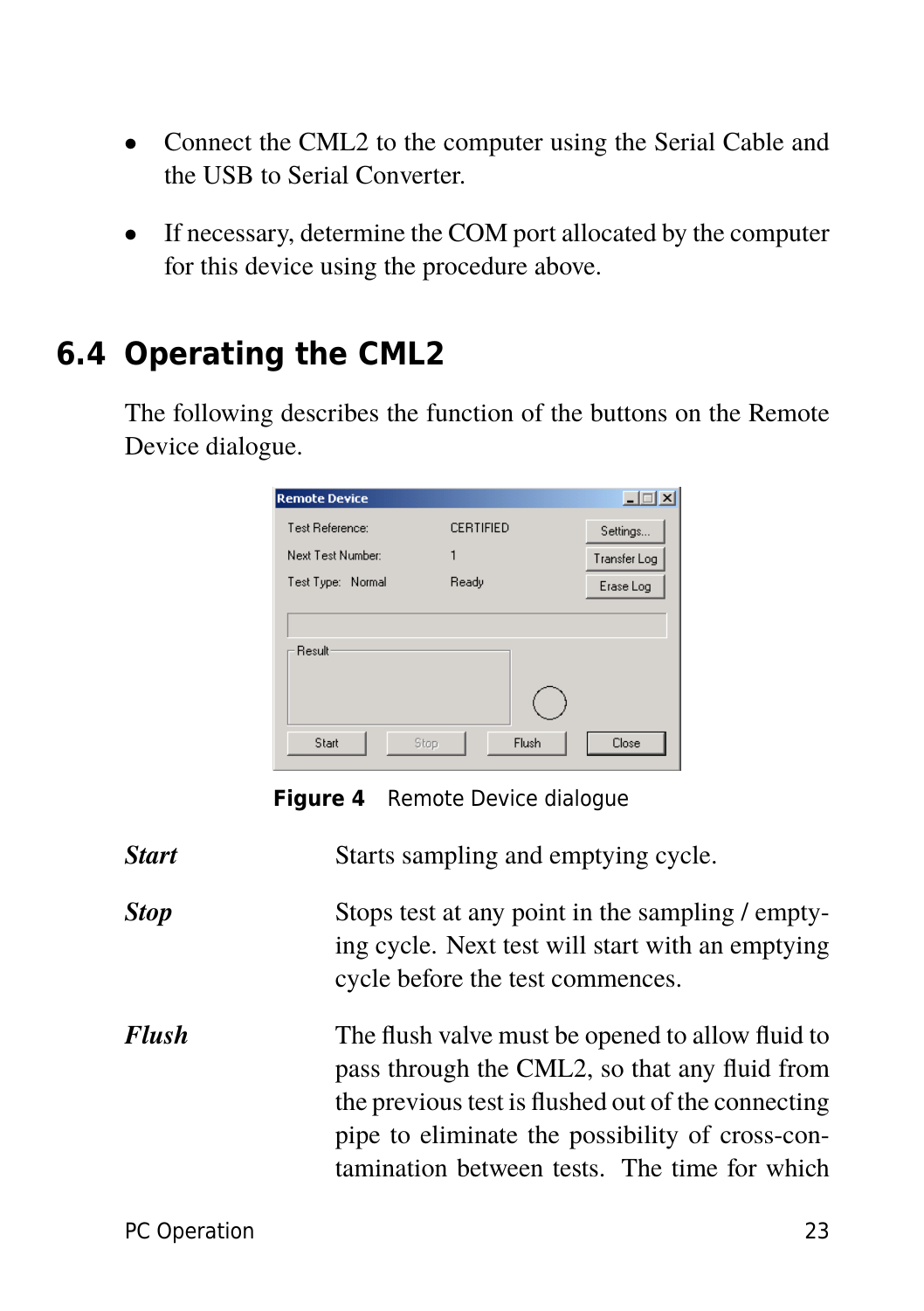- Connect the CML2 to the computer using the Serial Cable and the USB to Serial Converter.
- If necessary, determine the COM port allocated by the computer for this device using the procedure above.

## 6.4 Operating the CML2

The following describes the function of the buttons on the Remote Device dialogue.

**Figure 4** Remote Device dialogue

***Start*** Starts sampling and emptying cycle.

***Stop*** Stops test at any point in the sampling / emptying cycle. Next test will start with an emptying cycle before the test commences.

***Flush*** The flush valve must be opened to allow fluid to pass through the CML2, so that any fluid from the previous test is flushed out of the connecting pipe to eliminate the possibility of cross-contamination between tests. The time for which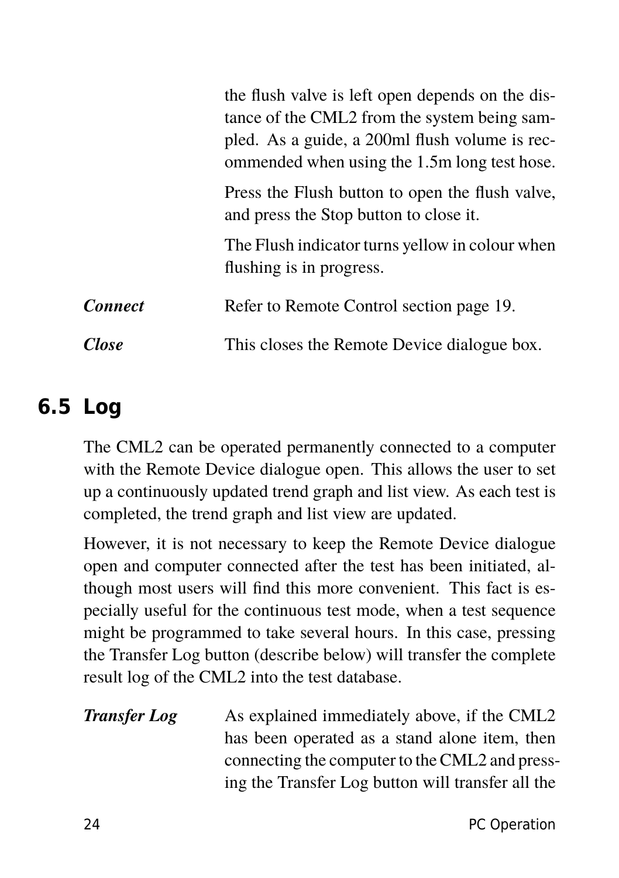the flush valve is left open depends on the distance of the CML2 from the system being sampled. As a guide, a 200ml flush volume is recommended when using the 1.5m long test hose.

Press the Flush button to open the flush valve, and press the Stop button to close it.

The Flush indicator turns yellow in colour when flushing is in progress.

***Connect*** Refer to Remote Control section page 19.

***Close*** This closes the Remote Device dialogue box.

## 6.5 Log

The CML2 can be operated permanently connected to a computer with the Remote Device dialogue open. This allows the user to set up a continuously updated trend graph and list view. As each test is completed, the trend graph and list view are updated.

However, it is not necessary to keep the Remote Device dialogue open and computer connected after the test has been initiated, although most users will find this more convenient. This fact is especially useful for the continuous test mode, when a test sequence might be programmed to take several hours. In this case, pressing the Transfer Log button (describe below) will transfer the complete result log of the CML2 into the test database.

***Transfer Log*** As explained immediately above, if the CML2 has been operated as a stand alone item, then connecting the computer to the CML2 and pressing the Transfer Log button will transfer all the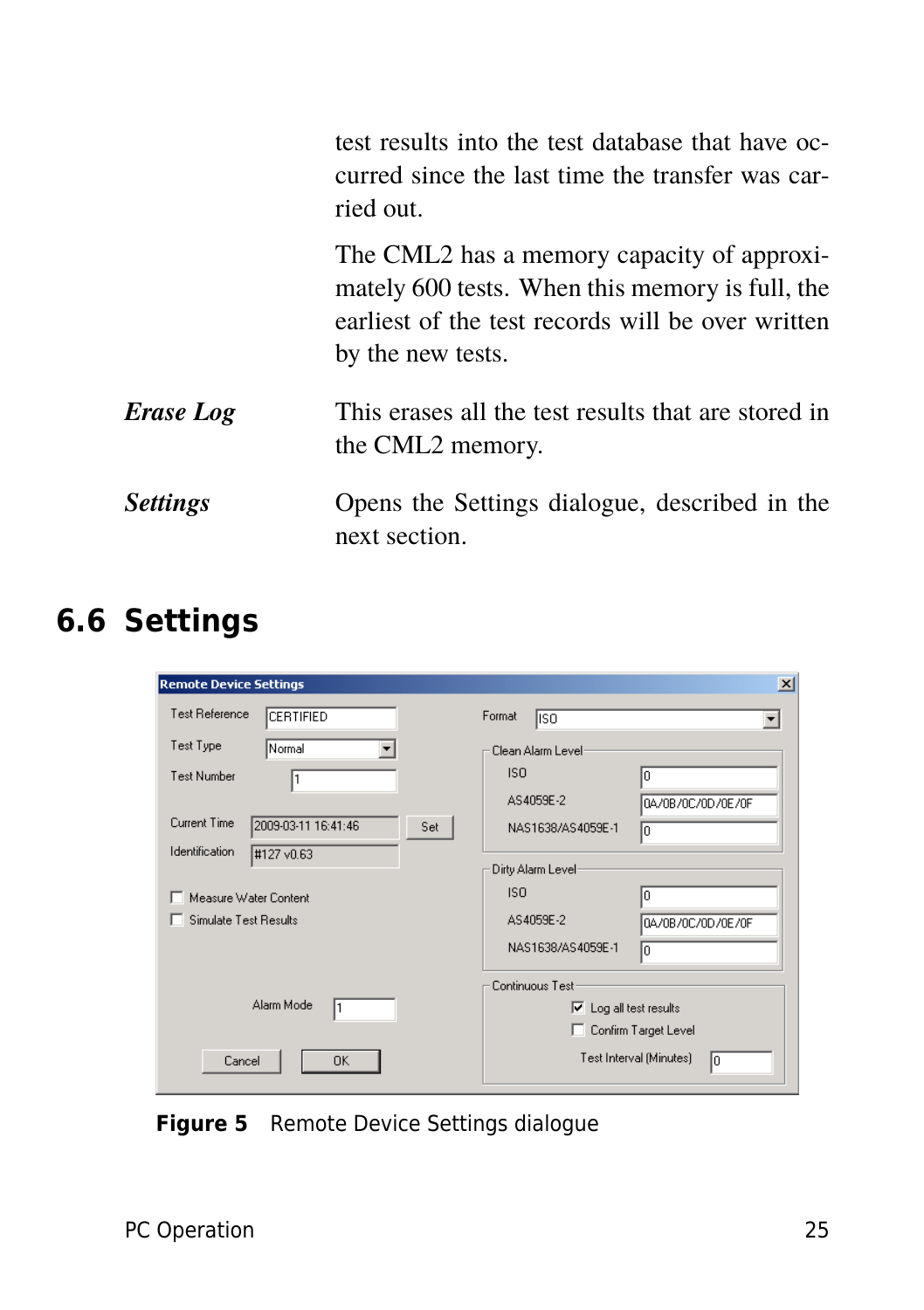test results into the test database that have occurred since the last time the transfer was carried out.

The CML2 has a memory capacity of approximately 600 tests. When this memory is full, the earliest of the test records will be over written by the new tests.

***Erase Log*** This erases all the test results that are stored in the CML2 memory.

***Settings*** Opens the Settings dialogue, described in the next section.

## 6.6 Settings

**Figure 5** Remote Device Settings dialogue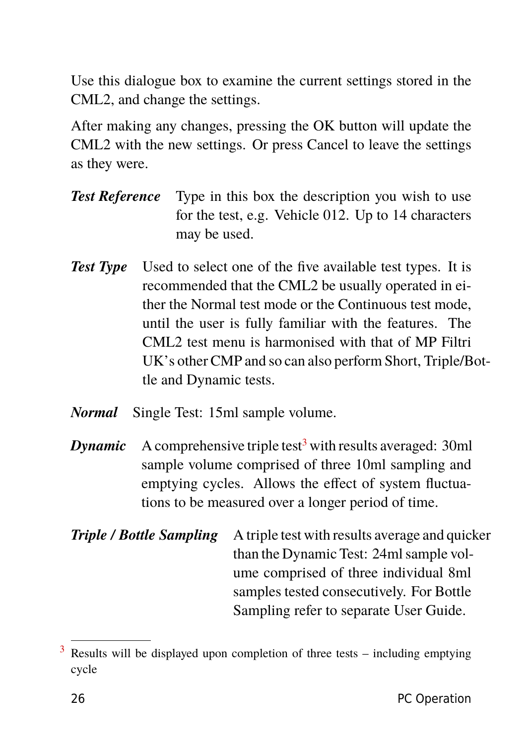Use this dialogue box to examine the current settings stored in the CML2, and change the settings.

After making any changes, pressing the OK button will update the CML2 with the new settings. Or press Cancel to leave the settings as they were.

***Test Reference*** Type in this box the description you wish to use for the test, e.g. Vehicle 012. Up to 14 characters may be used.

***Test Type*** Used to select one of the five available test types. It is recommended that the CML2 be usually operated in either the Normal test mode or the Continuous test mode, until the user is fully familiar with the features. The CML2 test menu is harmonised with that of MP Filtri UK's other CMP and so can also perform Short, Triple/Bottle and Dynamic tests.

***Normal*** Single Test: 15ml sample volume.

***Dynamic*** A comprehensive triple test[3] with results averaged: 30ml sample volume comprised of three 10ml sampling and emptying cycles. Allows the effect of system fluctuations to be measured over a longer period of time.

***Triple / Bottle Sampling*** A triple test with results average and quicker than the Dynamic Test: 24ml sample volume comprised of three individual 8ml samples tested consecutively. For Bottle Sampling refer to separate User Guide.

---

[3] Results will be displayed upon completion of three tests – including emptying cycle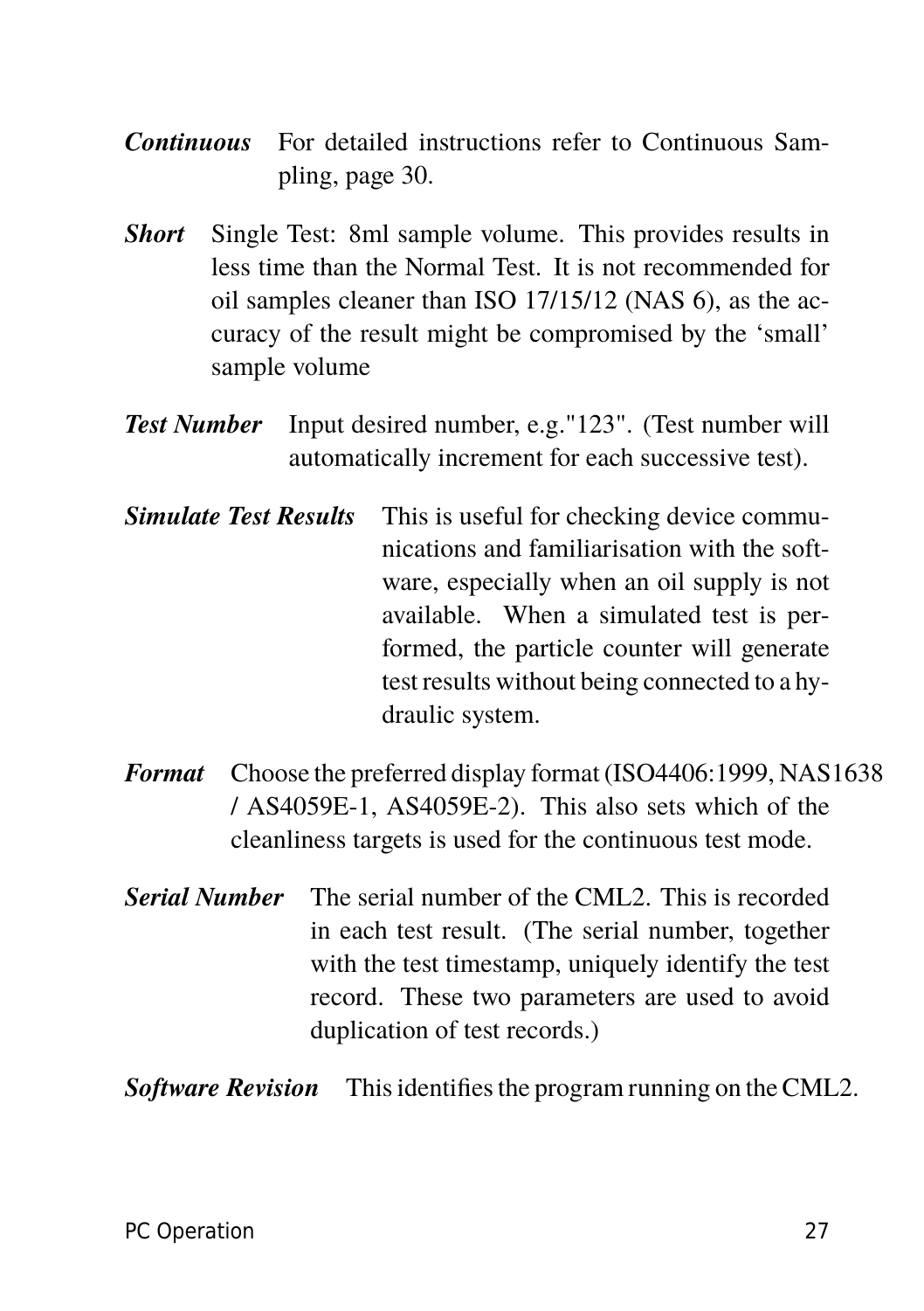***Continuous*** For detailed instructions refer to Continuous Sampling, page 30.

***Short*** Single Test: 8ml sample volume. This provides results in less time than the Normal Test. It is not recommended for oil samples cleaner than ISO 17/15/12 (NAS 6), as the accuracy of the result might be compromised by the 'small' sample volume

***Test Number*** Input desired number, e.g."123". (Test number will automatically increment for each successive test).

***Simulate Test Results*** This is useful for checking device communications and familiarisation with the software, especially when an oil supply is not available. When a simulated test is performed, the particle counter will generate test results without being connected to a hydraulic system.

***Format*** Choose the preferred display format (ISO4406:1999, NAS1638 / AS4059E-1, AS4059E-2). This also sets which of the cleanliness targets is used for the continuous test mode.

***Serial Number*** The serial number of the CML2. This is recorded in each test result. (The serial number, together with the test timestamp, uniquely identify the test record. These two parameters are used to avoid duplication of test records.)

***Software Revision*** This identifies the program running on the CML2.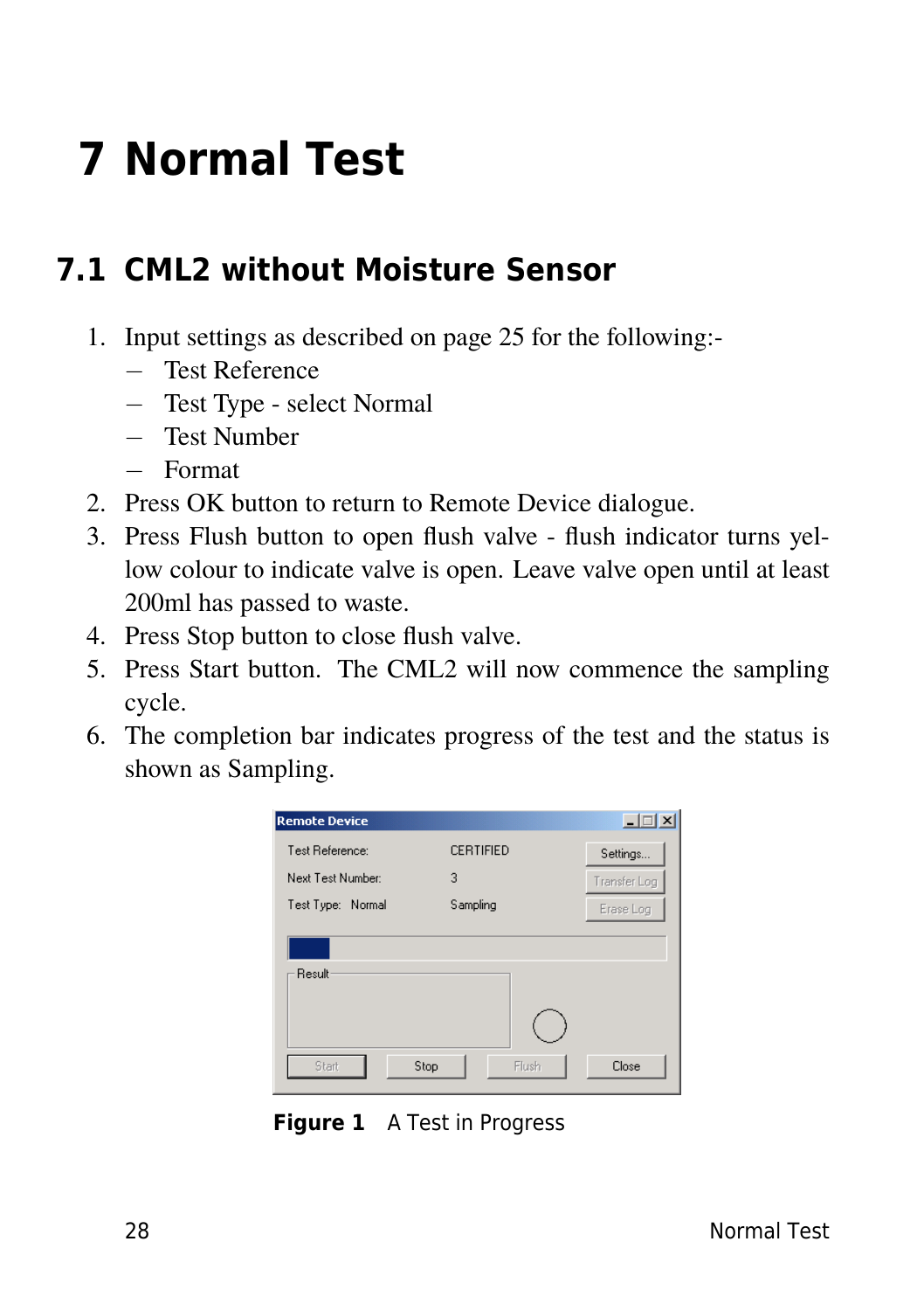# 7 Normal Test

## 7.1 CML2 without Moisture Sensor

1. Input settings as described on page 25 for the following:-
   - Test Reference
   - Test Type - select Normal
   - Test Number
   - Format
2. Press OK button to return to Remote Device dialogue.
3. Press Flush button to open flush valve - flush indicator turns yellow colour to indicate valve is open. Leave valve open until at least 200ml has passed to waste.
4. Press Stop button to close flush valve.
5. Press Start button. The CML2 will now commence the sampling cycle.
6. The completion bar indicates progress of the test and the status is shown as Sampling.

**Figure 1** A Test in Progress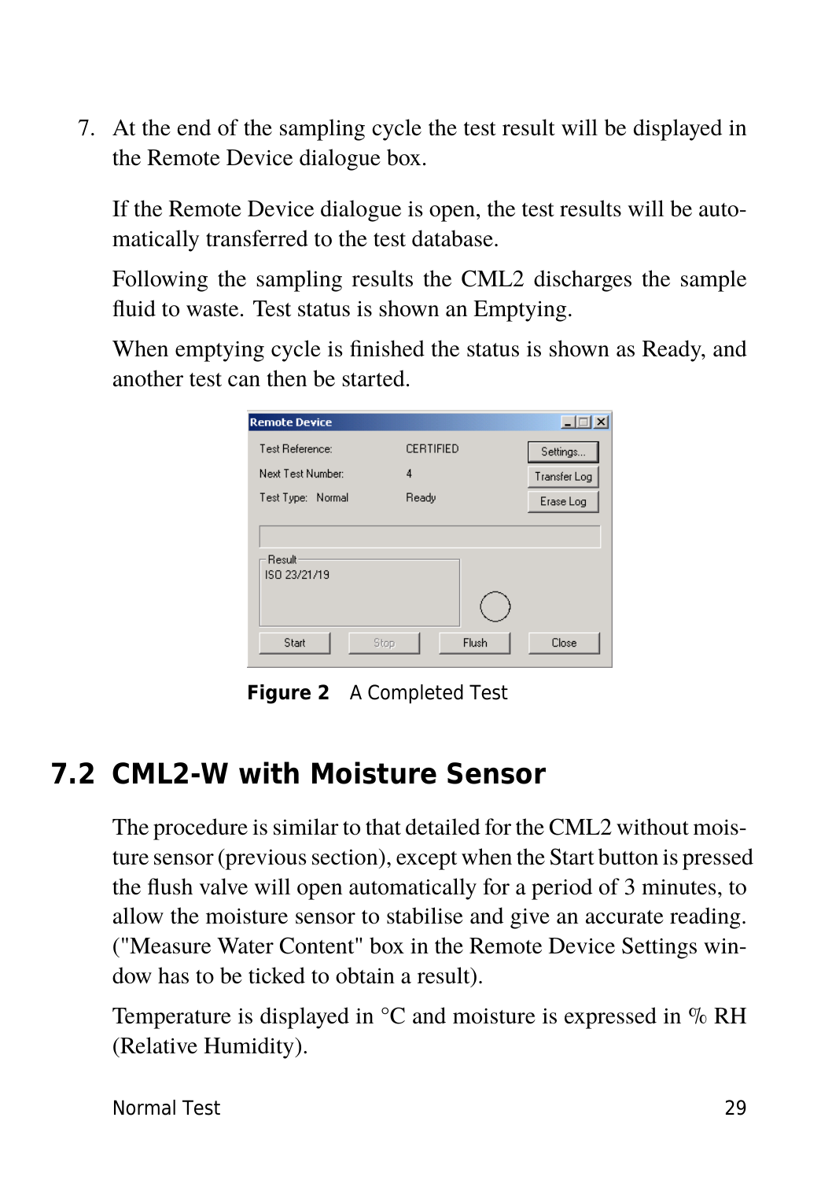7. At the end of the sampling cycle the test result will be displayed in the Remote Device dialogue box.

   If the Remote Device dialogue is open, the test results will be automatically transferred to the test database.

   Following the sampling results the CML2 discharges the sample fluid to waste. Test status is shown an Emptying.

   When emptying cycle is finished the status is shown as Ready, and another test can then be started.

**Figure 2** A Completed Test

## 7.2 CML2-W with Moisture Sensor

The procedure is similar to that detailed for the CML2 without moisture sensor (previous section), except when the Start button is pressed the flush valve will open automatically for a period of 3 minutes, to allow the moisture sensor to stabilise and give an accurate reading. ("Measure Water Content" box in the Remote Device Settings window has to be ticked to obtain a result).

Temperature is displayed in °C and moisture is expressed in % RH (Relative Humidity).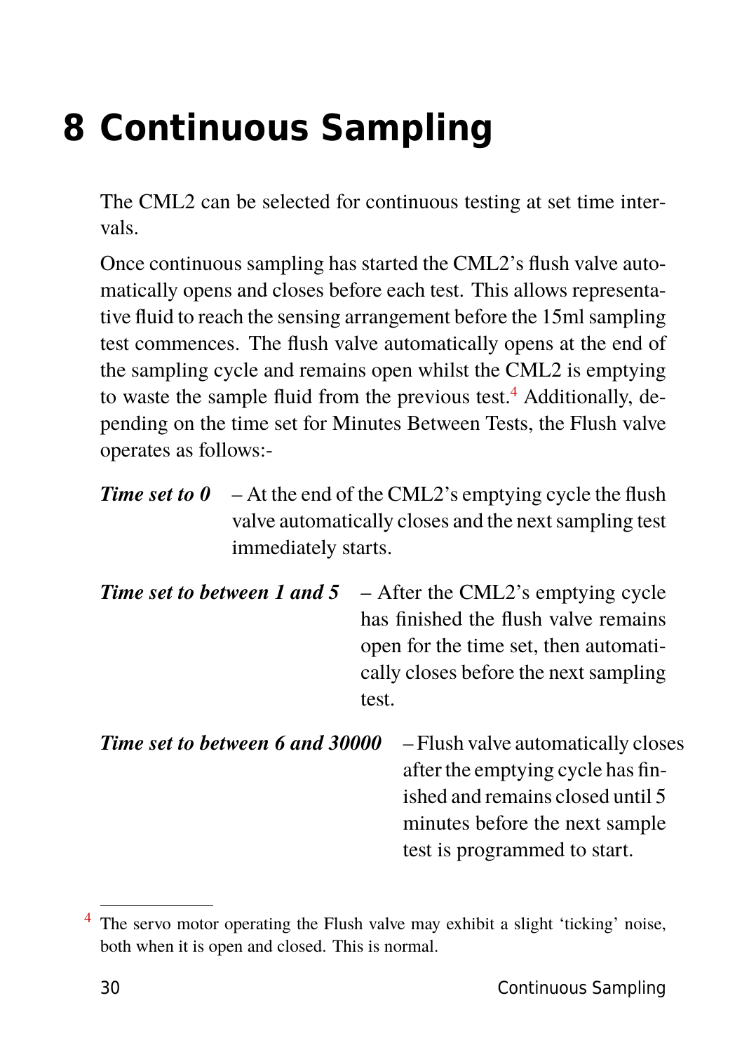# 8 Continuous Sampling

The CML2 can be selected for continuous testing at set time intervals.

Once continuous sampling has started the CML2's flush valve automatically opens and closes before each test. This allows representative fluid to reach the sensing arrangement before the 15ml sampling test commences. The flush valve automatically opens at the end of the sampling cycle and remains open whilst the CML2 is emptying to waste the sample fluid from the previous test.[4] Additionally, depending on the time set for Minutes Between Tests, the Flush valve operates as follows:-

***Time set to 0*** – At the end of the CML2's emptying cycle the flush valve automatically closes and the next sampling test immediately starts.

***Time set to between 1 and 5*** – After the CML2's emptying cycle has finished the flush valve remains open for the time set, then automatically closes before the next sampling test.

***Time set to between 6 and 30000*** – Flush valve automatically closes after the emptying cycle has finished and remains closed until 5 minutes before the next sample test is programmed to start.

[4] The servo motor operating the Flush valve may exhibit a slight 'ticking' noise, both when it is open and closed. This is normal.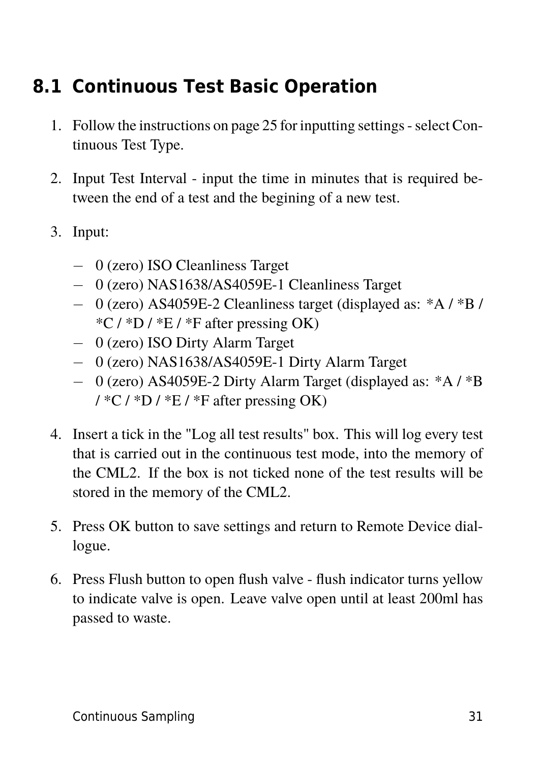## 8.1 Continuous Test Basic Operation

1. Follow the instructions on page 25 for inputting settings - select Continuous Test Type.

2. Input Test Interval - input the time in minutes that is required between the end of a test and the begining of a new test.

3. Input:

   - 0 (zero) ISO Cleanliness Target
   - 0 (zero) NAS1638/AS4059E-1 Cleanliness Target
   - 0 (zero) AS4059E-2 Cleanliness target (displayed as: *A / *B / *C / *D / *E / *F after pressing OK)
   - 0 (zero) ISO Dirty Alarm Target
   - 0 (zero) NAS1638/AS4059E-1 Dirty Alarm Target
   - 0 (zero) AS4059E-2 Dirty Alarm Target (displayed as: *A / *B / *C / *D / *E / *F after pressing OK)

4. Insert a tick in the "Log all test results" box. This will log every test that is carried out in the continuous test mode, into the memory of the CML2. If the box is not ticked none of the test results will be stored in the memory of the CML2.

5. Press OK button to save settings and return to Remote Device dialogue.

6. Press Flush button to open flush valve - flush indicator turns yellow to indicate valve is open. Leave valve open until at least 200ml has passed to waste.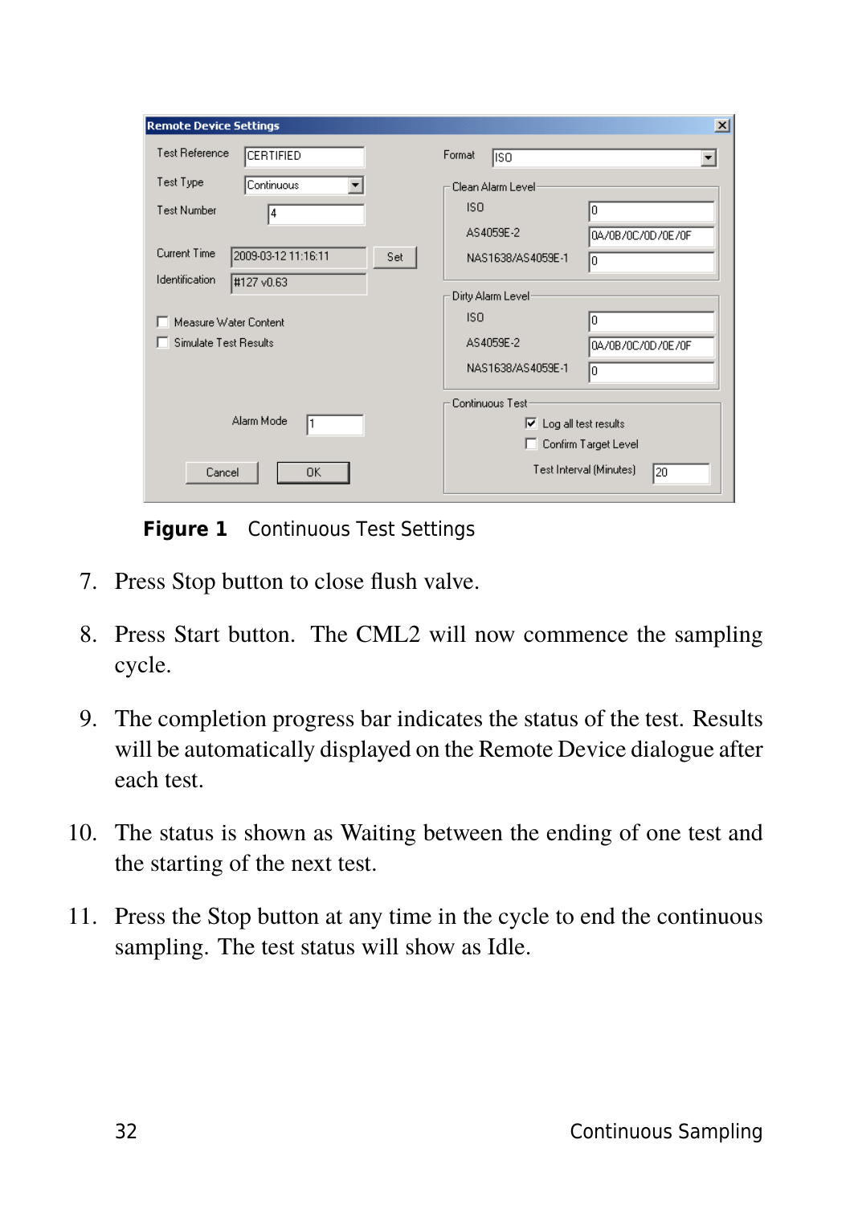**Figure 1** Continuous Test Settings

7. Press Stop button to close flush valve.

8. Press Start button. The CML2 will now commence the sampling cycle.

9. The completion progress bar indicates the status of the test. Results will be automatically displayed on the Remote Device dialogue after each test.

10. The status is shown as Waiting between the ending of one test and the starting of the next test.

11. Press the Stop button at any time in the cycle to end the continuous sampling. The test status will show as Idle.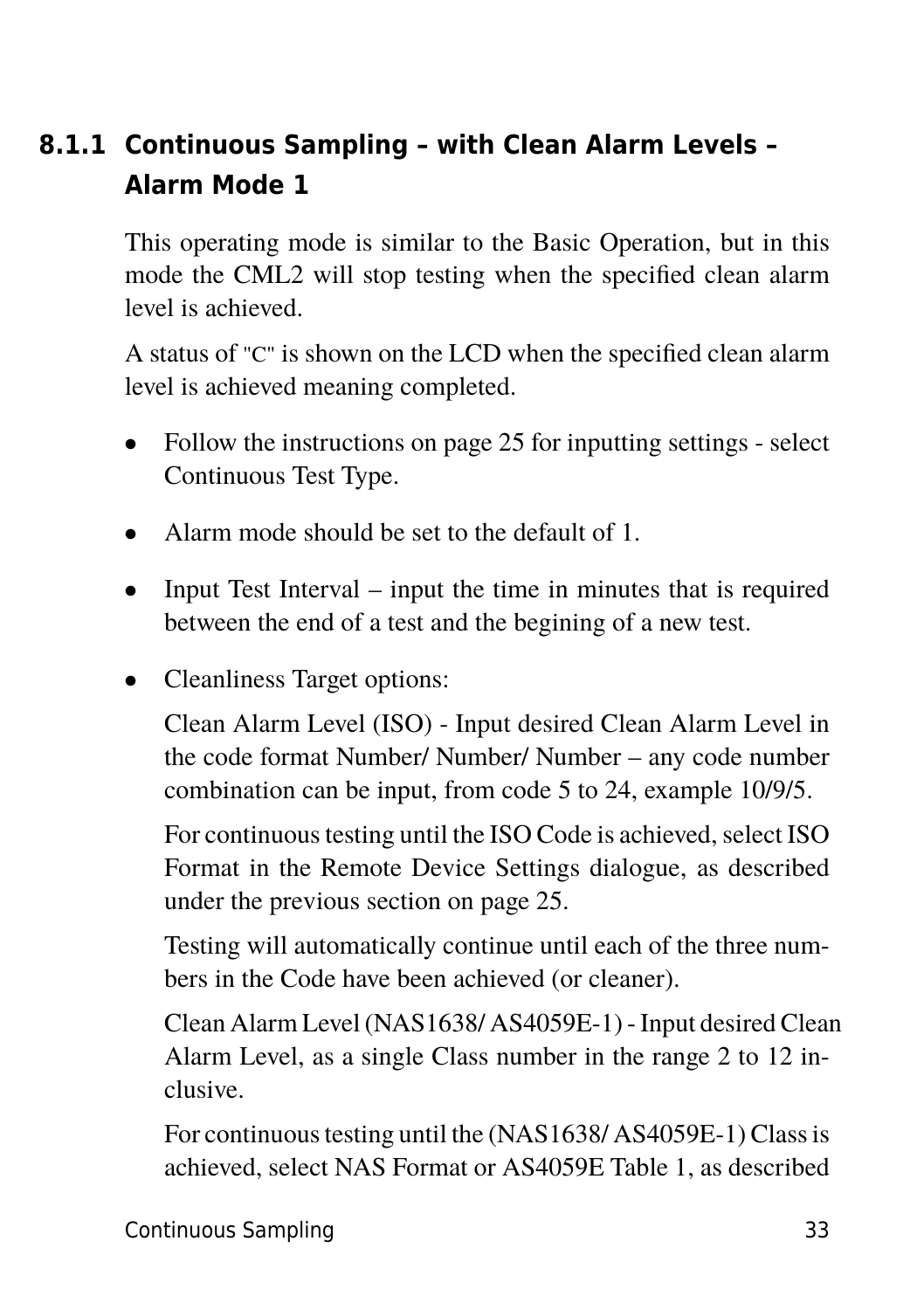### 8.1.1 Continuous Sampling – with Clean Alarm Levels – Alarm Mode 1

This operating mode is similar to the Basic Operation, but in this mode the CML2 will stop testing when the specified clean alarm level is achieved.

A status of "C" is shown on the LCD when the specified clean alarm level is achieved meaning completed.

- Follow the instructions on page 25 for inputting settings - select Continuous Test Type.
- Alarm mode should be set to the default of 1.
- Input Test Interval – input the time in minutes that is required between the end of a test and the begining of a new test.
- Cleanliness Target options:

  Clean Alarm Level (ISO) - Input desired Clean Alarm Level in the code format Number/ Number/ Number – any code number combination can be input, from code 5 to 24, example 10/9/5.

  For continuous testing until the ISO Code is achieved, select ISO Format in the Remote Device Settings dialogue, as described under the previous section on page 25.

  Testing will automatically continue until each of the three numbers in the Code have been achieved (or cleaner).

  Clean Alarm Level (NAS1638/ AS4059E-1) - Input desired Clean Alarm Level, as a single Class number in the range 2 to 12 inclusive.

  For continuous testing until the (NAS1638/ AS4059E-1) Class is achieved, select NAS Format or AS4059E Table 1, as described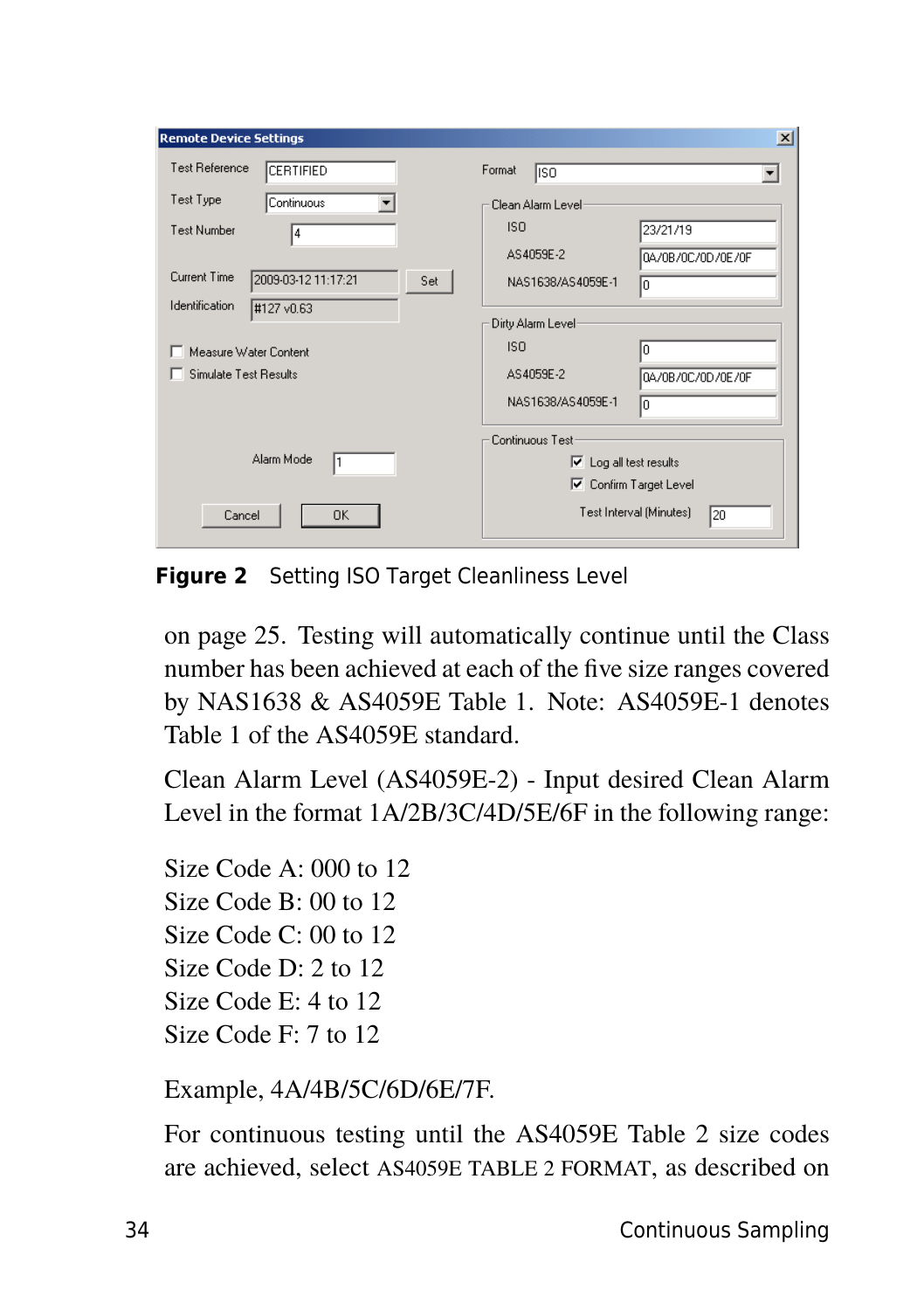**Figure 2** Setting ISO Target Cleanliness Level

on page 25. Testing will automatically continue until the Class number has been achieved at each of the five size ranges covered by NAS1638 & AS4059E Table 1. Note: AS4059E-1 denotes Table 1 of the AS4059E standard.

Clean Alarm Level (AS4059E-2) - Input desired Clean Alarm Level in the format 1A/2B/3C/4D/5E/6F in the following range:

Size Code A: 000 to 12
Size Code B: 00 to 12
Size Code C: 00 to 12
Size Code D: 2 to 12
Size Code E: 4 to 12
Size Code F: 7 to 12

Example, 4A/4B/5C/6D/6E/7F.

For continuous testing until the AS4059E Table 2 size codes are achieved, select AS4059E TABLE 2 FORMAT, as described on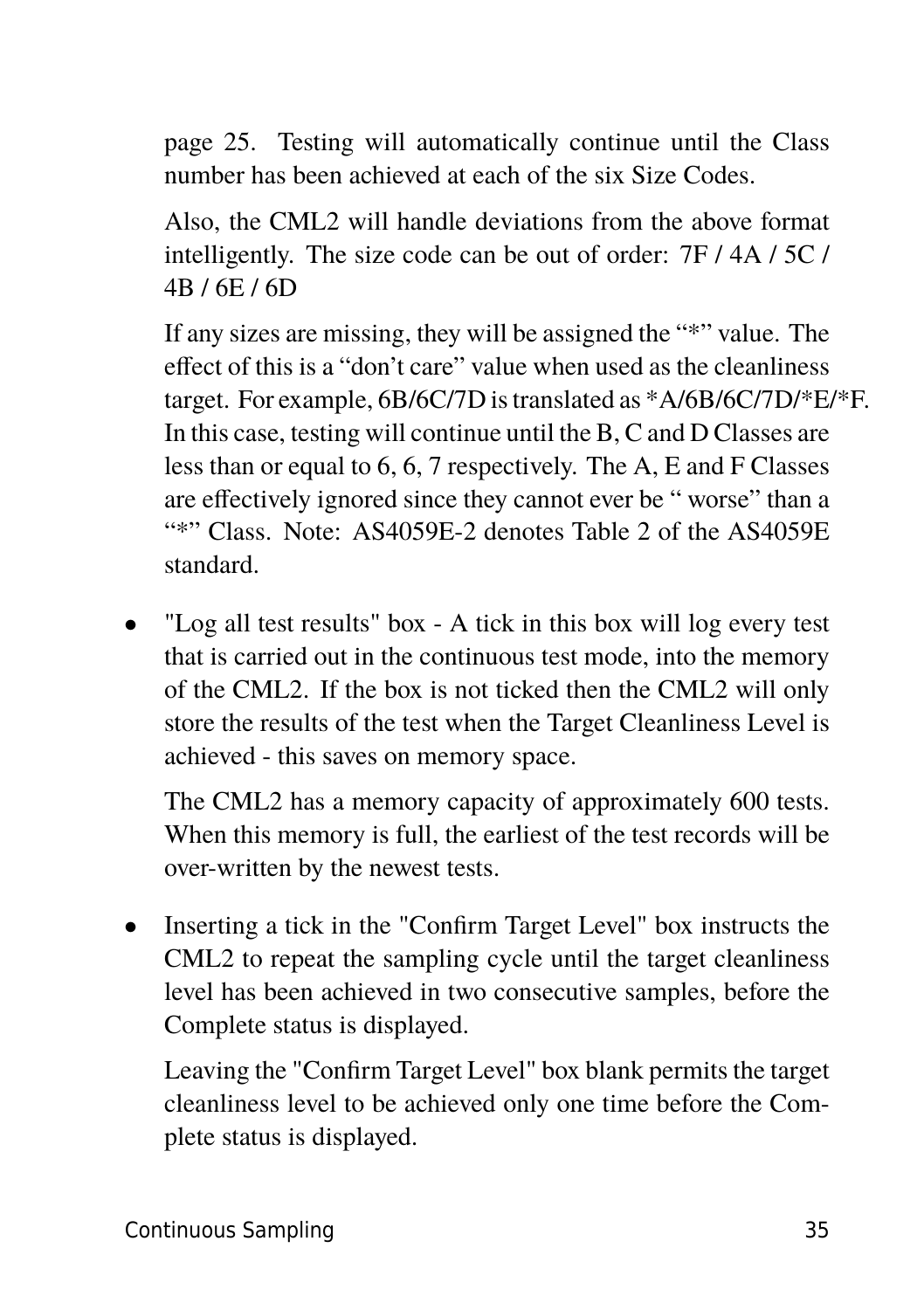page 25. Testing will automatically continue until the Class number has been achieved at each of the six Size Codes.

Also, the CML2 will handle deviations from the above format intelligently. The size code can be out of order: 7F / 4A / 5C / 4B / 6E / 6D

If any sizes are missing, they will be assigned the "*" value. The effect of this is a "don't care" value when used as the cleanliness target. For example, 6B/6C/7D is translated as *A/6B/6C/7D/*E/*F. In this case, testing will continue until the B, C and D Classes are less than or equal to 6, 6, 7 respectively. The A, E and F Classes are effectively ignored since they cannot ever be " worse" than a "*" Class. Note: AS4059E-2 denotes Table 2 of the AS4059E standard.

- "Log all test results" box - A tick in this box will log every test that is carried out in the continuous test mode, into the memory of the CML2. If the box is not ticked then the CML2 will only store the results of the test when the Target Cleanliness Level is achieved - this saves on memory space.

  The CML2 has a memory capacity of approximately 600 tests. When this memory is full, the earliest of the test records will be over-written by the newest tests.

- Inserting a tick in the "Confirm Target Level" box instructs the CML2 to repeat the sampling cycle until the target cleanliness level has been achieved in two consecutive samples, before the Complete status is displayed.

  Leaving the "Confirm Target Level" box blank permits the target cleanliness level to be achieved only one time before the Complete status is displayed.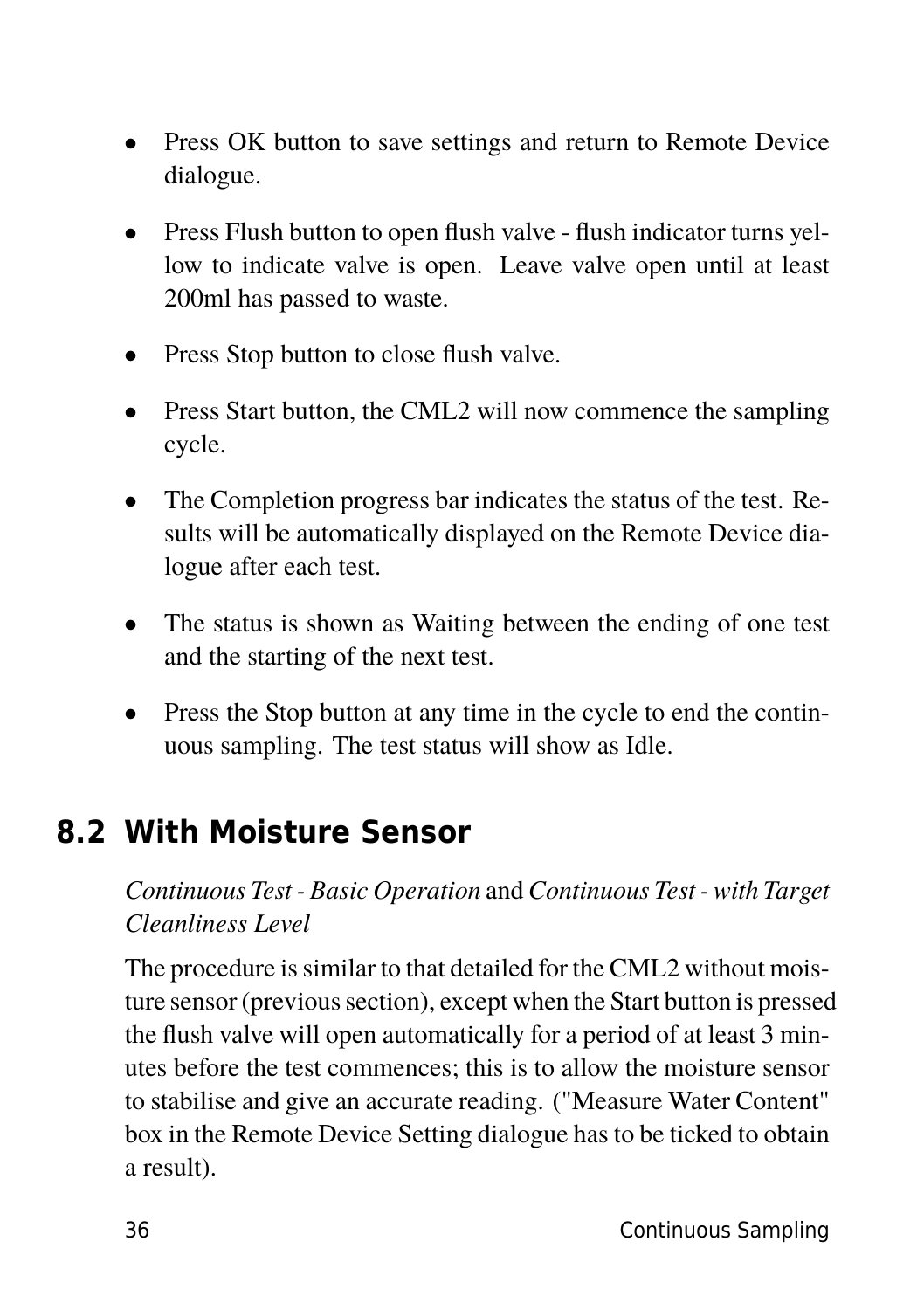- Press OK button to save settings and return to Remote Device dialogue.
- Press Flush button to open flush valve - flush indicator turns yellow to indicate valve is open. Leave valve open until at least 200ml has passed to waste.
- Press Stop button to close flush valve.
- Press Start button, the CML2 will now commence the sampling cycle.
- The Completion progress bar indicates the status of the test. Results will be automatically displayed on the Remote Device dialogue after each test.
- The status is shown as Waiting between the ending of one test and the starting of the next test.
- Press the Stop button at any time in the cycle to end the continuous sampling. The test status will show as Idle.

## 8.2 With Moisture Sensor

*Continuous Test - Basic Operation* and *Continuous Test - with Target Cleanliness Level*

The procedure is similar to that detailed for the CML2 without moisture sensor (previous section), except when the Start button is pressed the flush valve will open automatically for a period of at least 3 minutes before the test commences; this is to allow the moisture sensor to stabilise and give an accurate reading. ("Measure Water Content" box in the Remote Device Setting dialogue has to be ticked to obtain a result).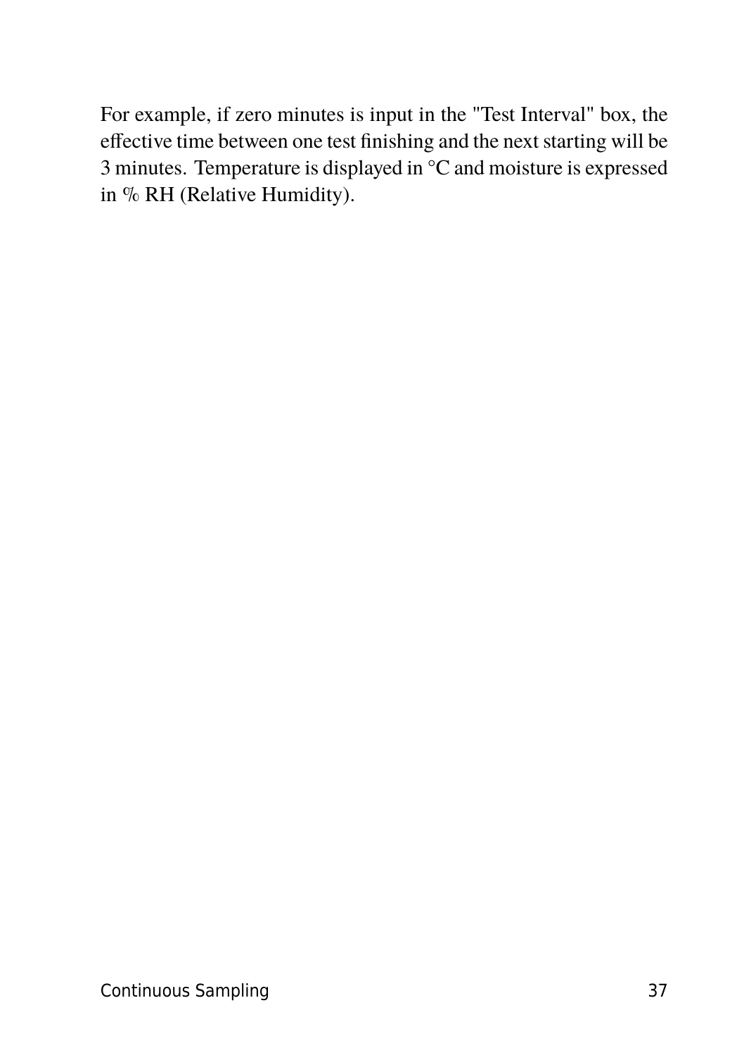For example, if zero minutes is input in the "Test Interval" box, the effective time between one test finishing and the next starting will be 3 minutes. Temperature is displayed in °C and moisture is expressed in % RH (Relative Humidity).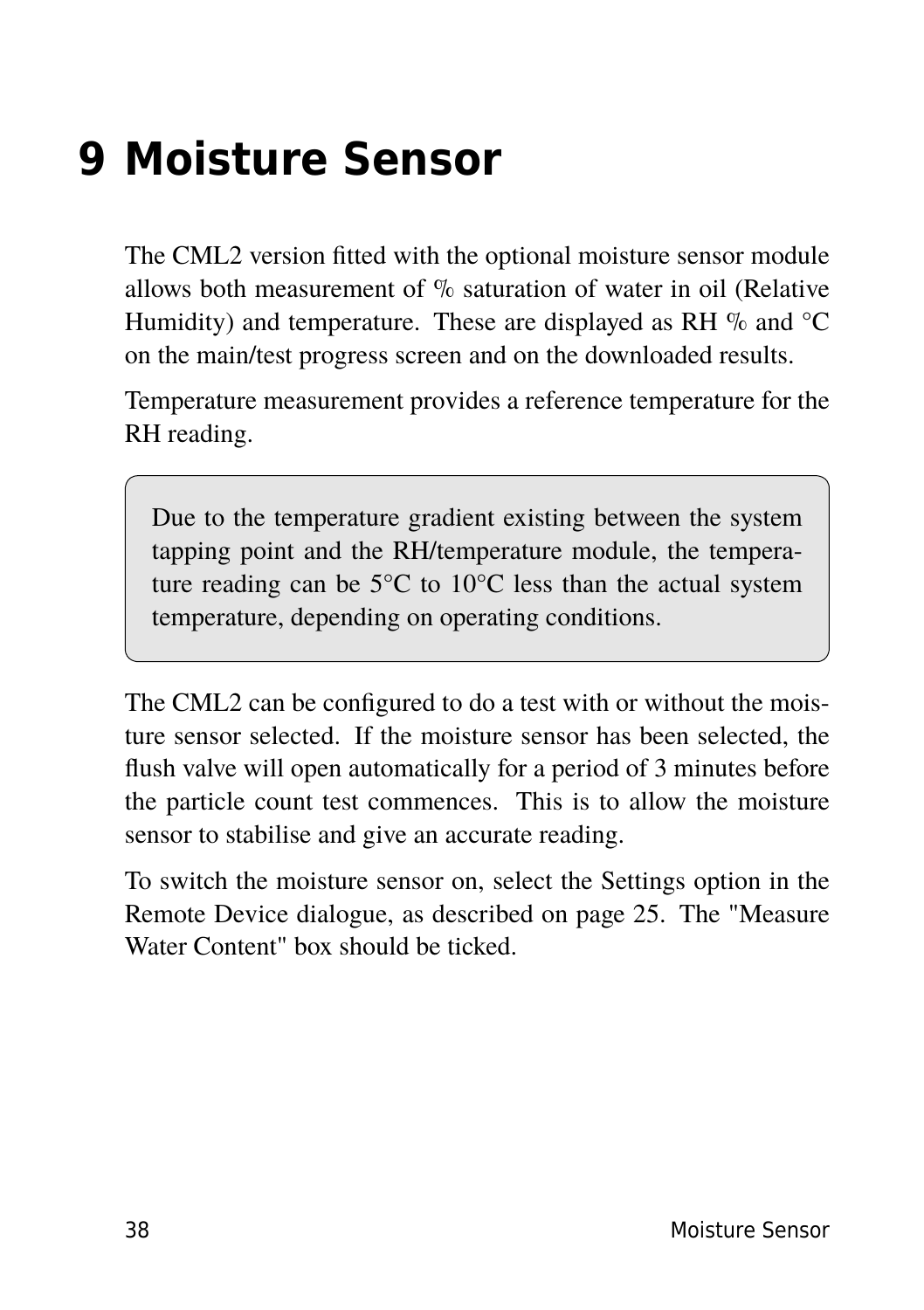# 9 Moisture Sensor

The CML2 version fitted with the optional moisture sensor module allows both measurement of % saturation of water in oil (Relative Humidity) and temperature. These are displayed as RH % and °C on the main/test progress screen and on the downloaded results.

Temperature measurement provides a reference temperature for the RH reading.

> Due to the temperature gradient existing between the system tapping point and the RH/temperature module, the temperature reading can be 5°C to 10°C less than the actual system temperature, depending on operating conditions.

The CML2 can be configured to do a test with or without the moisture sensor selected. If the moisture sensor has been selected, the flush valve will open automatically for a period of 3 minutes before the particle count test commences. This is to allow the moisture sensor to stabilise and give an accurate reading.

To switch the moisture sensor on, select the Settings option in the Remote Device dialogue, as described on page 25. The "Measure Water Content" box should be ticked.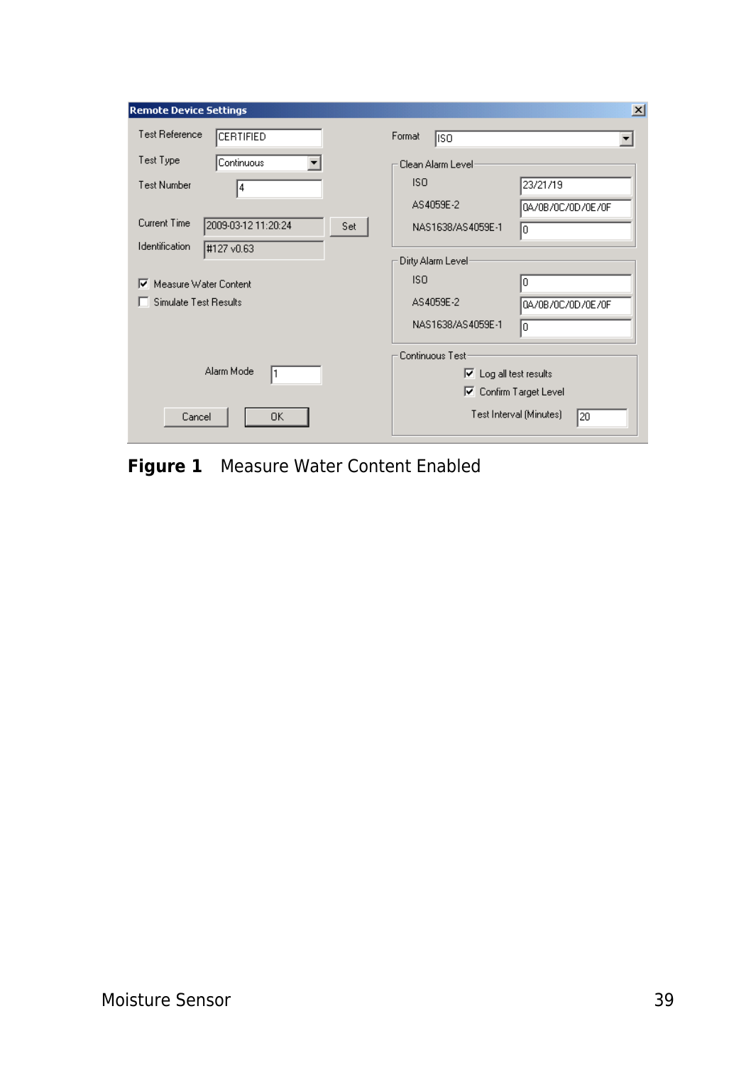**Figure 1** Measure Water Content Enabled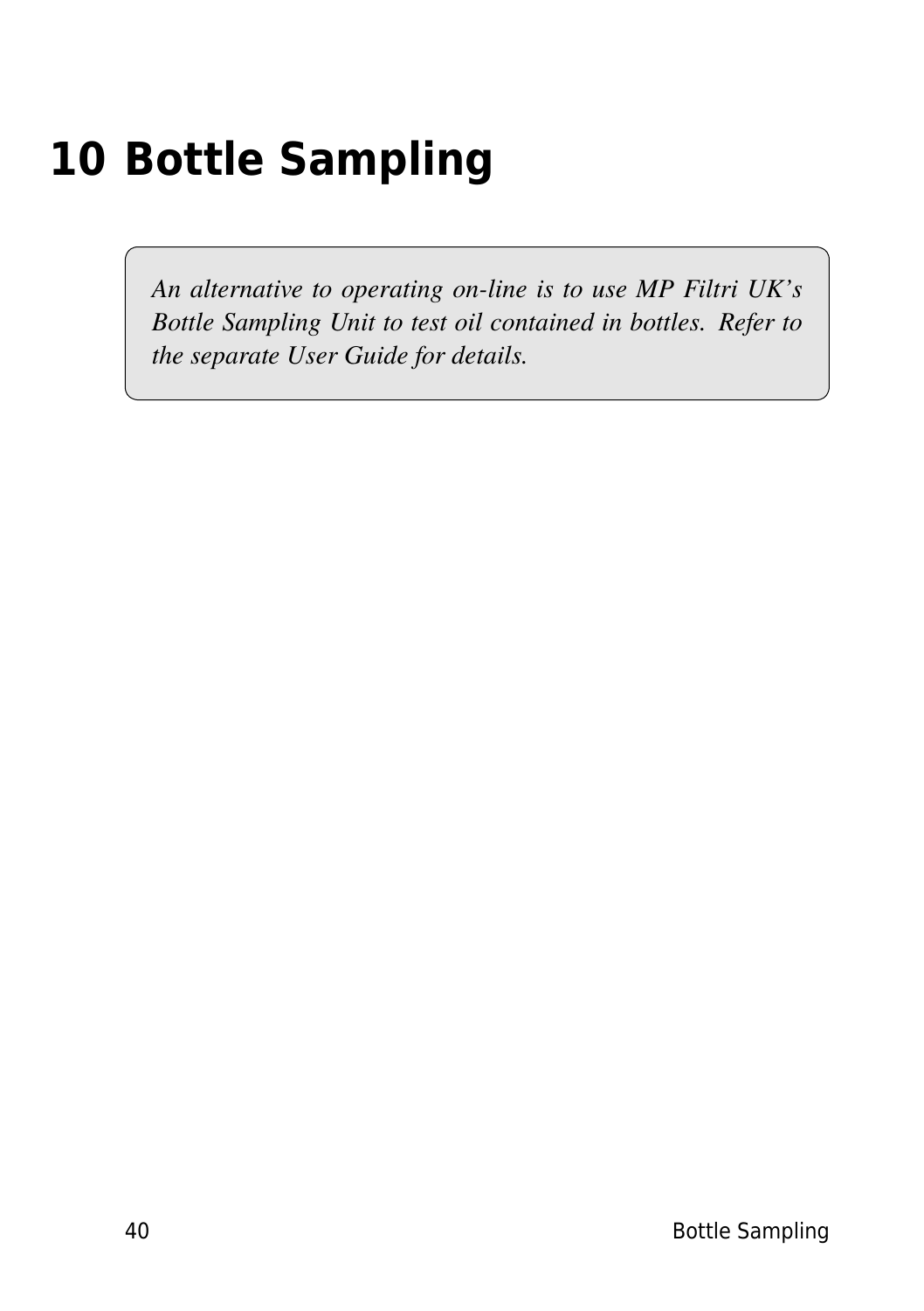# 10 Bottle Sampling

*An alternative to operating on-line is to use MP Filtri UK's Bottle Sampling Unit to test oil contained in bottles. Refer to the separate User Guide for details.*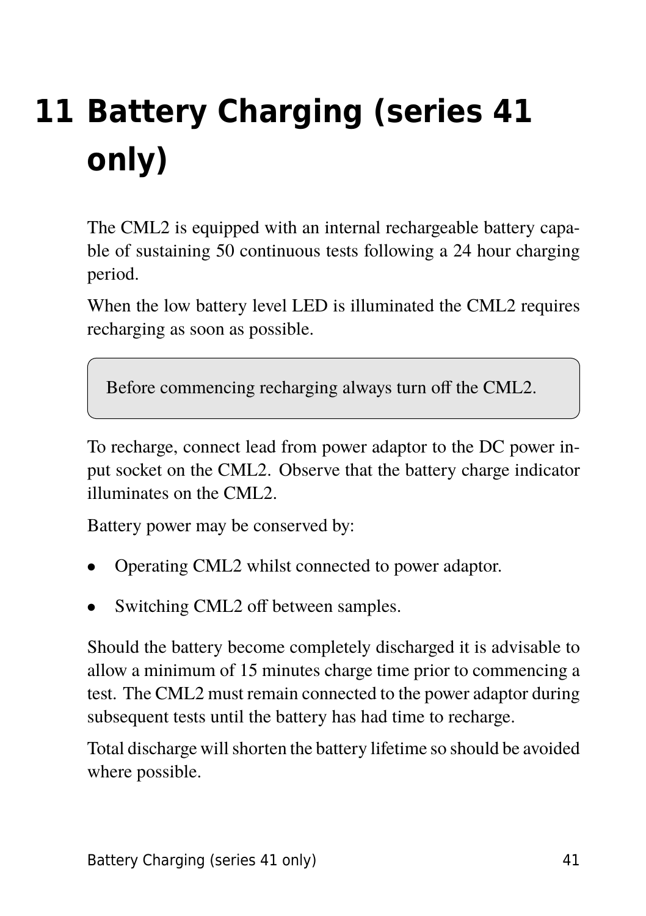# 11 Battery Charging (series 41 only)

The CML2 is equipped with an internal rechargeable battery capable of sustaining 50 continuous tests following a 24 hour charging period.

When the low battery level LED is illuminated the CML2 requires recharging as soon as possible.

> Before commencing recharging always turn off the CML2.

To recharge, connect lead from power adaptor to the DC power input socket on the CML2. Observe that the battery charge indicator illuminates on the CML2.

Battery power may be conserved by:

- Operating CML2 whilst connected to power adaptor.
- Switching CML2 off between samples.

Should the battery become completely discharged it is advisable to allow a minimum of 15 minutes charge time prior to commencing a test. The CML2 must remain connected to the power adaptor during subsequent tests until the battery has had time to recharge.

Total discharge will shorten the battery lifetime so should be avoided where possible.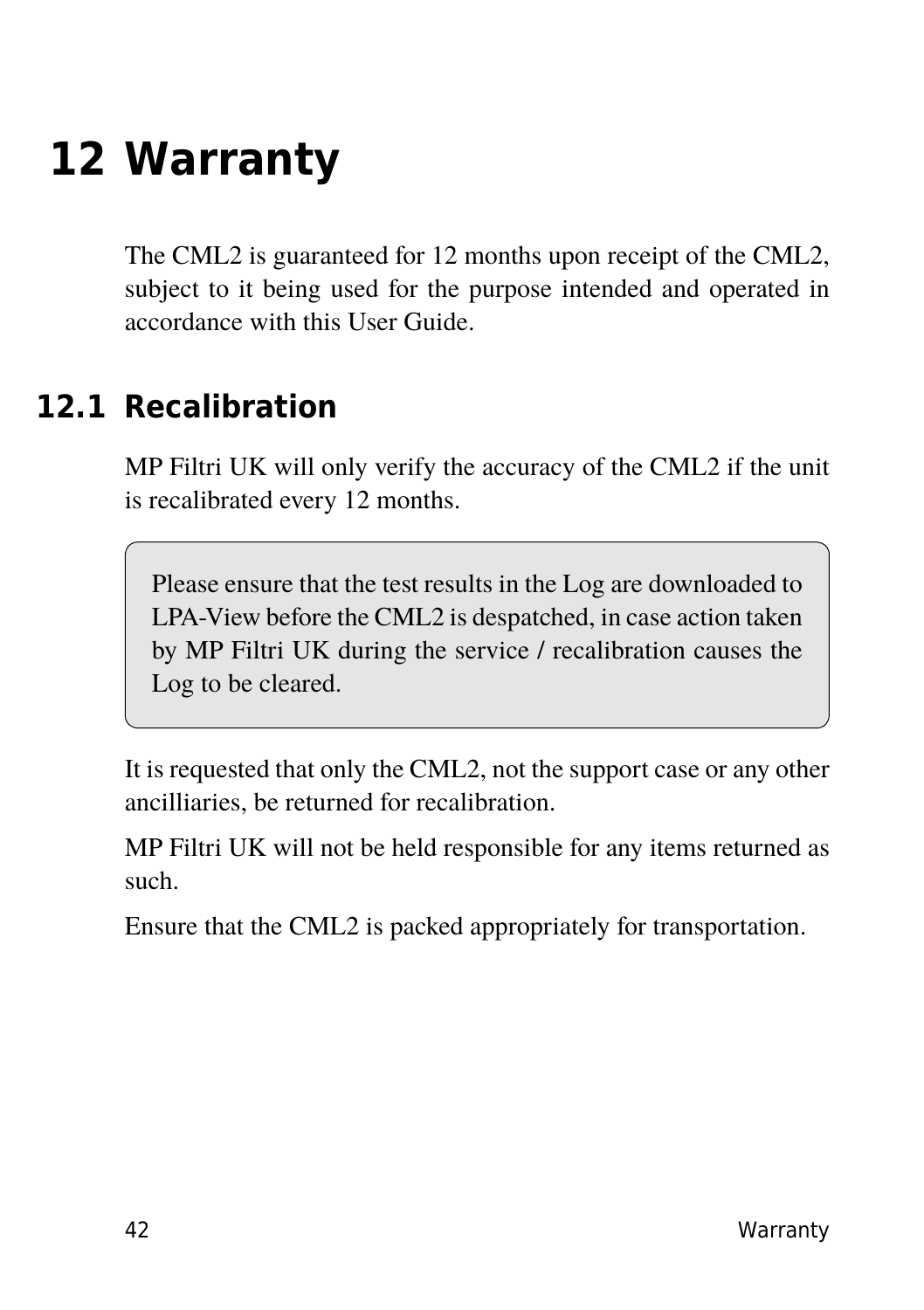# 12 Warranty

The CML2 is guaranteed for 12 months upon receipt of the CML2, subject to it being used for the purpose intended and operated in accordance with this User Guide.

## 12.1 Recalibration

MP Filtri UK will only verify the accuracy of the CML2 if the unit is recalibrated every 12 months.

> Please ensure that the test results in the Log are downloaded to LPA-View before the CML2 is despatched, in case action taken by MP Filtri UK during the service / recalibration causes the Log to be cleared.

It is requested that only the CML2, not the support case or any other ancilliaries, be returned for recalibration.

MP Filtri UK will not be held responsible for any items returned as such.

Ensure that the CML2 is packed appropriately for transportation.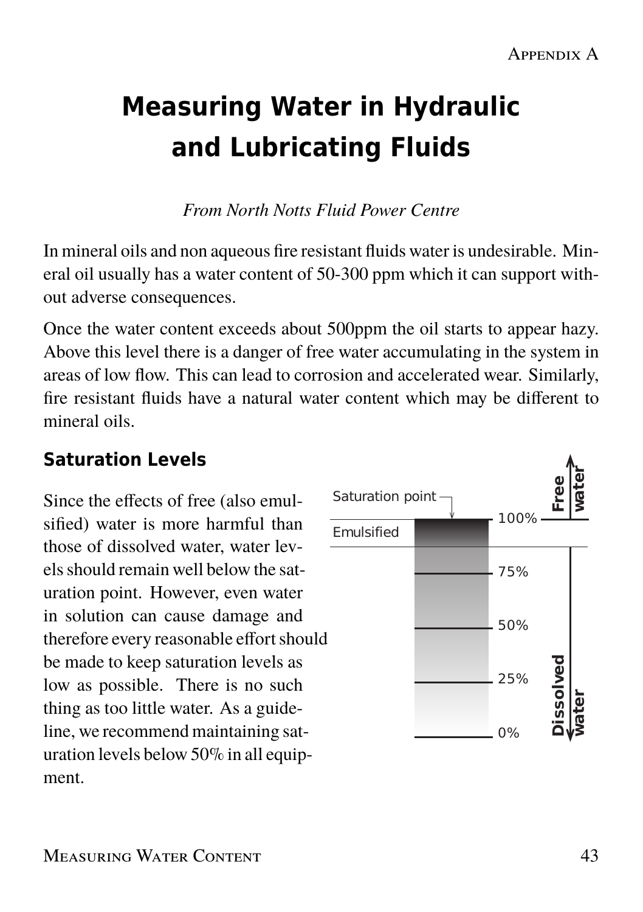# Measuring Water in Hydraulic and Lubricating Fluids

*From North Notts Fluid Power Centre*

In mineral oils and non aqueous fire resistant fluids water is undesirable. Mineral oil usually has a water content of 50-300 ppm which it can support without adverse consequences.

Once the water content exceeds about 500ppm the oil starts to appear hazy. Above this level there is a danger of free water accumulating in the system in areas of low flow. This can lead to corrosion and accelerated wear. Similarly, fire resistant fluids have a natural water content which may be different to mineral oils.

## Saturation Levels

Since the effects of free (also emulsified) water is more harmful than those of dissolved water, water levels should remain well below the saturation point. However, even water in solution can cause damage and therefore every reasonable effort should be made to keep saturation levels as low as possible. There is no such thing as too little water. As a guideline, we recommend maintaining saturation levels below 50% in all equipment.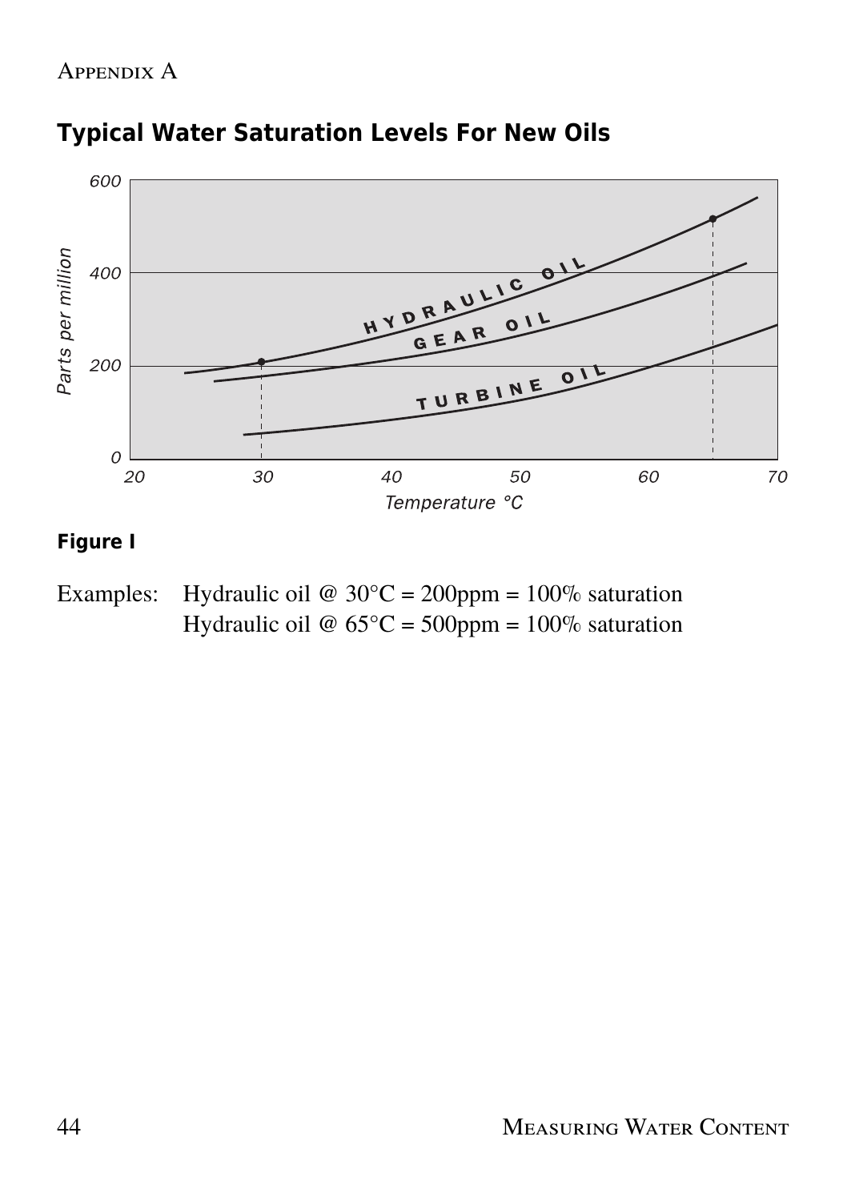## Typical Water Saturation Levels For New Oils

**Figure I**

Examples: Hydraulic oil @ 30°C = 200ppm = 100% saturation
Hydraulic oil @ 65°C = 500ppm = 100% saturation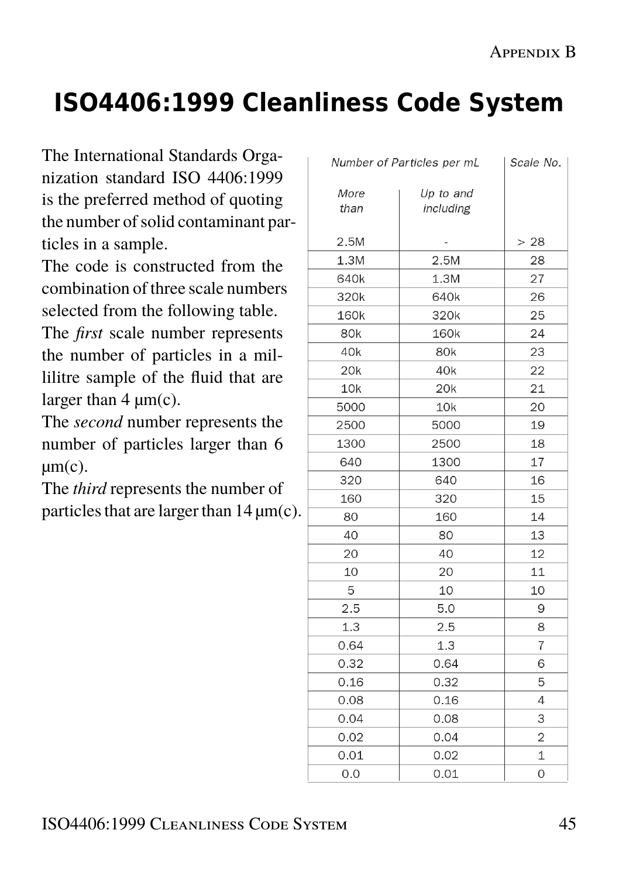# ISO4406:1999 Cleanliness Code System

The International Standards Organization standard ISO 4406:1999 is the preferred method of quoting the number of solid contaminant particles in a sample.

The code is constructed from the combination of three scale numbers selected from the following table.

The *first* scale number represents the number of particles in a millilitre sample of the fluid that are larger than 4 μm(c).

The *second* number represents the number of particles larger than 6 μm(c).

The *third* represents the number of particles that are larger than 14 μm(c).

| Number of Particles per mL | | Scale No. |
|---|---|---|
| More than | Up to and including | |
| 2.5M | - | > 28 |
| 1.3M | 2.5M | 28 |
| 640k | 1.3M | 27 |
| 320k | 640k | 26 |
| 160k | 320k | 25 |
| 80k | 160k | 24 |
| 40k | 80k | 23 |
| 20k | 40k | 22 |
| 10k | 20k | 21 |
| 5000 | 10k | 20 |
| 2500 | 5000 | 19 |
| 1300 | 2500 | 18 |
| 640 | 1300 | 17 |
| 320 | 640 | 16 |
| 160 | 320 | 15 |
| 80 | 160 | 14 |
| 40 | 80 | 13 |
| 20 | 40 | 12 |
| 10 | 20 | 11 |
| 5 | 10 | 10 |
| 2.5 | 5.0 | 9 |
| 1.3 | 2.5 | 8 |
| 0.64 | 1.3 | 7 |
| 0.32 | 0.64 | 6 |
| 0.16 | 0.32 | 5 |
| 0.08 | 0.16 | 4 |
| 0.04 | 0.08 | 3 |
| 0.02 | 0.04 | 2 |
| 0.01 | 0.02 | 1 |
| 0.0 | 0.01 | 0 |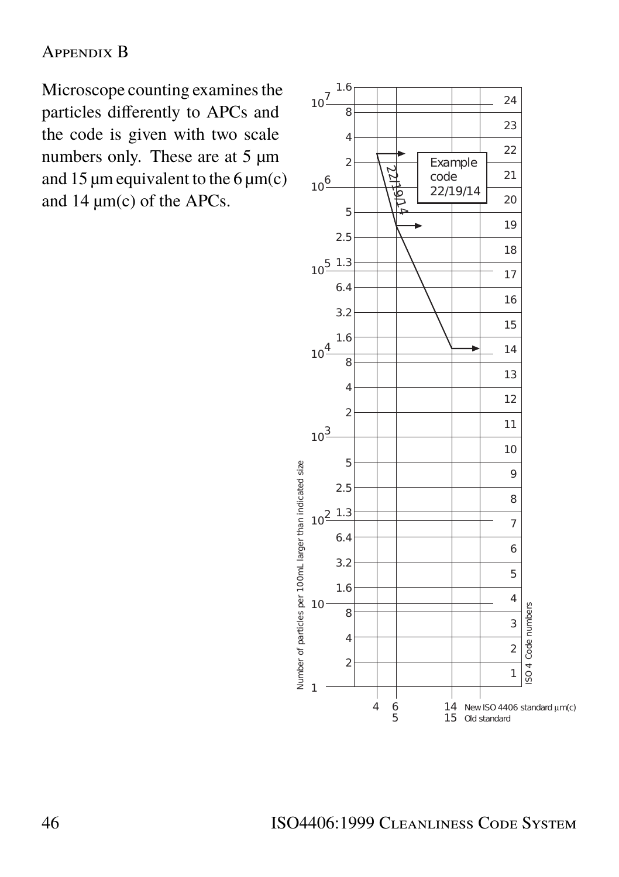Microscope counting examines the particles differently to APCs and the code is given with two scale numbers only. These are at 5 µm and 15 µm equivalent to the 6 µm(c) and 14 µm(c) of the APCs.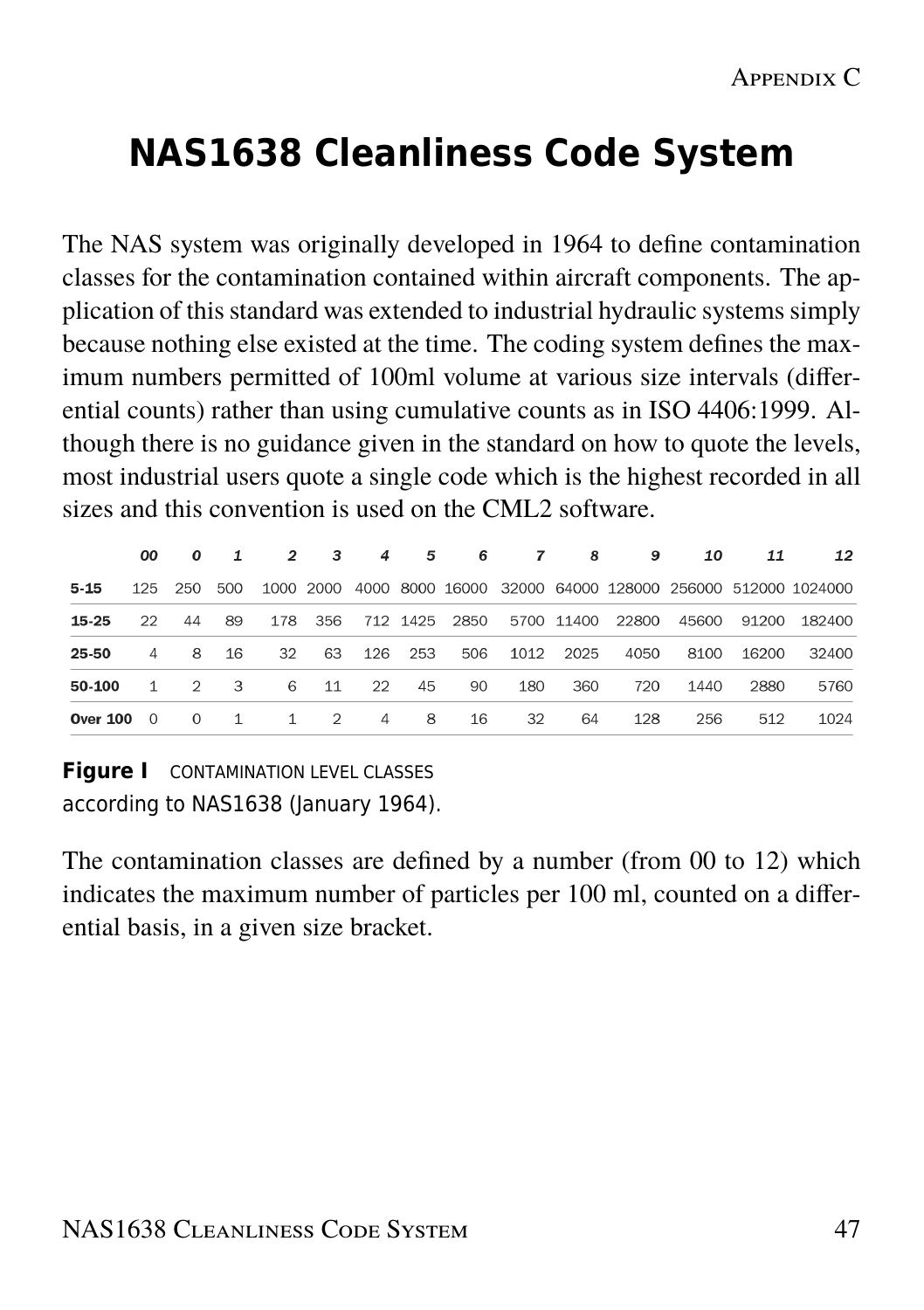# NAS1638 Cleanliness Code System

The NAS system was originally developed in 1964 to define contamination classes for the contamination contained within aircraft components. The application of this standard was extended to industrial hydraulic systems simply because nothing else existed at the time. The coding system defines the maximum numbers permitted of 100ml volume at various size intervals (differential counts) rather than using cumulative counts as in ISO 4406:1999. Although there is no guidance given in the standard on how to quote the levels, most industrial users quote a single code which is the highest recorded in all sizes and this convention is used on the CML2 software.

| | *00* | *0* | *1* | *2* | *3* | *4* | *5* | *6* | *7* | *8* | *9* | *10* | *11* | *12* |
|---|---|---|---|---|---|---|---|---|---|---|---|---|---|---|
| **5-15** | 125 | 250 | 500 | 1000 | 2000 | 4000 | 8000 | 16000 | 32000 | 64000 | 128000 | 256000 | 512000 | 1024000 |
| **15-25** | 22 | 44 | 89 | 178 | 356 | 712 | 1425 | 2850 | 5700 | 11400 | 22800 | 45600 | 91200 | 182400 |
| **25-50** | 4 | 8 | 16 | 32 | 63 | 126 | 253 | 506 | 1012 | 2025 | 4050 | 8100 | 16200 | 32400 |
| **50-100** | 1 | 2 | 3 | 6 | 11 | 22 | 45 | 90 | 180 | 360 | 720 | 1440 | 2880 | 5760 |
| **Over 100** | 0 | 0 | 1 | 1 | 2 | 4 | 8 | 16 | 32 | 64 | 128 | 256 | 512 | 1024 |

**Figure I** CONTAMINATION LEVEL CLASSES according to NAS1638 (January 1964).

The contamination classes are defined by a number (from 00 to 12) which indicates the maximum number of particles per 100 ml, counted on a differential basis, in a given size bracket.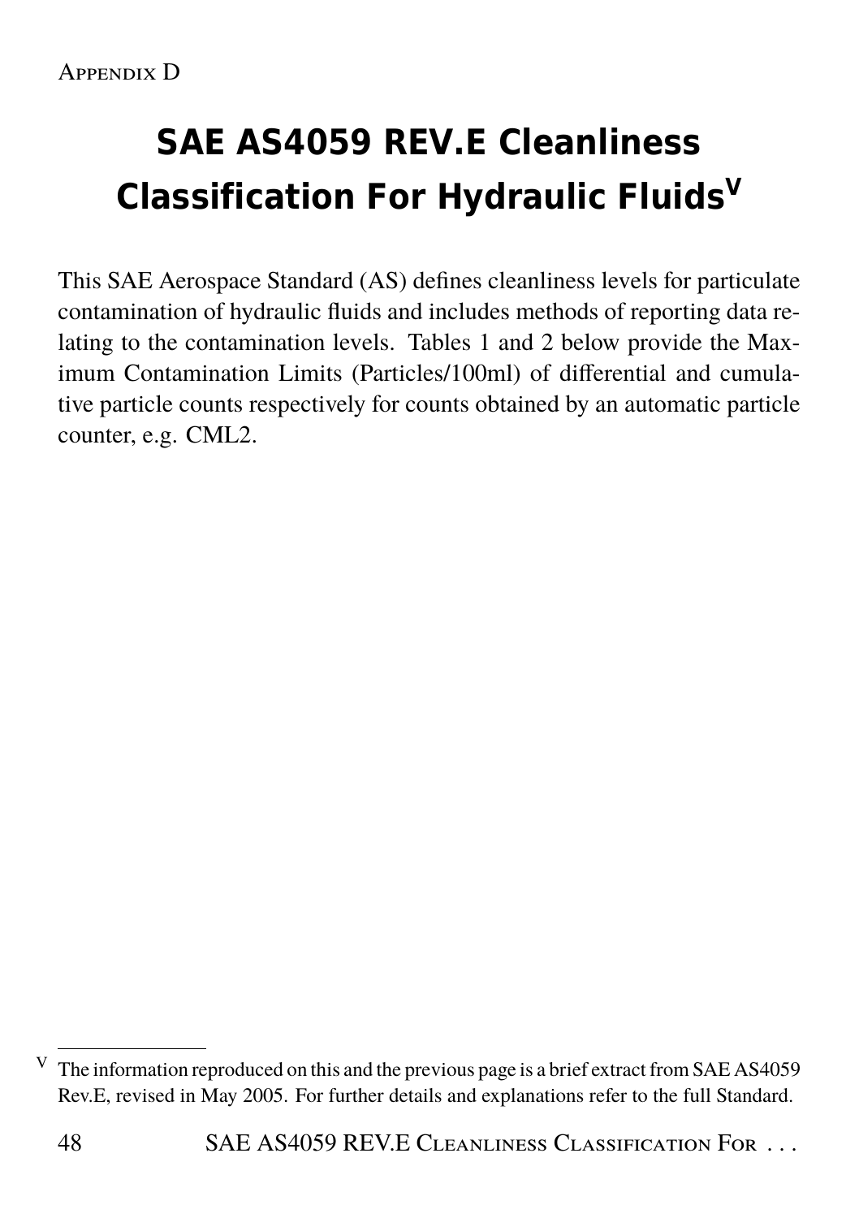Appendix D

# SAE AS4059 REV.E Cleanliness Classification For Hydraulic Fluids[V]

This SAE Aerospace Standard (AS) defines cleanliness levels for particulate contamination of hydraulic fluids and includes methods of reporting data relating to the contamination levels. Tables 1 and 2 below provide the Maximum Contamination Limits (Particles/100ml) of differential and cumulative particle counts respectively for counts obtained by an automatic particle counter, e.g. CML2.

[V] The information reproduced on this and the previous page is a brief extract from SAE AS4059 Rev.E, revised in May 2005. For further details and explanations refer to the full Standard.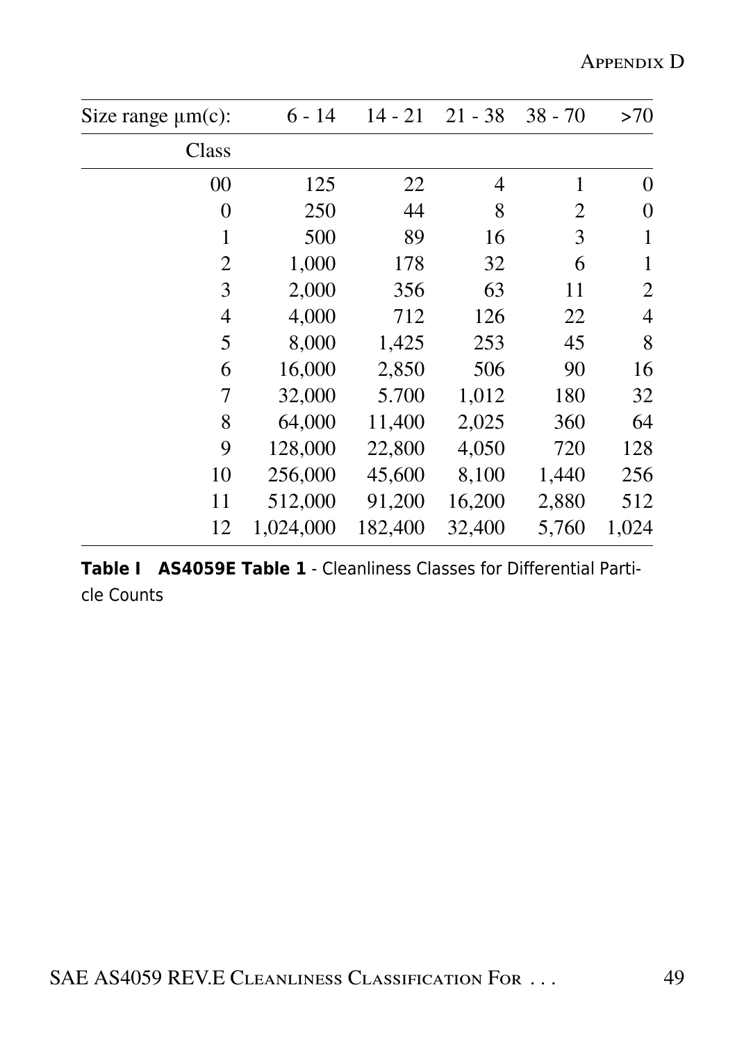| Size range µm(c): | 6 - 14 | 14 - 21 | 21 - 38 | 38 - 70 | >70 |
|---|---|---|---|---|---|
| Class | | | | | |
| 00 | 125 | 22 | 4 | 1 | 0 |
| 0 | 250 | 44 | 8 | 2 | 0 |
| 1 | 500 | 89 | 16 | 3 | 1 |
| 2 | 1,000 | 178 | 32 | 6 | 1 |
| 3 | 2,000 | 356 | 63 | 11 | 2 |
| 4 | 4,000 | 712 | 126 | 22 | 4 |
| 5 | 8,000 | 1,425 | 253 | 45 | 8 |
| 6 | 16,000 | 2,850 | 506 | 90 | 16 |
| 7 | 32,000 | 5.700 | 1,012 | 180 | 32 |
| 8 | 64,000 | 11,400 | 2,025 | 360 | 64 |
| 9 | 128,000 | 22,800 | 4,050 | 720 | 128 |
| 10 | 256,000 | 45,600 | 8,100 | 1,440 | 256 |
| 11 | 512,000 | 91,200 | 16,200 | 2,880 | 512 |
| 12 | 1,024,000 | 182,400 | 32,400 | 5,760 | 1,024 |

**Table I AS4059E Table 1** - Cleanliness Classes for Differential Particle Counts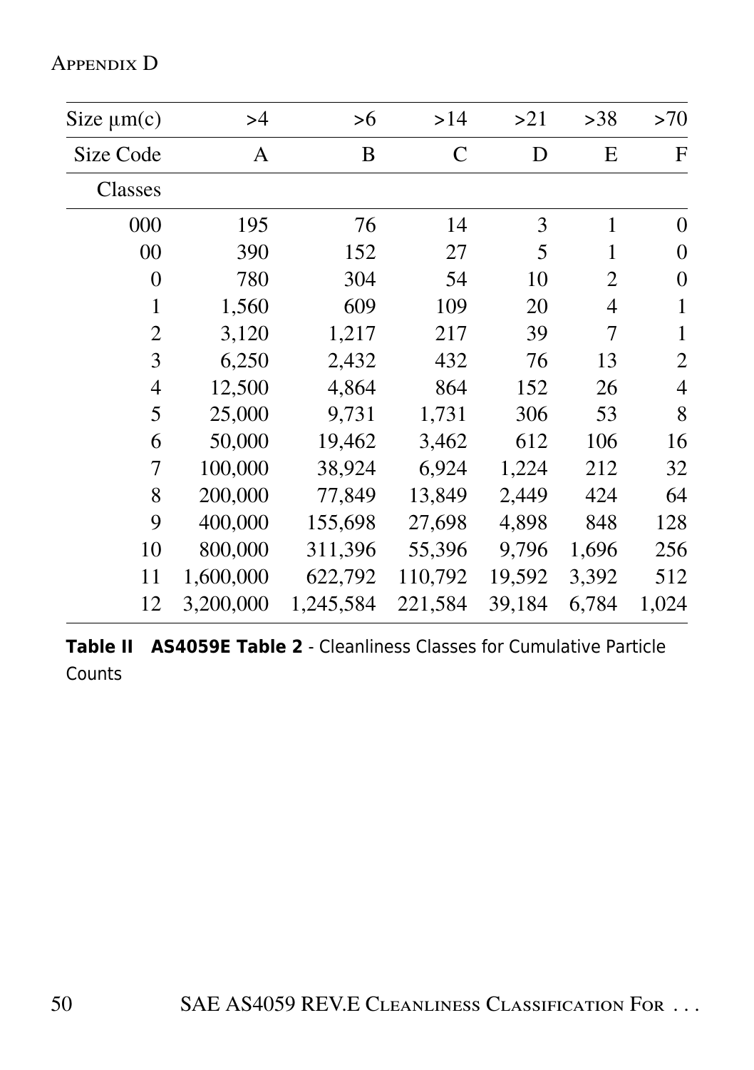| Size µm(c) | >4 | >6 | >14 | >21 | >38 | >70 |
|---|---|---|---|---|---|---|
| Size Code | A | B | C | D | E | F |
| Classes | | | | | | |
| 000 | 195 | 76 | 14 | 3 | 1 | 0 |
| 00 | 390 | 152 | 27 | 5 | 1 | 0 |
| 0 | 780 | 304 | 54 | 10 | 2 | 0 |
| 1 | 1,560 | 609 | 109 | 20 | 4 | 1 |
| 2 | 3,120 | 1,217 | 217 | 39 | 7 | 1 |
| 3 | 6,250 | 2,432 | 432 | 76 | 13 | 2 |
| 4 | 12,500 | 4,864 | 864 | 152 | 26 | 4 |
| 5 | 25,000 | 9,731 | 1,731 | 306 | 53 | 8 |
| 6 | 50,000 | 19,462 | 3,462 | 612 | 106 | 16 |
| 7 | 100,000 | 38,924 | 6,924 | 1,224 | 212 | 32 |
| 8 | 200,000 | 77,849 | 13,849 | 2,449 | 424 | 64 |
| 9 | 400,000 | 155,698 | 27,698 | 4,898 | 848 | 128 |
| 10 | 800,000 | 311,396 | 55,396 | 9,796 | 1,696 | 256 |
| 11 | 1,600,000 | 622,792 | 110,792 | 19,592 | 3,392 | 512 |
| 12 | 3,200,000 | 1,245,584 | 221,584 | 39,184 | 6,784 | 1,024 |

**Table II AS4059E Table 2** - Cleanliness Classes for Cumulative Particle Counts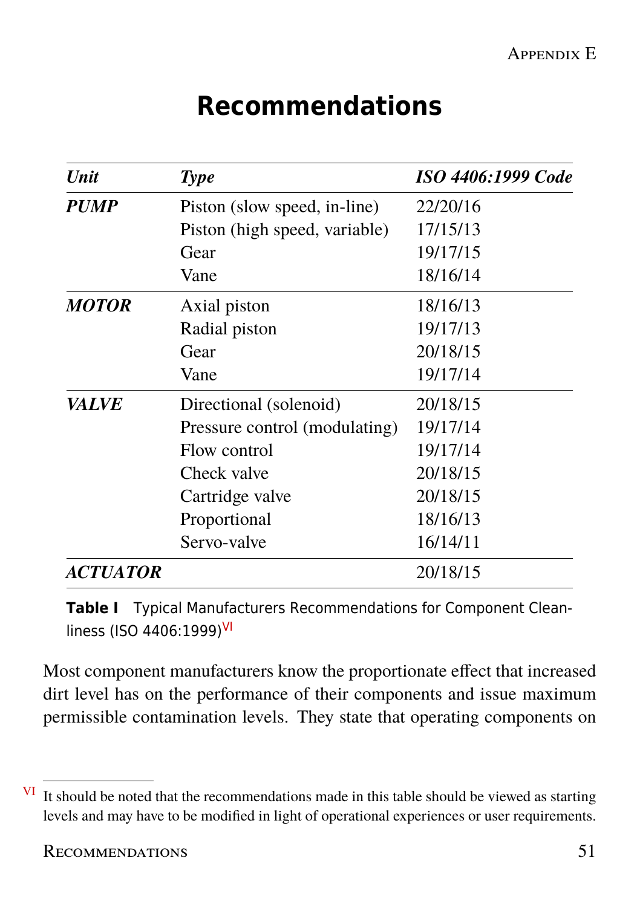# Recommendations

| *Unit* | *Type* | *ISO 4406:1999 Code* |
|---|---|---|
| ***PUMP*** | Piston (slow speed, in-line) | 22/20/16 |
| | Piston (high speed, variable) | 17/15/13 |
| | Gear | 19/17/15 |
| | Vane | 18/16/14 |
| ***MOTOR*** | Axial piston | 18/16/13 |
| | Radial piston | 19/17/13 |
| | Gear | 20/18/15 |
| | Vane | 19/17/14 |
| ***VALVE*** | Directional (solenoid) | 20/18/15 |
| | Pressure control (modulating) | 19/17/14 |
| | Flow control | 19/17/14 |
| | Check valve | 20/18/15 |
| | Cartridge valve | 20/18/15 |
| | Proportional | 18/16/13 |
| | Servo-valve | 16/14/11 |
| ***ACTUATOR*** | | 20/18/15 |

**Table I** Typical Manufacturers Recommendations for Component Cleanliness (ISO 4406:1999)[VI]

Most component manufacturers know the proportionate effect that increased dirt level has on the performance of their components and issue maximum permissible contamination levels. They state that operating components on

[VI] It should be noted that the recommendations made in this table should be viewed as starting levels and may have to be modified in light of operational experiences or user requirements.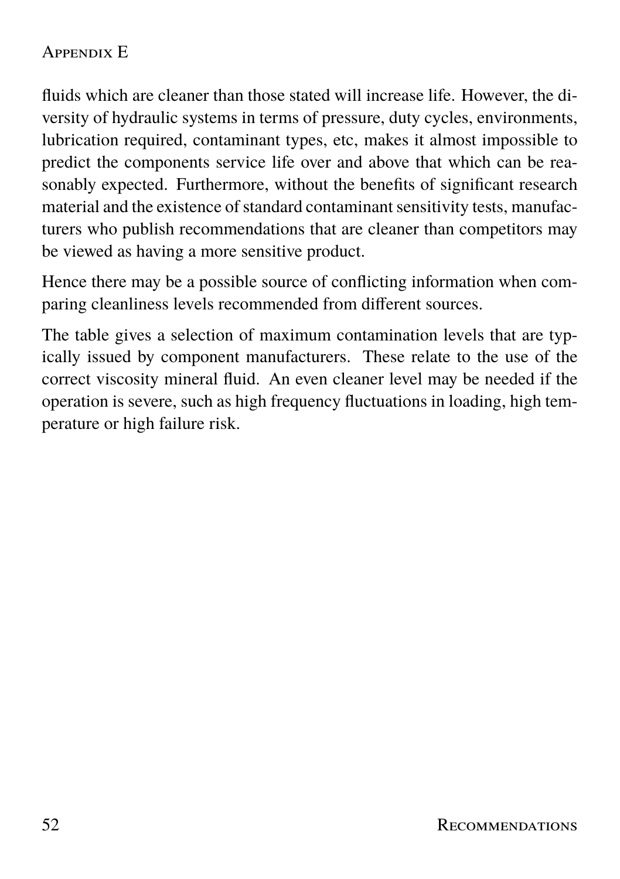fluids which are cleaner than those stated will increase life. However, the diversity of hydraulic systems in terms of pressure, duty cycles, environments, lubrication required, contaminant types, etc, makes it almost impossible to predict the components service life over and above that which can be reasonably expected. Furthermore, without the benefits of significant research material and the existence of standard contaminant sensitivity tests, manufacturers who publish recommendations that are cleaner than competitors may be viewed as having a more sensitive product.

Hence there may be a possible source of conflicting information when comparing cleanliness levels recommended from different sources.

The table gives a selection of maximum contamination levels that are typically issued by component manufacturers. These relate to the use of the correct viscosity mineral fluid. An even cleaner level may be needed if the operation is severe, such as high frequency fluctuations in loading, high temperature or high failure risk.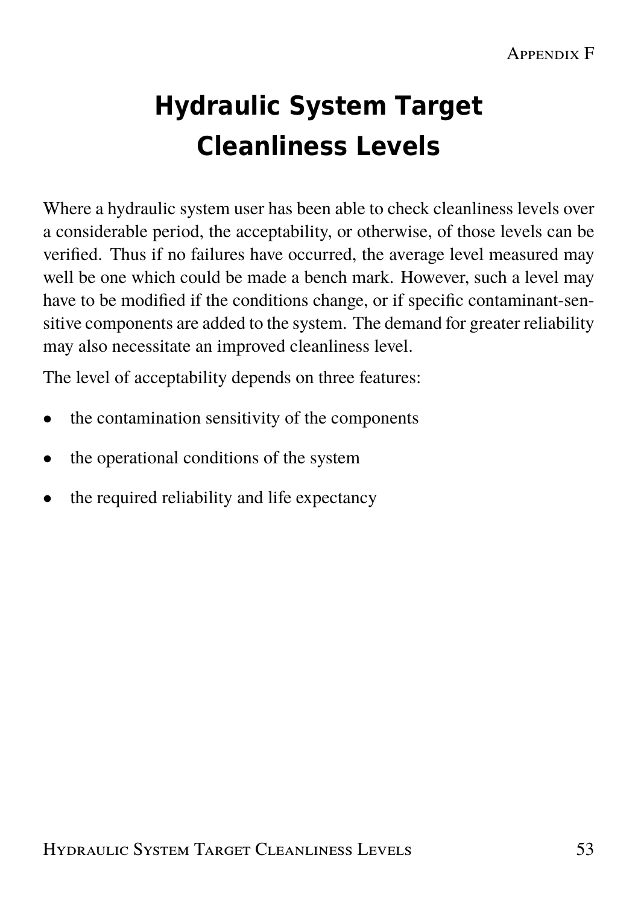# Hydraulic System Target Cleanliness Levels

Where a hydraulic system user has been able to check cleanliness levels over a considerable period, the acceptability, or otherwise, of those levels can be verified. Thus if no failures have occurred, the average level measured may well be one which could be made a bench mark. However, such a level may have to be modified if the conditions change, or if specific contaminant-sensitive components are added to the system. The demand for greater reliability may also necessitate an improved cleanliness level.

The level of acceptability depends on three features:

- the contamination sensitivity of the components
- the operational conditions of the system
- the required reliability and life expectancy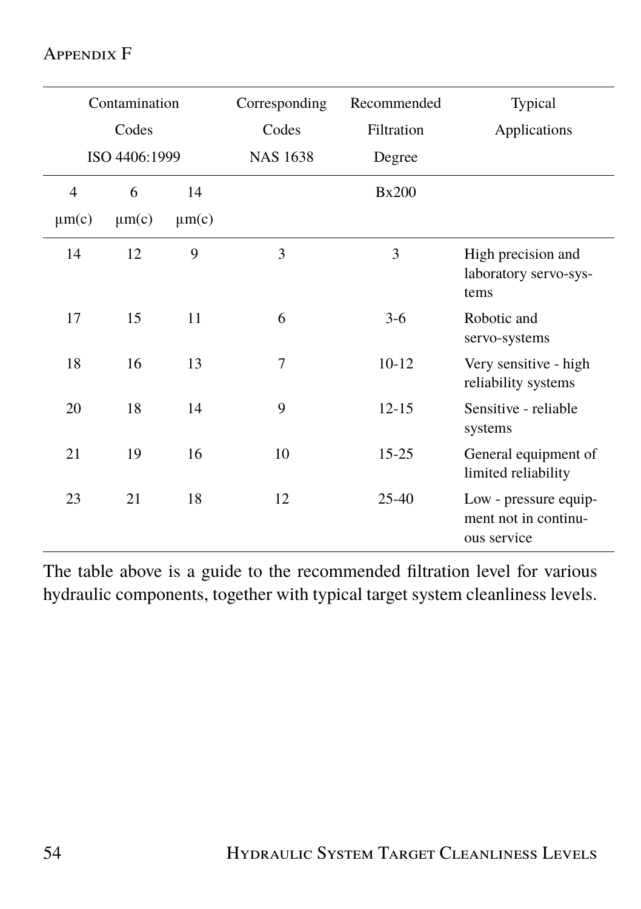| Contamination Codes ISO 4406:1999 | | | Corresponding Codes NAS 1638 | Recommended Filtration Degree | Typical Applications |
|---|---|---|---|---|---|
| 4 µm(c) | 6 µm(c) | 14 µm(c) | | Bx200 | |
| 14 | 12 | 9 | 3 | 3 | High precision and laboratory servo-systems |
| 17 | 15 | 11 | 6 | 3-6 | Robotic and servo-systems |
| 18 | 16 | 13 | 7 | 10-12 | Very sensitive - high reliability systems |
| 20 | 18 | 14 | 9 | 12-15 | Sensitive - reliable systems |
| 21 | 19 | 16 | 10 | 15-25 | General equipment of limited reliability |
| 23 | 21 | 18 | 12 | 25-40 | Low - pressure equipment not in continuous service |

The table above is a guide to the recommended filtration level for various hydraulic components, together with typical target system cleanliness levels.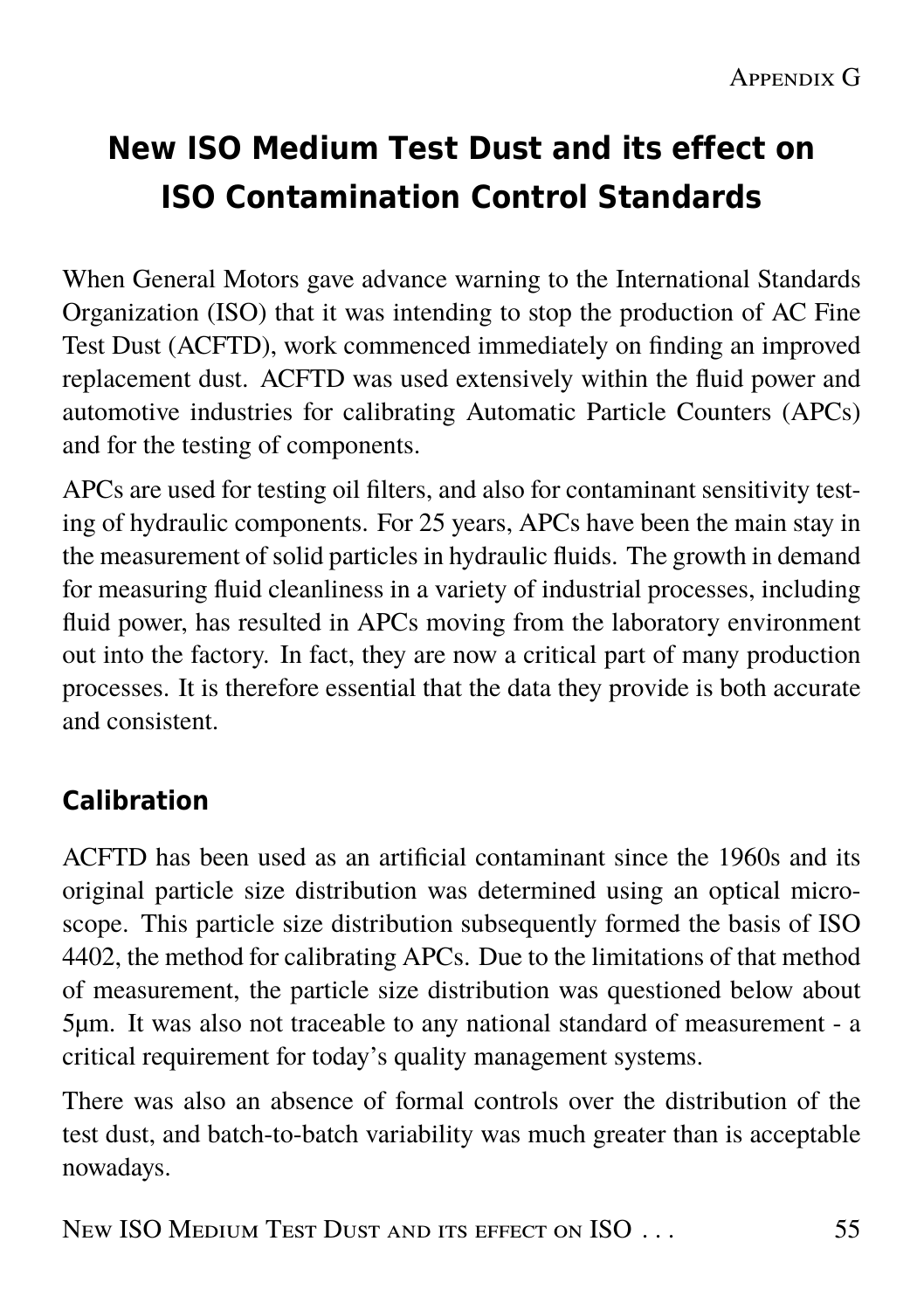# New ISO Medium Test Dust and its effect on ISO Contamination Control Standards

When General Motors gave advance warning to the International Standards Organization (ISO) that it was intending to stop the production of AC Fine Test Dust (ACFTD), work commenced immediately on finding an improved replacement dust. ACFTD was used extensively within the fluid power and automotive industries for calibrating Automatic Particle Counters (APCs) and for the testing of components.

APCs are used for testing oil filters, and also for contaminant sensitivity testing of hydraulic components. For 25 years, APCs have been the main stay in the measurement of solid particles in hydraulic fluids. The growth in demand for measuring fluid cleanliness in a variety of industrial processes, including fluid power, has resulted in APCs moving from the laboratory environment out into the factory. In fact, they are now a critical part of many production processes. It is therefore essential that the data they provide is both accurate and consistent.

## Calibration

ACFTD has been used as an artificial contaminant since the 1960s and its original particle size distribution was determined using an optical microscope. This particle size distribution subsequently formed the basis of ISO 4402, the method for calibrating APCs. Due to the limitations of that method of measurement, the particle size distribution was questioned below about 5μm. It was also not traceable to any national standard of measurement - a critical requirement for today's quality management systems.

There was also an absence of formal controls over the distribution of the test dust, and batch-to-batch variability was much greater than is acceptable nowadays.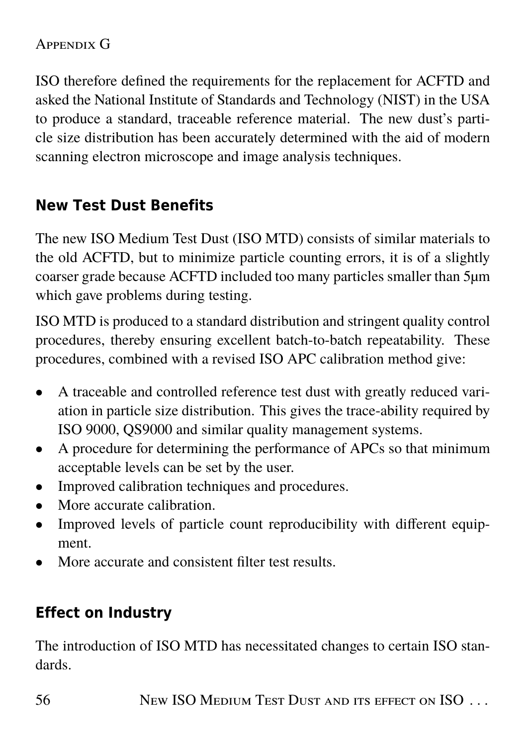ISO therefore defined the requirements for the replacement for ACFTD and asked the National Institute of Standards and Technology (NIST) in the USA to produce a standard, traceable reference material. The new dust's particle size distribution has been accurately determined with the aid of modern scanning electron microscope and image analysis techniques.

## New Test Dust Benefits

The new ISO Medium Test Dust (ISO MTD) consists of similar materials to the old ACFTD, but to minimize particle counting errors, it is of a slightly coarser grade because ACFTD included too many particles smaller than 5µm which gave problems during testing.

ISO MTD is produced to a standard distribution and stringent quality control procedures, thereby ensuring excellent batch-to-batch repeatability. These procedures, combined with a revised ISO APC calibration method give:

- A traceable and controlled reference test dust with greatly reduced variation in particle size distribution. This gives the trace-ability required by ISO 9000, QS9000 and similar quality management systems.
- A procedure for determining the performance of APCs so that minimum acceptable levels can be set by the user.
- Improved calibration techniques and procedures.
- More accurate calibration.
- Improved levels of particle count reproducibility with different equipment.
- More accurate and consistent filter test results.

## Effect on Industry

The introduction of ISO MTD has necessitated changes to certain ISO standards.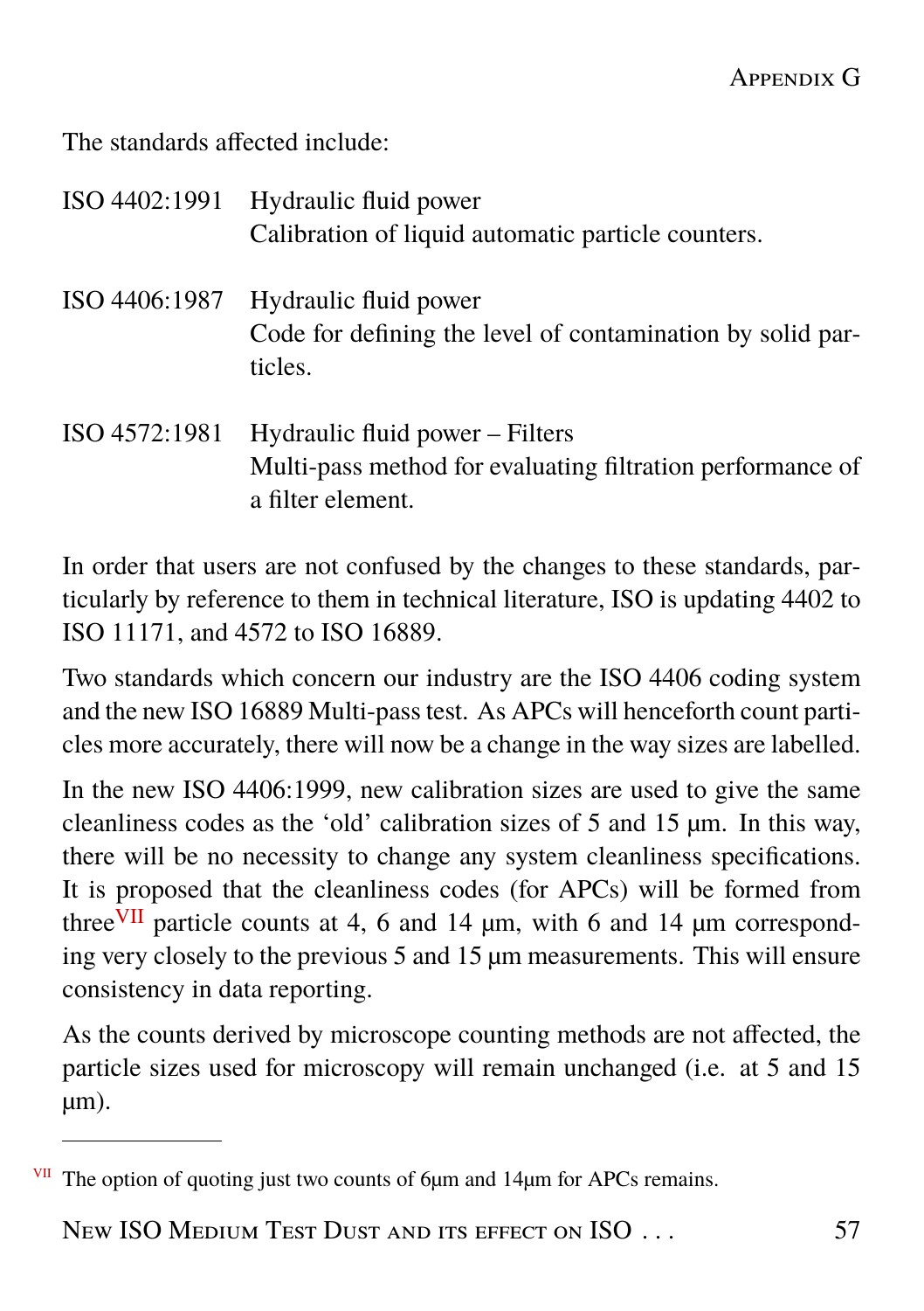The standards affected include:

| | |
|---|---|
| ISO 4402:1991 | Hydraulic fluid power<br>Calibration of liquid automatic particle counters. |
| ISO 4406:1987 | Hydraulic fluid power<br>Code for defining the level of contamination by solid particles. |
| ISO 4572:1981 | Hydraulic fluid power – Filters<br>Multi-pass method for evaluating filtration performance of a filter element. |

In order that users are not confused by the changes to these standards, particularly by reference to them in technical literature, ISO is updating 4402 to ISO 11171, and 4572 to ISO 16889.

Two standards which concern our industry are the ISO 4406 coding system and the new ISO 16889 Multi-pass test. As APCs will henceforth count particles more accurately, there will now be a change in the way sizes are labelled.

In the new ISO 4406:1999, new calibration sizes are used to give the same cleanliness codes as the 'old' calibration sizes of 5 and 15 µm. In this way, there will be no necessity to change any system cleanliness specifications. It is proposed that the cleanliness codes (for APCs) will be formed from three[VII] particle counts at 4, 6 and 14 µm, with 6 and 14 µm corresponding very closely to the previous 5 and 15 µm measurements. This will ensure consistency in data reporting.

As the counts derived by microscope counting methods are not affected, the particle sizes used for microscopy will remain unchanged (i.e. at 5 and 15 µm).

---

[VII] The option of quoting just two counts of 6µm and 14µm for APCs remains.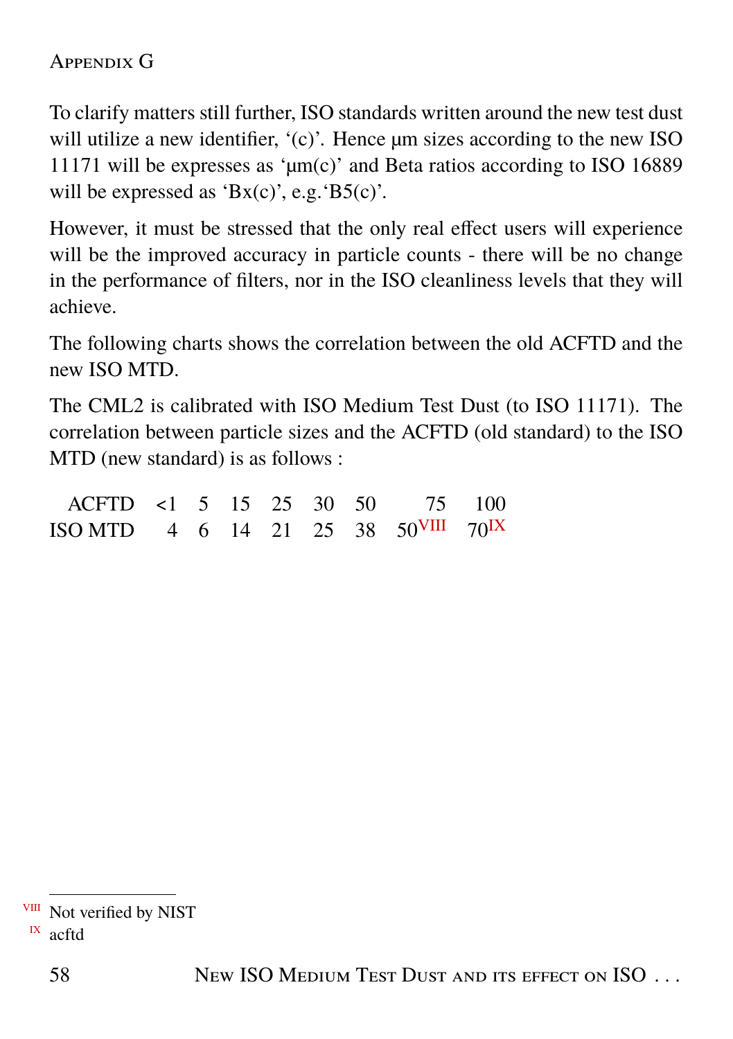To clarify matters still further, ISO standards written around the new test dust will utilize a new identifier, '(c)'. Hence µm sizes according to the new ISO 11171 will be expresses as 'µm(c)' and Beta ratios according to ISO 16889 will be expressed as 'Bx(c)', e.g.'B5(c)'.

However, it must be stressed that the only real effect users will experience will be the improved accuracy in particle counts - there will be no change in the performance of filters, nor in the ISO cleanliness levels that they will achieve.

The following charts shows the correlation between the old ACFTD and the new ISO MTD.

The CML2 is calibrated with ISO Medium Test Dust (to ISO 11171). The correlation between particle sizes and the ACFTD (old standard) to the ISO MTD (new standard) is as follows :

| ACFTD | <1 | 5 | 15 | 25 | 30 | 50 | 75 | 100 |
|---|---|---|---|---|---|---|---|---|
| ISO MTD | 4 | 6 | 14 | 21 | 25 | 38 | 50[VIII] | 70[IX] |

[VIII] Not verified by NIST

[IX] acftd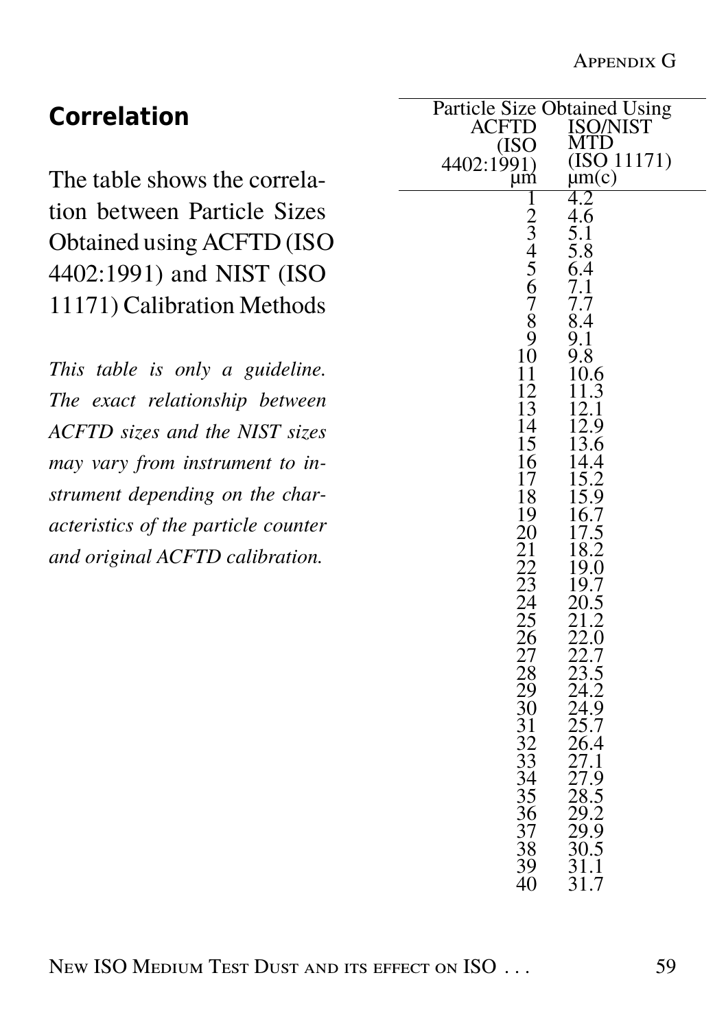## Correlation

The table shows the correlation between Particle Sizes Obtained using ACFTD (ISO 4402:1991) and NIST (ISO 11171) Calibration Methods

*This table is only a guideline. The exact relationship between ACFTD sizes and the NIST sizes may vary from instrument to instrument depending on the characteristics of the particle counter and original ACFTD calibration.*

| Particle Size Obtained Using | |
|---|---|
| ACFTD (ISO 4402:1991) µm | ISO/NIST MTD (ISO 11171) µm(c) |
| 1 | 4.2 |
| 2 | 4.6 |
| 3 | 5.1 |
| 4 | 5.8 |
| 5 | 6.4 |
| 6 | 7.1 |
| 7 | 7.7 |
| 8 | 8.4 |
| 9 | 9.1 |
| 10 | 9.8 |
| 11 | 10.6 |
| 12 | 11.3 |
| 13 | 12.1 |
| 14 | 12.9 |
| 15 | 13.6 |
| 16 | 14.4 |
| 17 | 15.2 |
| 18 | 15.9 |
| 19 | 16.7 |
| 20 | 17.5 |
| 21 | 18.2 |
| 22 | 19.0 |
| 23 | 19.7 |
| 24 | 20.5 |
| 25 | 21.2 |
| 26 | 22.0 |
| 27 | 22.7 |
| 28 | 23.5 |
| 29 | 24.2 |
| 30 | 24.9 |
| 31 | 25.7 |
| 32 | 26.4 |
| 33 | 27.1 |
| 34 | 27.9 |
| 35 | 28.5 |
| 36 | 29.2 |
| 37 | 29.9 |
| 38 | 30.5 |
| 39 | 31.1 |
| 40 | 31.7 |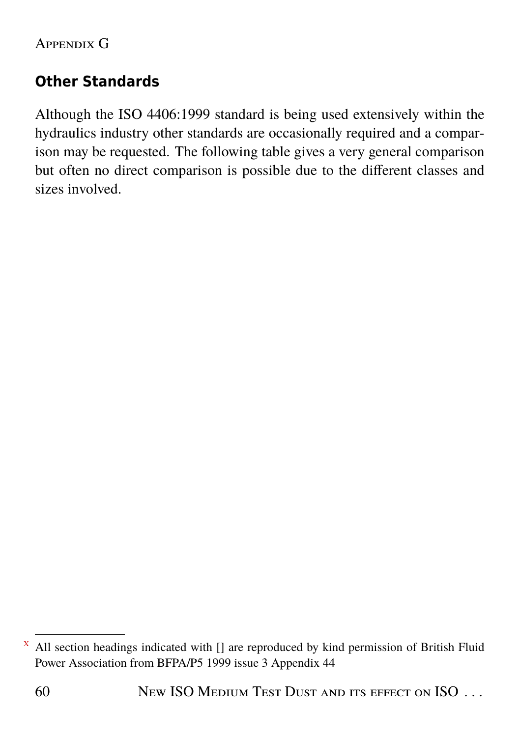Appendix G

## Other Standards

Although the ISO 4406:1999 standard is being used extensively within the hydraulics industry other standards are occasionally required and a comparison may be requested. The following table gives a very general comparison but often no direct comparison is possible due to the different classes and sizes involved.

---

[x] All section headings indicated with [] are reproduced by kind permission of British Fluid Power Association from BFPA/P5 1999 issue 3 Appendix 44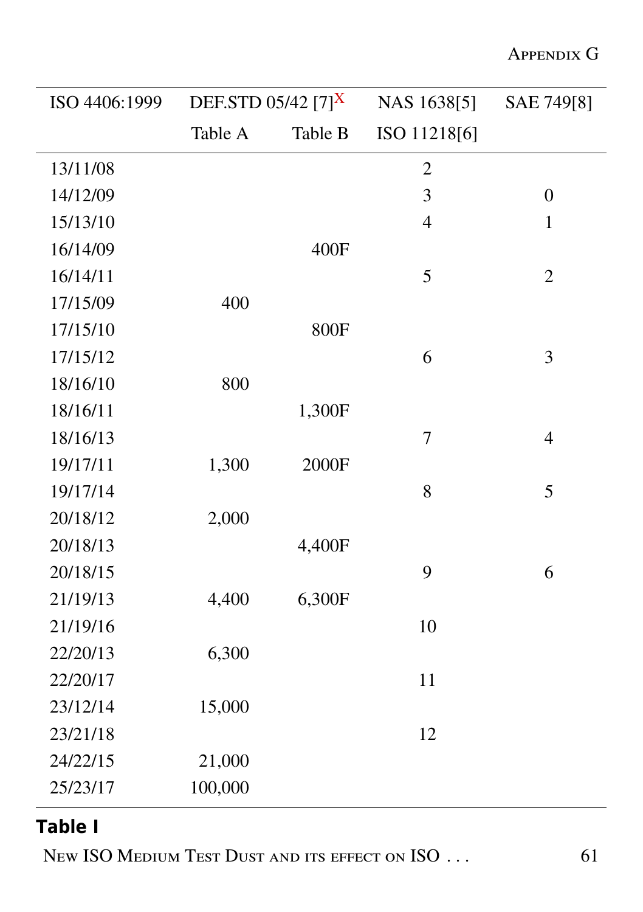| ISO 4406:1999 | DEF.STD 05/42 [7][X] | | NAS 1638[5] | SAE 749[8] |
|---|---|---|---|---|
| | Table A | Table B | ISO 11218[6] | |
| 13/11/08 | | | 2 | |
| 14/12/09 | | | 3 | 0 |
| 15/13/10 | | | 4 | 1 |
| 16/14/09 | | 400F | | |
| 16/14/11 | | | 5 | 2 |
| 17/15/09 | 400 | | | |
| 17/15/10 | | 800F | | |
| 17/15/12 | | | 6 | 3 |
| 18/16/10 | 800 | | | |
| 18/16/11 | | 1,300F | | |
| 18/16/13 | | | 7 | 4 |
| 19/17/11 | 1,300 | 2000F | | |
| 19/17/14 | | | 8 | 5 |
| 20/18/12 | 2,000 | | | |
| 20/18/13 | | 4,400F | | |
| 20/18/15 | | | 9 | 6 |
| 21/19/13 | 4,400 | 6,300F | | |
| 21/19/16 | | | 10 | |
| 22/20/13 | 6,300 | | | |
| 22/20/17 | | | 11 | |
| 23/12/14 | 15,000 | | | |
| 23/21/18 | | | 12 | |
| 24/22/15 | 21,000 | | | |
| 25/23/17 | 100,000 | | | |

**Table I**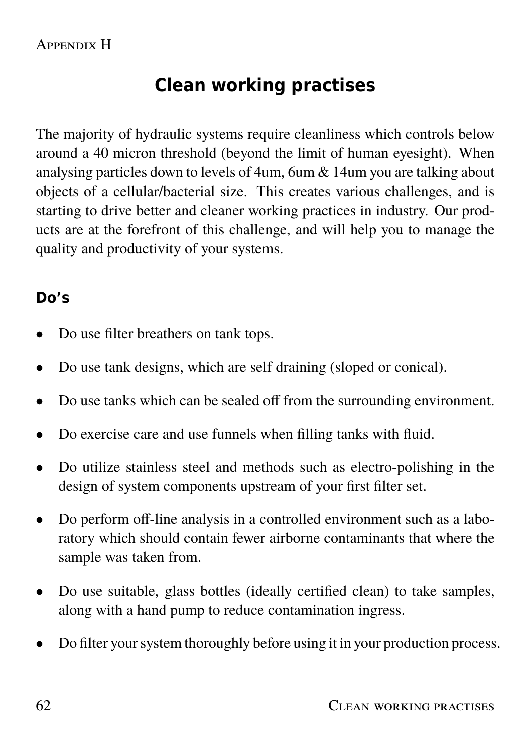# Clean working practises

The majority of hydraulic systems require cleanliness which controls below around a 40 micron threshold (beyond the limit of human eyesight). When analysing particles down to levels of 4um, 6um & 14um you are talking about objects of a cellular/bacterial size. This creates various challenges, and is starting to drive better and cleaner working practices in industry. Our products are at the forefront of this challenge, and will help you to manage the quality and productivity of your systems.

## Do's

- Do use filter breathers on tank tops.
- Do use tank designs, which are self draining (sloped or conical).
- Do use tanks which can be sealed off from the surrounding environment.
- Do exercise care and use funnels when filling tanks with fluid.
- Do utilize stainless steel and methods such as electro-polishing in the design of system components upstream of your first filter set.
- Do perform off-line analysis in a controlled environment such as a laboratory which should contain fewer airborne contaminants that where the sample was taken from.
- Do use suitable, glass bottles (ideally certified clean) to take samples, along with a hand pump to reduce contamination ingress.
- Do filter your system thoroughly before using it in your production process.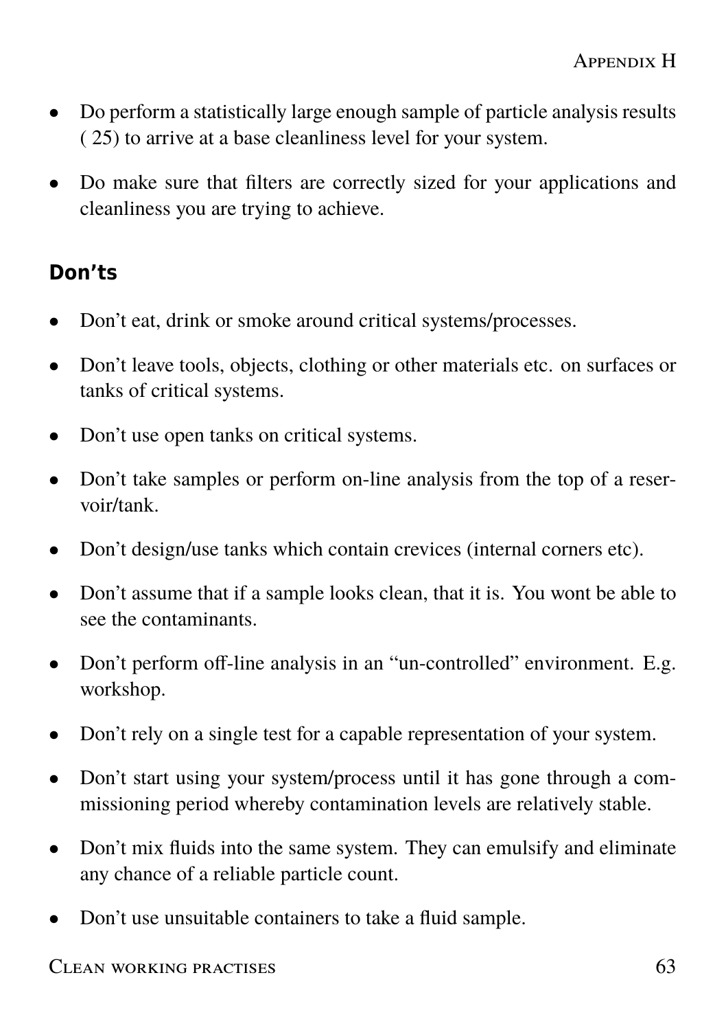- Do perform a statistically large enough sample of particle analysis results ( 25) to arrive at a base cleanliness level for your system.
- Do make sure that filters are correctly sized for your applications and cleanliness you are trying to achieve.

### Don’ts

- Don’t eat, drink or smoke around critical systems/processes.
- Don’t leave tools, objects, clothing or other materials etc. on surfaces or tanks of critical systems.
- Don’t use open tanks on critical systems.
- Don’t take samples or perform on-line analysis from the top of a reservoir/tank.
- Don’t design/use tanks which contain crevices (internal corners etc).
- Don’t assume that if a sample looks clean, that it is. You wont be able to see the contaminants.
- Don’t perform off-line analysis in an “un-controlled” environment. E.g. workshop.
- Don’t rely on a single test for a capable representation of your system.
- Don’t start using your system/process until it has gone through a commissioning period whereby contamination levels are relatively stable.
- Don’t mix fluids into the same system. They can emulsify and eliminate any chance of a reliable particle count.
- Don’t use unsuitable containers to take a fluid sample.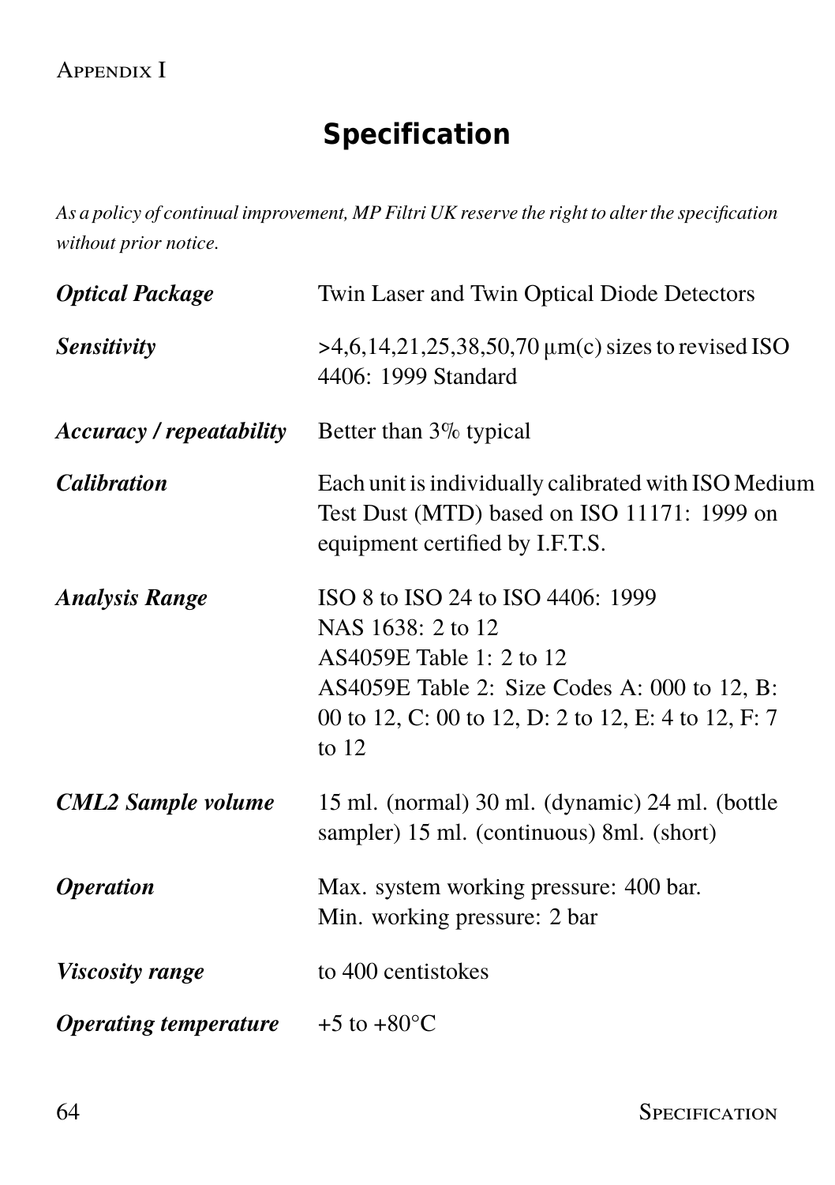# Specification

*As a policy of continual improvement, MP Filtri UK reserve the right to alter the specification without prior notice.*

| | |
|---|---|
| ***Optical Package*** | Twin Laser and Twin Optical Diode Detectors |
| ***Sensitivity*** | >4,6,14,21,25,38,50,70 µm(c) sizes to revised ISO 4406: 1999 Standard |
| ***Accuracy / repeatability*** | Better than 3% typical |
| ***Calibration*** | Each unit is individually calibrated with ISO Medium Test Dust (MTD) based on ISO 11171: 1999 on equipment certified by I.F.T.S. |
| ***Analysis Range*** | ISO 8 to ISO 24 to ISO 4406: 1999<br>NAS 1638: 2 to 12<br>AS4059E Table 1: 2 to 12<br>AS4059E Table 2: Size Codes A: 000 to 12, B: 00 to 12, C: 00 to 12, D: 2 to 12, E: 4 to 12, F: 7 to 12 |
| ***CML2 Sample volume*** | 15 ml. (normal) 30 ml. (dynamic) 24 ml. (bottle sampler) 15 ml. (continuous) 8ml. (short) |
| ***Operation*** | Max. system working pressure: 400 bar.<br>Min. working pressure: 2 bar |
| ***Viscosity range*** | to 400 centistokes |
| ***Operating temperature*** | +5 to +80°C |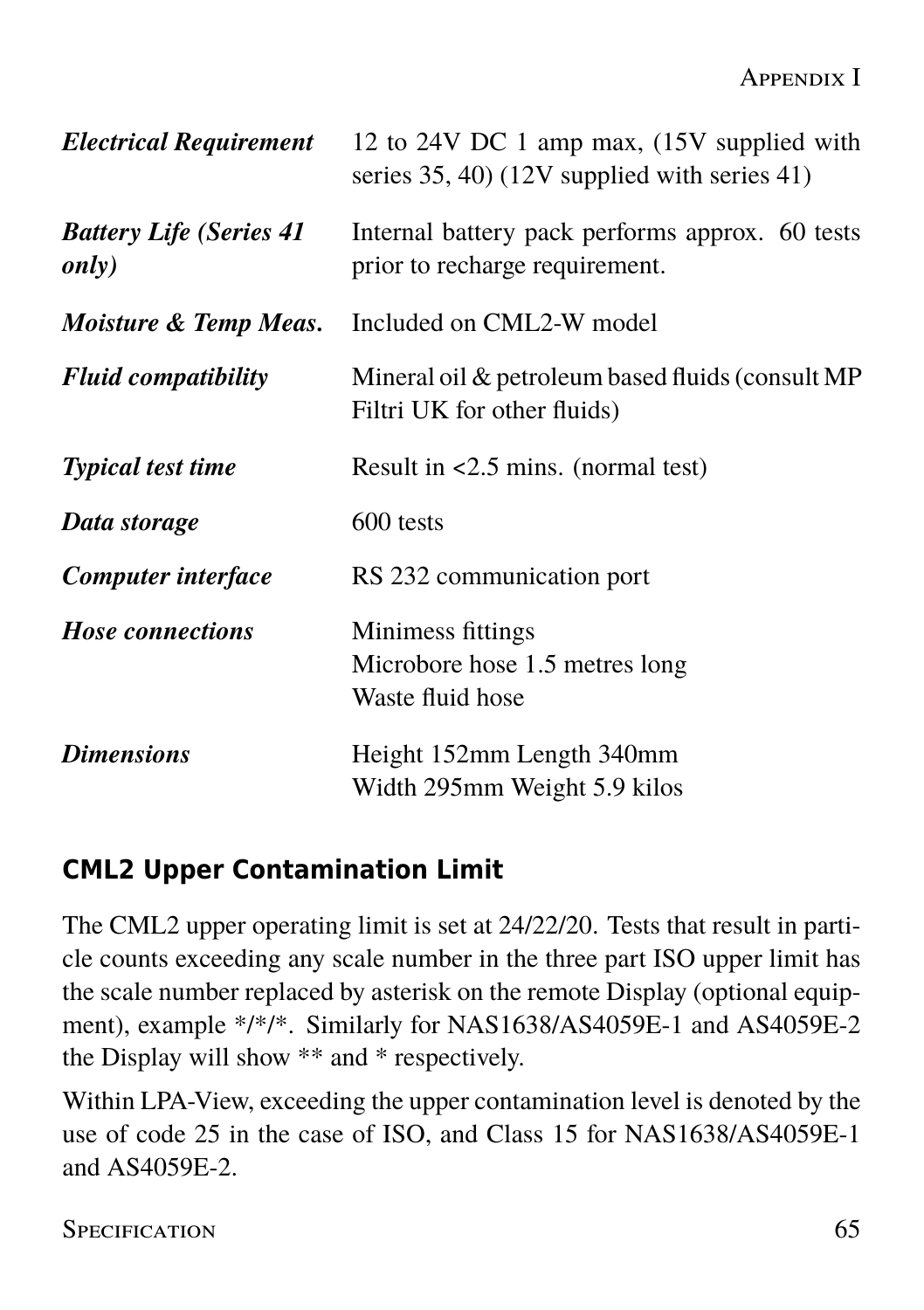| | |
|---|---|
| ***Electrical Requirement*** | 12 to 24V DC 1 amp max, (15V supplied with series 35, 40) (12V supplied with series 41) |
| ***Battery Life (Series 41 only)*** | Internal battery pack performs approx. 60 tests prior to recharge requirement. |
| ***Moisture & Temp Meas.*** | Included on CML2-W model |
| ***Fluid compatibility*** | Mineral oil & petroleum based fluids (consult MP Filtri UK for other fluids) |
| ***Typical test time*** | Result in <2.5 mins. (normal test) |
| ***Data storage*** | 600 tests |
| ***Computer interface*** | RS 232 communication port |
| ***Hose connections*** | Minimess fittings<br>Microbore hose 1.5 metres long<br>Waste fluid hose |
| ***Dimensions*** | Height 152mm Length 340mm<br>Width 295mm Weight 5.9 kilos |

## CML2 Upper Contamination Limit

The CML2 upper operating limit is set at 24/22/20. Tests that result in particle counts exceeding any scale number in the three part ISO upper limit has the scale number replaced by asterisk on the remote Display (optional equipment), example */*/*. Similarly for NAS1638/AS4059E-1 and AS4059E-2 the Display will show ** and * respectively.

Within LPA-View, exceeding the upper contamination level is denoted by the use of code 25 in the case of ISO, and Class 15 for NAS1638/AS4059E-1 and AS4059E-2.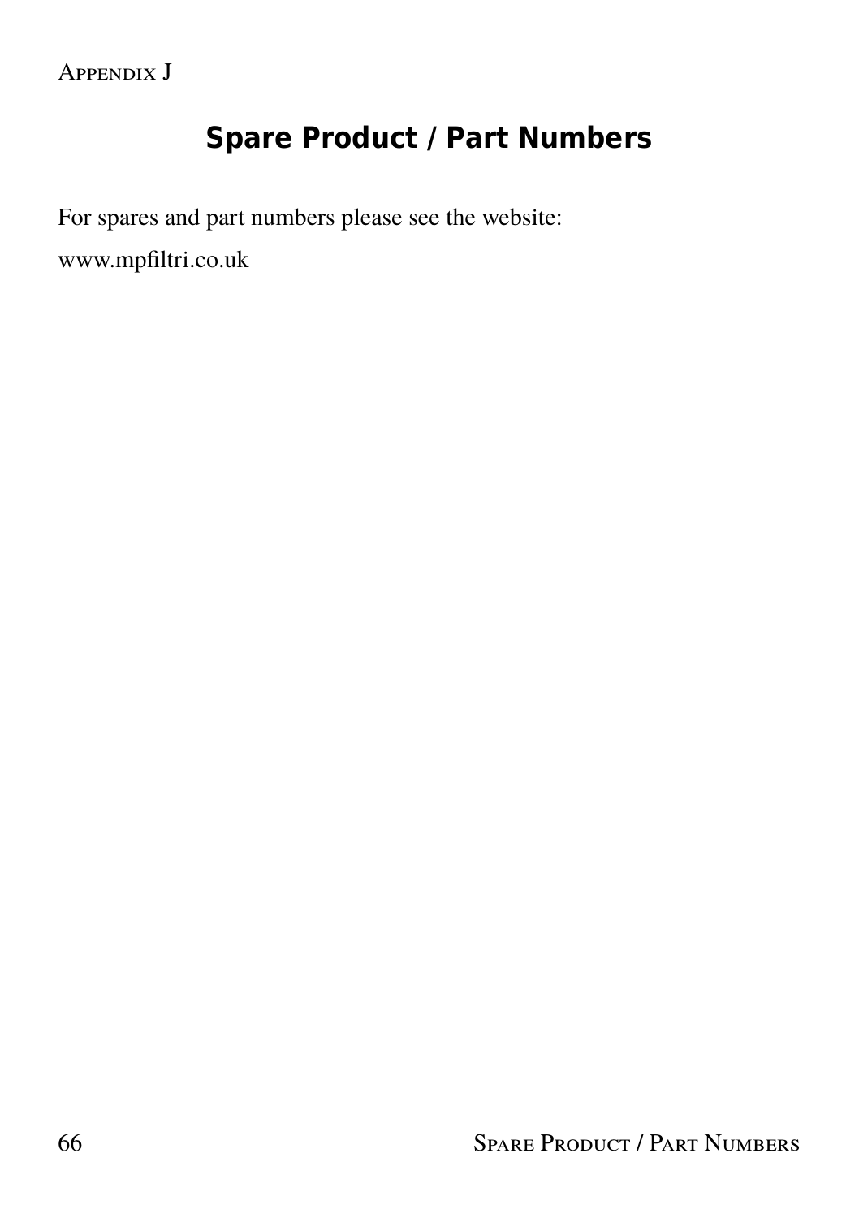Appendix J

# Spare Product / Part Numbers

For spares and part numbers please see the website:

www.mpfiltri.co.uk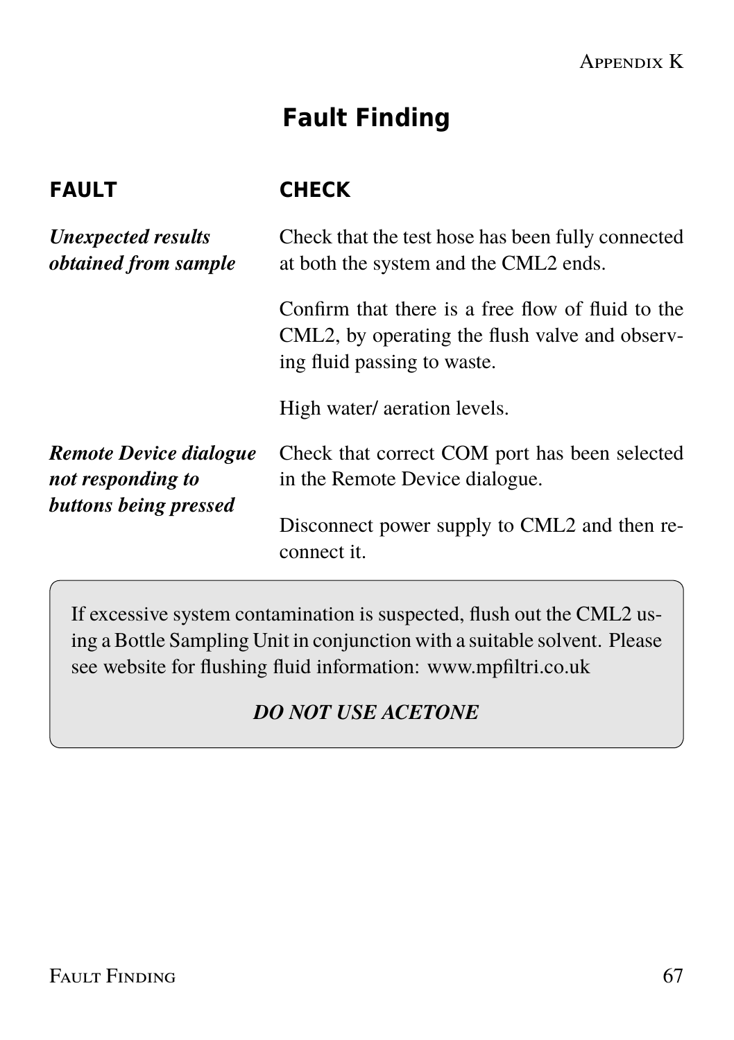# Fault Finding

| FAULT | CHECK |
| --- | --- |
| ***Unexpected results obtained from sample*** | Check that the test hose has been fully connected at both the system and the CML2 ends. |
| | Confirm that there is a free flow of fluid to the CML2, by operating the flush valve and observing fluid passing to waste. |
| | High water/ aeration levels. |
| ***Remote Device dialogue not responding to buttons being pressed*** | Check that correct COM port has been selected in the Remote Device dialogue. |
| | Disconnect power supply to CML2 and then reconnect it. |

If excessive system contamination is suspected, flush out the CML2 using a Bottle Sampling Unit in conjunction with a suitable solvent. Please see website for flushing fluid information: www.mpfiltri.co.uk

***DO NOT USE ACETONE***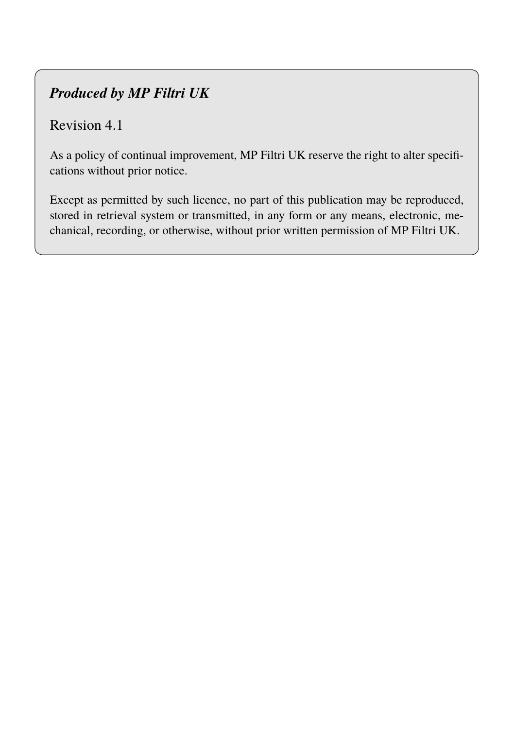***Produced by MP Filtri UK***

Revision 4.1

As a policy of continual improvement, MP Filtri UK reserve the right to alter specifications without prior notice.

Except as permitted by such licence, no part of this publication may be reproduced, stored in retrieval system or transmitted, in any form or any means, electronic, mechanical, recording, or otherwise, without prior written permission of MP Filtri UK.